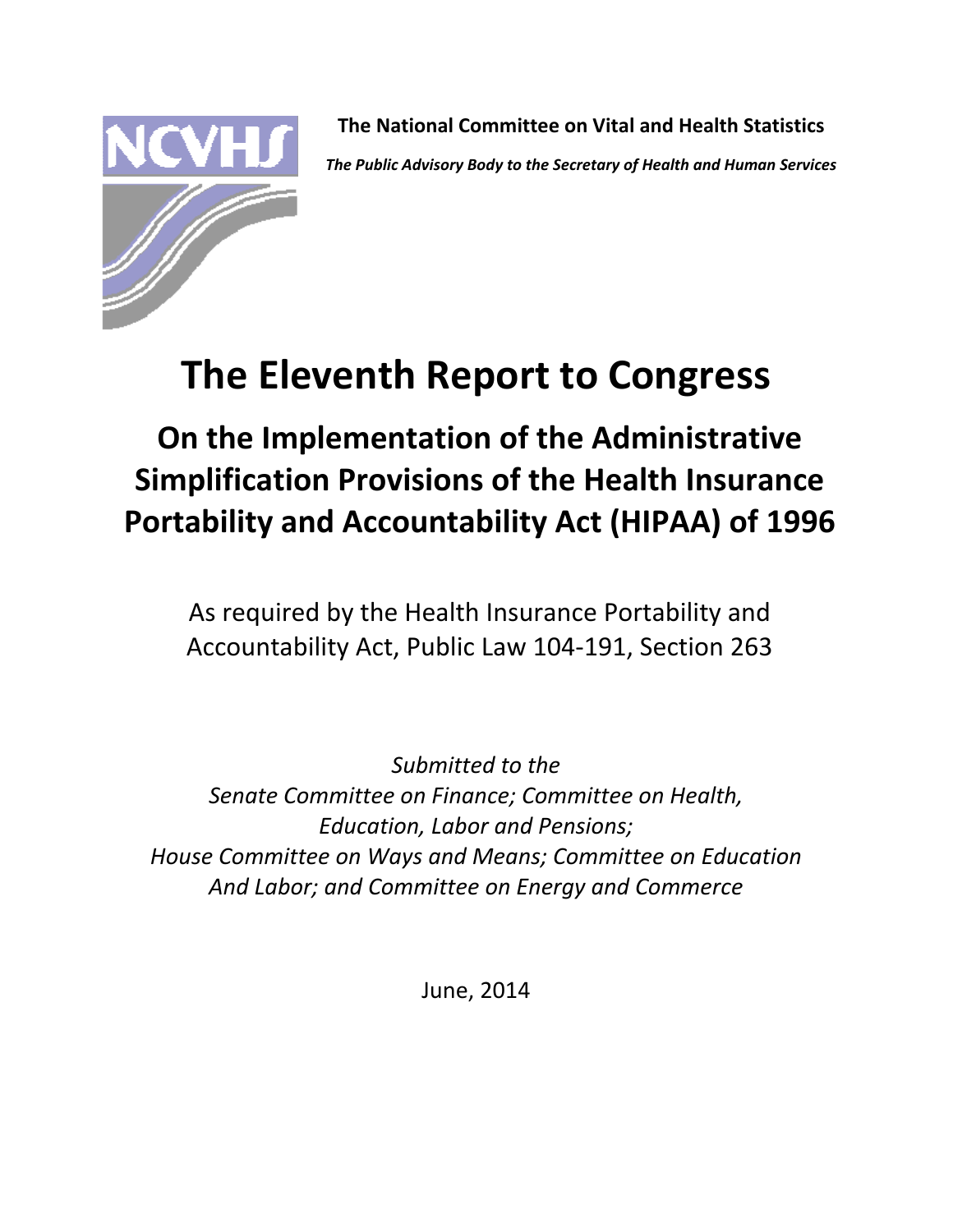**The National Committee on Vital and Health Statistics**

***The Public Advisory Body to the Secretary of Health and Human Services***

# The Eleventh Report to Congress

## On the Implementation of the Administrative Simplification Provisions of the Health Insurance Portability and Accountability Act (HIPAA) of 1996

As required by the Health Insurance Portability and Accountability Act, Public Law 104-191, Section 263

*Submitted to the*
*Senate Committee on Finance; Committee on Health, Education, Labor and Pensions;*
*House Committee on Ways and Means; Committee on Education And Labor; and Committee on Energy and Commerce*

June, 2014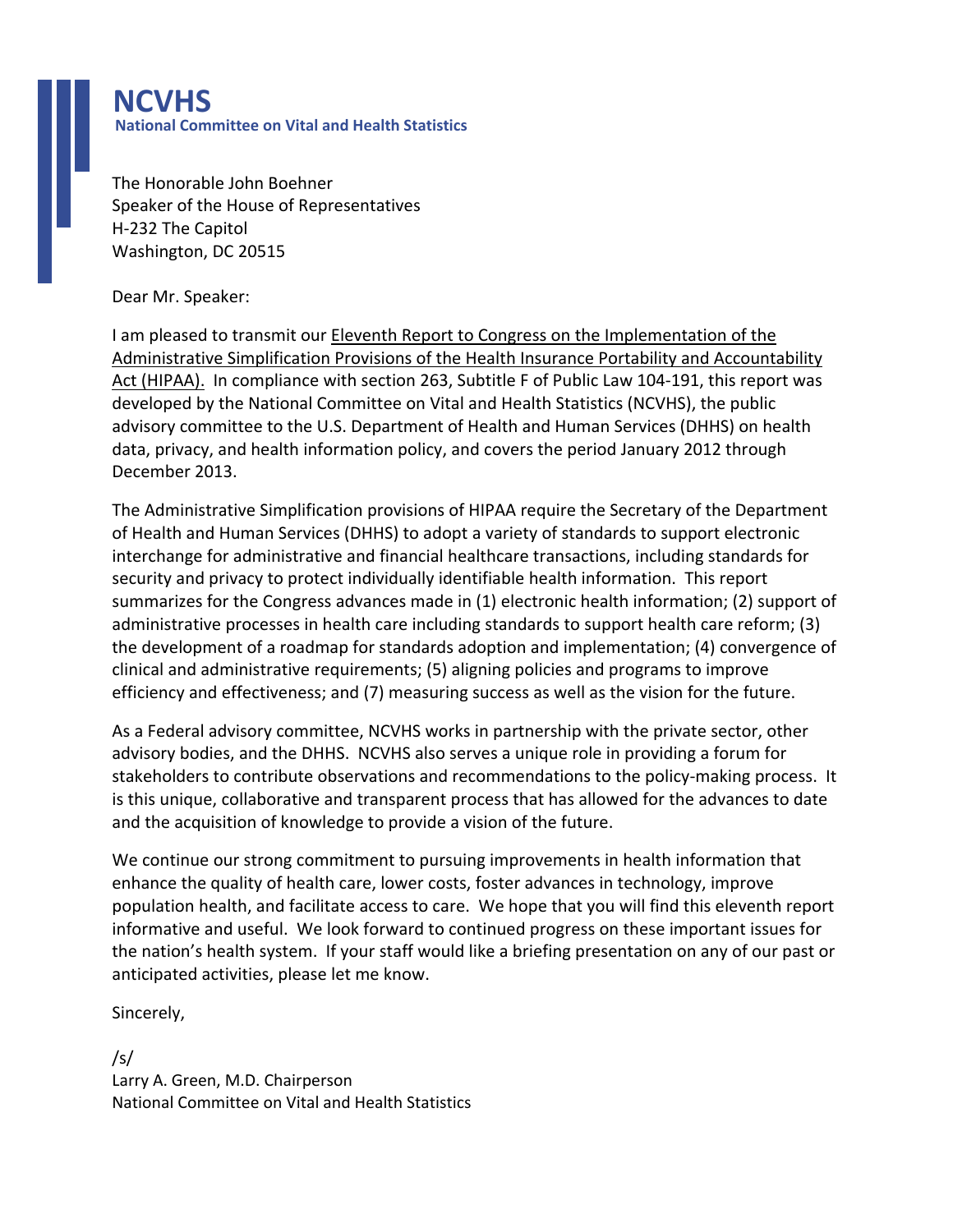# NCVHS

**National Committee on Vital and Health Statistics**

The Honorable John Boehner
Speaker of the House of Representatives
H-232 The Capitol
Washington, DC 20515

Dear Mr. Speaker:

I am pleased to transmit our Eleventh Report to Congress on the Implementation of the Administrative Simplification Provisions of the Health Insurance Portability and Accountability Act (HIPAA). In compliance with section 263, Subtitle F of Public Law 104-191, this report was developed by the National Committee on Vital and Health Statistics (NCVHS), the public advisory committee to the U.S. Department of Health and Human Services (DHHS) on health data, privacy, and health information policy, and covers the period January 2012 through December 2013.

The Administrative Simplification provisions of HIPAA require the Secretary of the Department of Health and Human Services (DHHS) to adopt a variety of standards to support electronic interchange for administrative and financial healthcare transactions, including standards for security and privacy to protect individually identifiable health information. This report summarizes for the Congress advances made in (1) electronic health information; (2) support of administrative processes in health care including standards to support health care reform; (3) the development of a roadmap for standards adoption and implementation; (4) convergence of clinical and administrative requirements; (5) aligning policies and programs to improve efficiency and effectiveness; and (7) measuring success as well as the vision for the future.

As a Federal advisory committee, NCVHS works in partnership with the private sector, other advisory bodies, and the DHHS. NCVHS also serves a unique role in providing a forum for stakeholders to contribute observations and recommendations to the policy-making process. It is this unique, collaborative and transparent process that has allowed for the advances to date and the acquisition of knowledge to provide a vision of the future.

We continue our strong commitment to pursuing improvements in health information that enhance the quality of health care, lower costs, foster advances in technology, improve population health, and facilitate access to care. We hope that you will find this eleventh report informative and useful. We look forward to continued progress on these important issues for the nation's health system. If your staff would like a briefing presentation on any of our past or anticipated activities, please let me know.

Sincerely,

/s/
Larry A. Green, M.D. Chairperson
National Committee on Vital and Health Statistics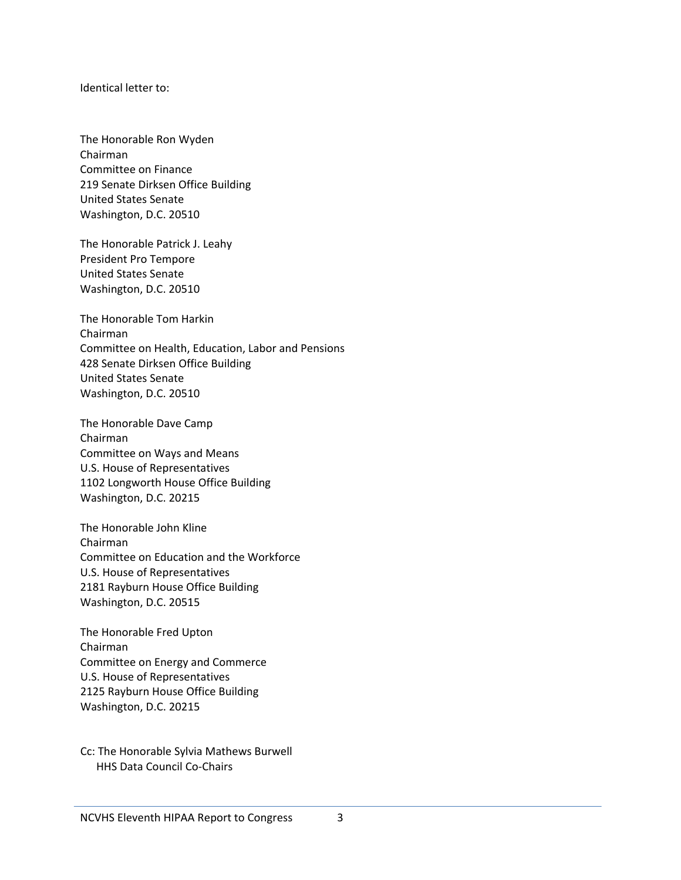Identical letter to:

The Honorable Ron Wyden
Chairman
Committee on Finance
219 Senate Dirksen Office Building
United States Senate
Washington, D.C. 20510

The Honorable Patrick J. Leahy
President Pro Tempore
United States Senate
Washington, D.C. 20510

The Honorable Tom Harkin
Chairman
Committee on Health, Education, Labor and Pensions
428 Senate Dirksen Office Building
United States Senate
Washington, D.C. 20510

The Honorable Dave Camp
Chairman
Committee on Ways and Means
U.S. House of Representatives
1102 Longworth House Office Building
Washington, D.C. 20215

The Honorable John Kline
Chairman
Committee on Education and the Workforce
U.S. House of Representatives
2181 Rayburn House Office Building
Washington, D.C. 20515

The Honorable Fred Upton
Chairman
Committee on Energy and Commerce
U.S. House of Representatives
2125 Rayburn House Office Building
Washington, D.C. 20215

Cc: The Honorable Sylvia Mathews Burwell
HHS Data Council Co-Chairs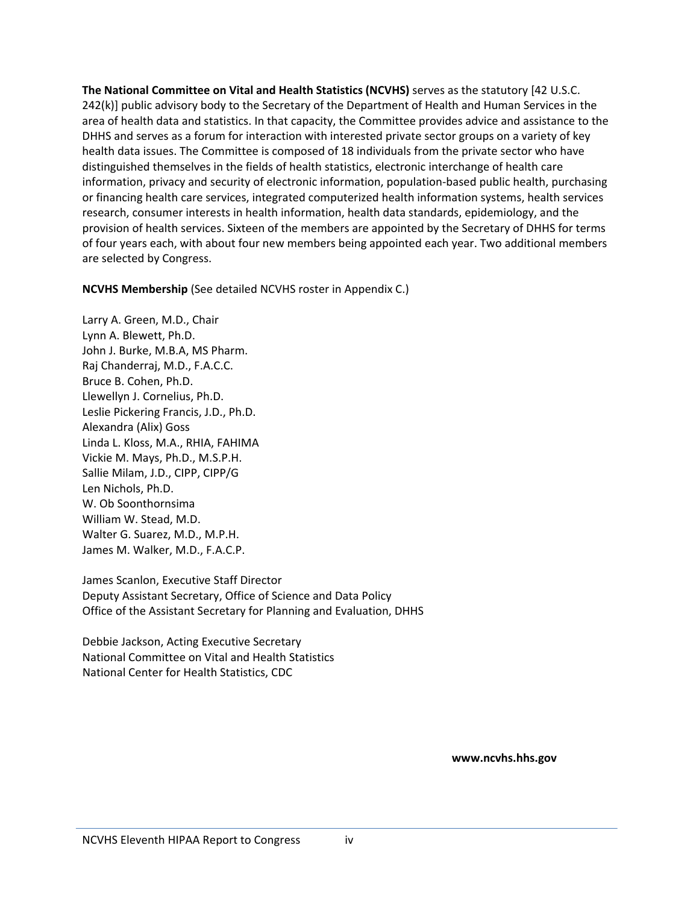**The National Committee on Vital and Health Statistics (NCVHS)** serves as the statutory [42 U.S.C. 242(k)] public advisory body to the Secretary of the Department of Health and Human Services in the area of health data and statistics. In that capacity, the Committee provides advice and assistance to the DHHS and serves as a forum for interaction with interested private sector groups on a variety of key health data issues. The Committee is composed of 18 individuals from the private sector who have distinguished themselves in the fields of health statistics, electronic interchange of health care information, privacy and security of electronic information, population-based public health, purchasing or financing health care services, integrated computerized health information systems, health services research, consumer interests in health information, health data standards, epidemiology, and the provision of health services. Sixteen of the members are appointed by the Secretary of DHHS for terms of four years each, with about four new members being appointed each year. Two additional members are selected by Congress.

**NCVHS Membership** (See detailed NCVHS roster in Appendix C.)

Larry A. Green, M.D., Chair
Lynn A. Blewett, Ph.D.
John J. Burke, M.B.A, MS Pharm.
Raj Chanderraj, M.D., F.A.C.C.
Bruce B. Cohen, Ph.D.
Llewellyn J. Cornelius, Ph.D.
Leslie Pickering Francis, J.D., Ph.D.
Alexandra (Alix) Goss
Linda L. Kloss, M.A., RHIA, FAHIMA
Vickie M. Mays, Ph.D., M.S.P.H.
Sallie Milam, J.D., CIPP, CIPP/G
Len Nichols, Ph.D.
W. Ob Soonthornsima
William W. Stead, M.D.
Walter G. Suarez, M.D., M.P.H.
James M. Walker, M.D., F.A.C.P.

James Scanlon, Executive Staff Director
Deputy Assistant Secretary, Office of Science and Data Policy
Office of the Assistant Secretary for Planning and Evaluation, DHHS

Debbie Jackson, Acting Executive Secretary
National Committee on Vital and Health Statistics
National Center for Health Statistics, CDC

**www.ncvhs.hhs.gov**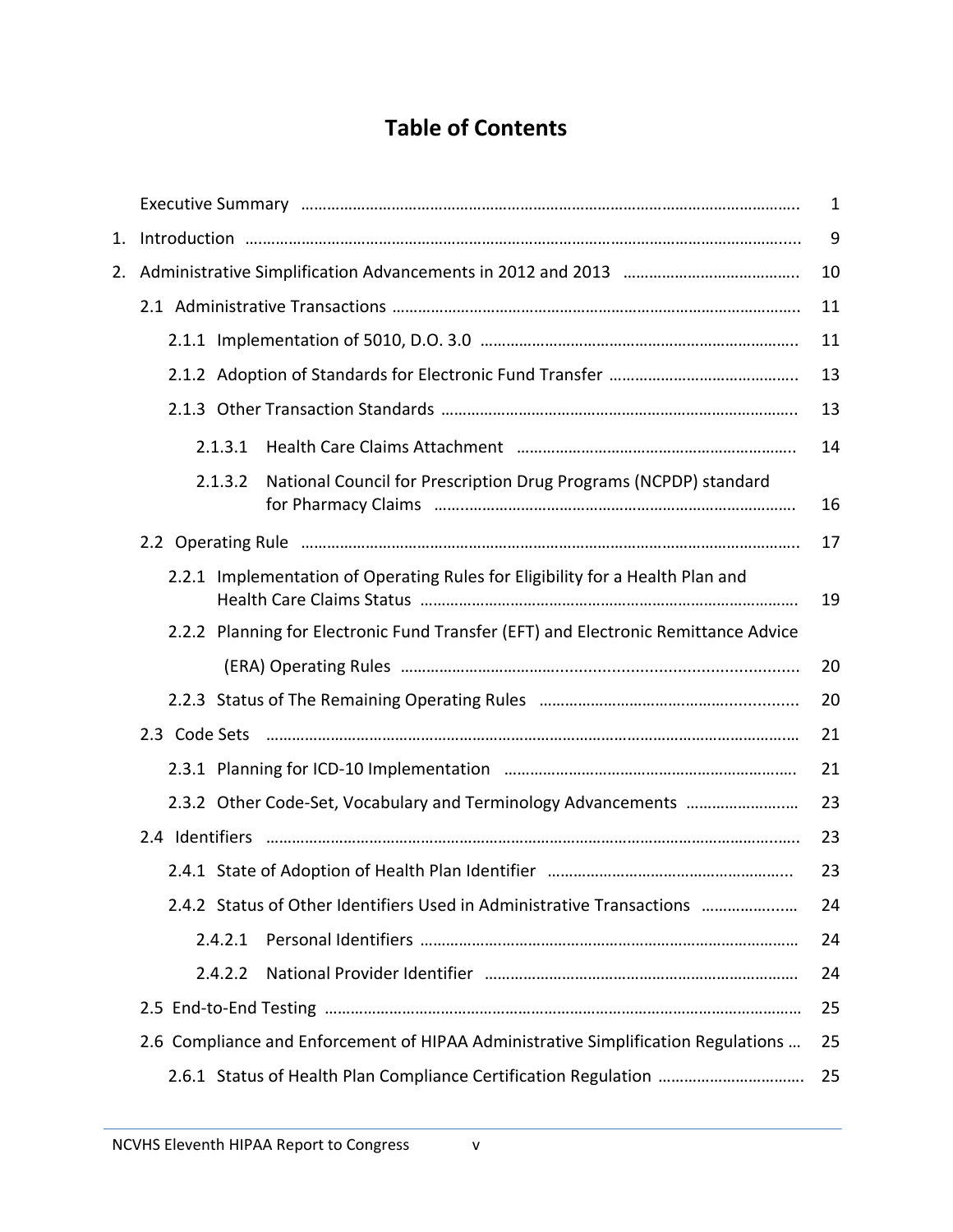# Table of Contents

| | | |
|---|---|---|
| | Executive Summary | 1 |
| 1. | Introduction | 9 |
| 2. | Administrative Simplification Advancements in 2012 and 2013 | 10 |
| | 2.1 Administrative Transactions | 11 |
| | 2.1.1 Implementation of 5010, D.O. 3.0 | 11 |
| | 2.1.2 Adoption of Standards for Electronic Fund Transfer | 13 |
| | 2.1.3 Other Transaction Standards | 13 |
| | 2.1.3.1 Health Care Claims Attachment | 14 |
| | 2.1.3.2 National Council for Prescription Drug Programs (NCPDP) standard for Pharmacy Claims | 16 |
| | 2.2 Operating Rule | 17 |
| | 2.2.1 Implementation of Operating Rules for Eligibility for a Health Plan and Health Care Claims Status | 19 |
| | 2.2.2 Planning for Electronic Fund Transfer (EFT) and Electronic Remittance Advice (ERA) Operating Rules | 20 |
| | 2.2.3 Status of The Remaining Operating Rules | 20 |
| | 2.3 Code Sets | 21 |
| | 2.3.1 Planning for ICD-10 Implementation | 21 |
| | 2.3.2 Other Code-Set, Vocabulary and Terminology Advancements | 23 |
| | 2.4 Identifiers | 23 |
| | 2.4.1 State of Adoption of Health Plan Identifier | 23 |
| | 2.4.2 Status of Other Identifiers Used in Administrative Transactions | 24 |
| | 2.4.2.1 Personal Identifiers | 24 |
| | 2.4.2.2 National Provider Identifier | 24 |
| | 2.5 End-to-End Testing | 25 |
| | 2.6 Compliance and Enforcement of HIPAA Administrative Simplification Regulations | 25 |
| | 2.6.1 Status of Health Plan Compliance Certification Regulation | 25 |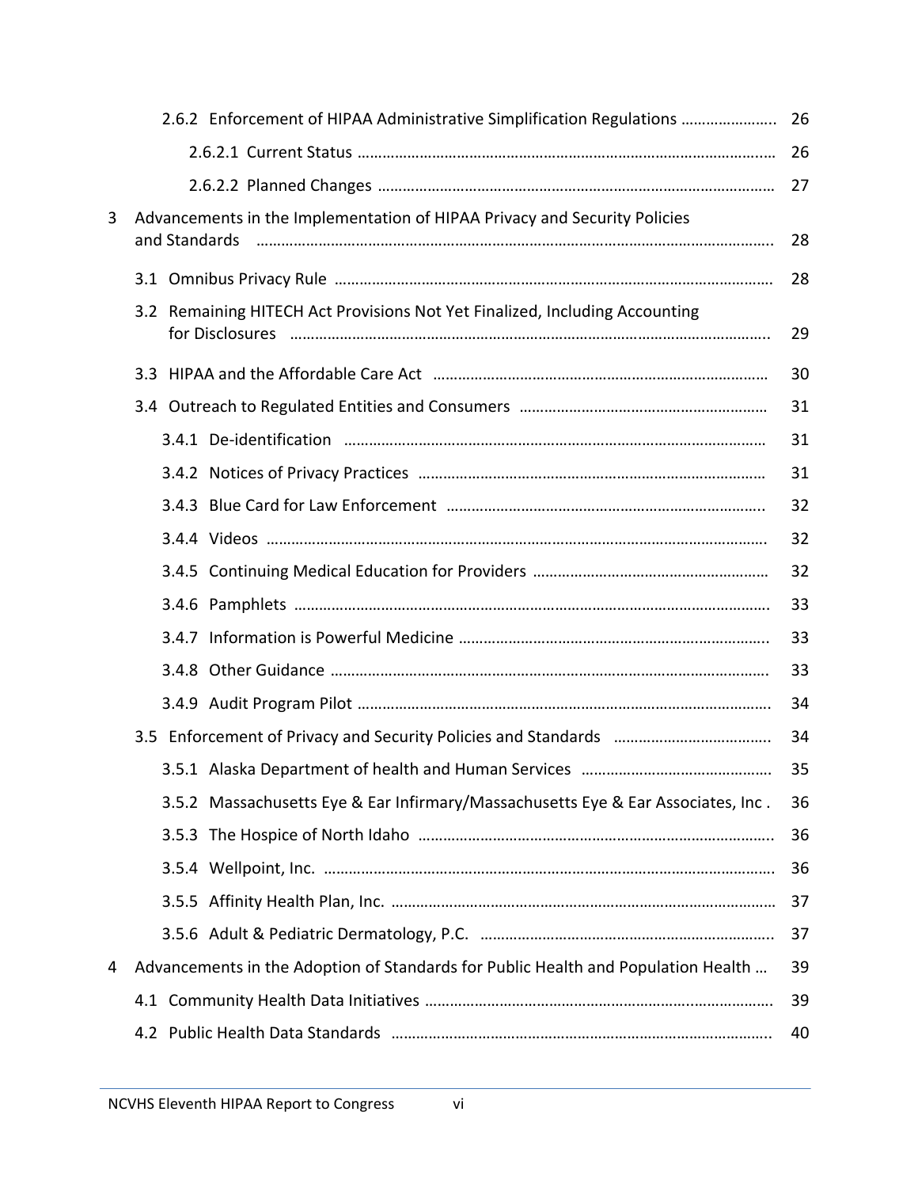2.6.2 Enforcement of HIPAA Administrative Simplification Regulations ..................... 26

2.6.2.1 Current Status .......................................................................................... 26

2.6.2.2 Planned Changes ...................................................................................... 27

3 Advancements in the Implementation of HIPAA Privacy and Security Policies and Standards ........................................................................................................ 28

3.1 Omnibus Privacy Rule ........................................................................................... 28

3.2 Remaining HITECH Act Provisions Not Yet Finalized, Including Accounting for Disclosures ........................................................................................................ 29

3.3 HIPAA and the Affordable Care Act ...................................................................... 30

3.4 Outreach to Regulated Entities and Consumers ................................................... 31

3.4.1 De-identification .......................................................................................... 31

3.4.2 Notices of Privacy Practices .......................................................................... 31

3.4.3 Blue Card for Law Enforcement .................................................................... 32

3.4.4 Videos ......................................................................................................... 32

3.4.5 Continuing Medical Education for Providers ................................................. 32

3.4.6 Pamphlets ................................................................................................... 33

3.4.7 Information is Powerful Medicine ................................................................. 33

3.4.8 Other Guidance ........................................................................................... 33

3.4.9 Audit Program Pilot ..................................................................................... 34

3.5 Enforcement of Privacy and Security Policies and Standards .................................. 34

3.5.1 Alaska Department of health and Human Services .......................................... 35

3.5.2 Massachusetts Eye & Ear Infirmary/Massachusetts Eye & Ear Associates, Inc . 36

3.5.3 The Hospice of North Idaho .......................................................................... 36

3.5.4 Wellpoint, Inc. ............................................................................................. 36

3.5.5 Affinity Health Plan, Inc. ............................................................................... 37

3.5.6 Adult & Pediatric Dermatology, P.C. .............................................................. 37

4 Advancements in the Adoption of Standards for Public Health and Population Health ... 39

4.1 Community Health Data Initiatives ..................................................................... 39

4.2 Public Health Data Standards .............................................................................. 40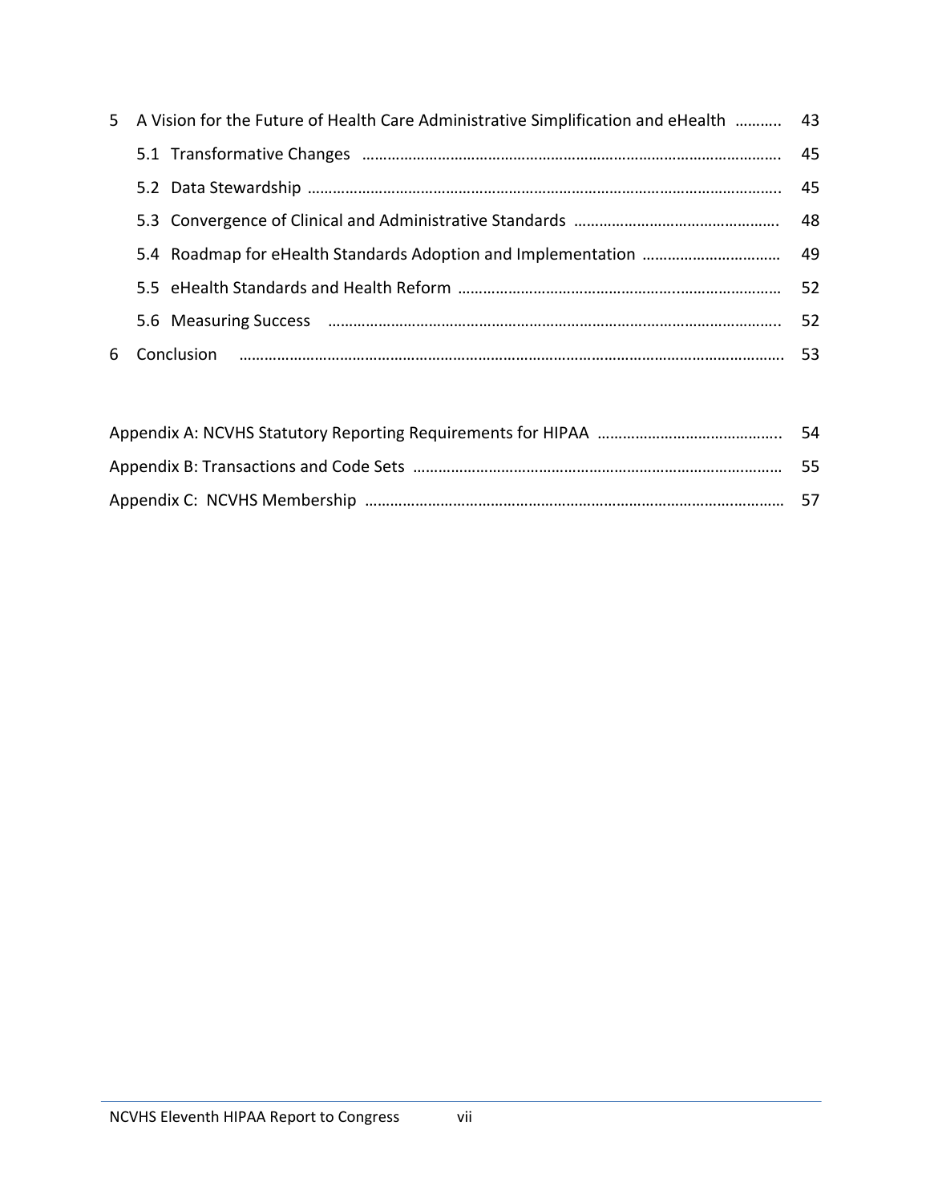| | | |
|---|---|---|
| 5 | A Vision for the Future of Health Care Administrative Simplification and eHealth | 43 |
| | 5.1 Transformative Changes | 45 |
| | 5.2 Data Stewardship | 45 |
| | 5.3 Convergence of Clinical and Administrative Standards | 48 |
| | 5.4 Roadmap for eHealth Standards Adoption and Implementation | 49 |
| | 5.5 eHealth Standards and Health Reform | 52 |
| | 5.6 Measuring Success | 52 |
| 6 | Conclusion | 53 |

| | |
|---|---|
| Appendix A: NCVHS Statutory Reporting Requirements for HIPAA | 54 |
| Appendix B: Transactions and Code Sets | 55 |
| Appendix C: NCVHS Membership | 57 |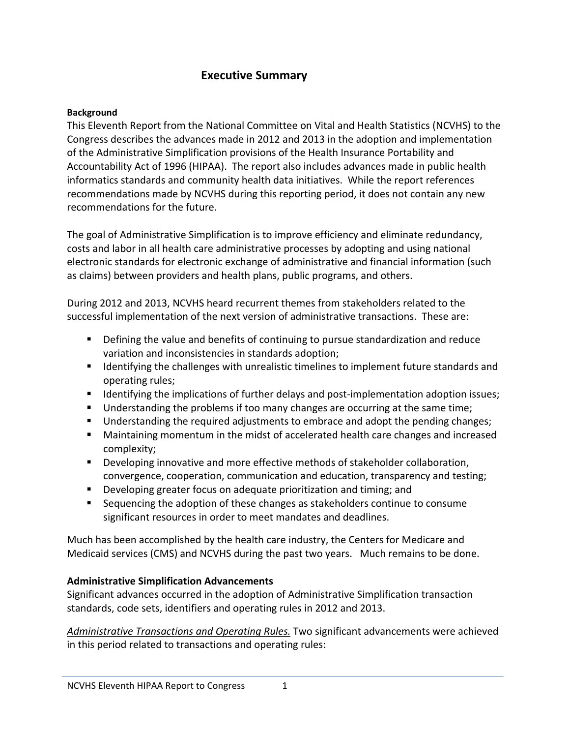# Executive Summary

**Background**

This Eleventh Report from the National Committee on Vital and Health Statistics (NCVHS) to the Congress describes the advances made in 2012 and 2013 in the adoption and implementation of the Administrative Simplification provisions of the Health Insurance Portability and Accountability Act of 1996 (HIPAA). The report also includes advances made in public health informatics standards and community health data initiatives. While the report references recommendations made by NCVHS during this reporting period, it does not contain any new recommendations for the future.

The goal of Administrative Simplification is to improve efficiency and eliminate redundancy, costs and labor in all health care administrative processes by adopting and using national electronic standards for electronic exchange of administrative and financial information (such as claims) between providers and health plans, public programs, and others.

During 2012 and 2013, NCVHS heard recurrent themes from stakeholders related to the successful implementation of the next version of administrative transactions. These are:

- Defining the value and benefits of continuing to pursue standardization and reduce variation and inconsistencies in standards adoption;
- Identifying the challenges with unrealistic timelines to implement future standards and operating rules;
- Identifying the implications of further delays and post-implementation adoption issues;
- Understanding the problems if too many changes are occurring at the same time;
- Understanding the required adjustments to embrace and adopt the pending changes;
- Maintaining momentum in the midst of accelerated health care changes and increased complexity;
- Developing innovative and more effective methods of stakeholder collaboration, convergence, cooperation, communication and education, transparency and testing;
- Developing greater focus on adequate prioritization and timing; and
- Sequencing the adoption of these changes as stakeholders continue to consume significant resources in order to meet mandates and deadlines.

Much has been accomplished by the health care industry, the Centers for Medicare and Medicaid services (CMS) and NCVHS during the past two years. Much remains to be done.

**Administrative Simplification Advancements**

Significant advances occurred in the adoption of Administrative Simplification transaction standards, code sets, identifiers and operating rules in 2012 and 2013.

*Administrative Transactions and Operating Rules.* Two significant advancements were achieved in this period related to transactions and operating rules: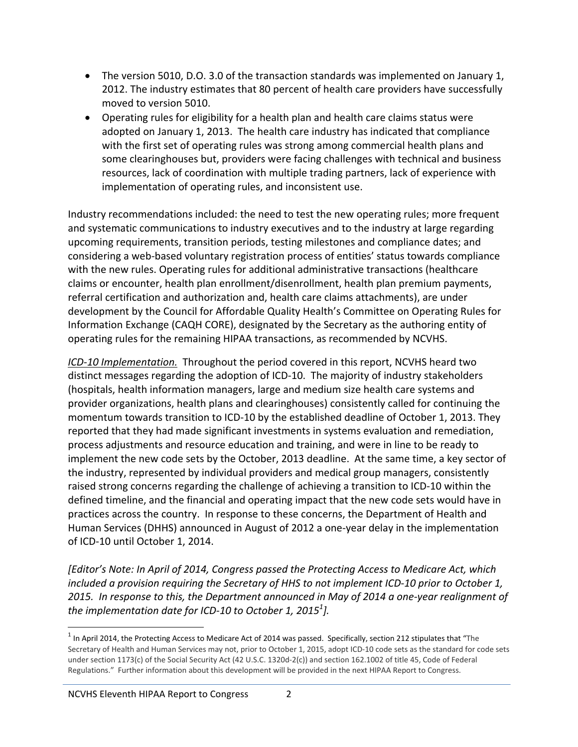- The version 5010, D.O. 3.0 of the transaction standards was implemented on January 1, 2012. The industry estimates that 80 percent of health care providers have successfully moved to version 5010.
- Operating rules for eligibility for a health plan and health care claims status were adopted on January 1, 2013. The health care industry has indicated that compliance with the first set of operating rules was strong among commercial health plans and some clearinghouses but, providers were facing challenges with technical and business resources, lack of coordination with multiple trading partners, lack of experience with implementation of operating rules, and inconsistent use.

Industry recommendations included: the need to test the new operating rules; more frequent and systematic communications to industry executives and to the industry at large regarding upcoming requirements, transition periods, testing milestones and compliance dates; and considering a web-based voluntary registration process of entities' status towards compliance with the new rules. Operating rules for additional administrative transactions (healthcare claims or encounter, health plan enrollment/disenrollment, health plan premium payments, referral certification and authorization and, health care claims attachments), are under development by the Council for Affordable Quality Health's Committee on Operating Rules for Information Exchange (CAQH CORE), designated by the Secretary as the authoring entity of operating rules for the remaining HIPAA transactions, as recommended by NCVHS.

*ICD-10 Implementation.* Throughout the period covered in this report, NCVHS heard two distinct messages regarding the adoption of ICD-10. The majority of industry stakeholders (hospitals, health information managers, large and medium size health care systems and provider organizations, health plans and clearinghouses) consistently called for continuing the momentum towards transition to ICD-10 by the established deadline of October 1, 2013. They reported that they had made significant investments in systems evaluation and remediation, process adjustments and resource education and training, and were in line to be ready to implement the new code sets by the October, 2013 deadline. At the same time, a key sector of the industry, represented by individual providers and medical group managers, consistently raised strong concerns regarding the challenge of achieving a transition to ICD-10 within the defined timeline, and the financial and operating impact that the new code sets would have in practices across the country. In response to these concerns, the Department of Health and Human Services (DHHS) announced in August of 2012 a one-year delay in the implementation of ICD-10 until October 1, 2014.

*[Editor's Note: In April of 2014, Congress passed the Protecting Access to Medicare Act, which included a provision requiring the Secretary of HHS to not implement ICD-10 prior to October 1, 2015. In response to this, the Department announced in May of 2014 a one-year realignment of the implementation date for ICD-10 to October 1, 2015[1]].*

[1] In April 2014, the Protecting Access to Medicare Act of 2014 was passed. Specifically, section 212 stipulates that "The Secretary of Health and Human Services may not, prior to October 1, 2015, adopt ICD-10 code sets as the standard for code sets under section 1173(c) of the Social Security Act (42 U.S.C. 1320d-2(c)) and section 162.1002 of title 45, Code of Federal Regulations." Further information about this development will be provided in the next HIPAA Report to Congress.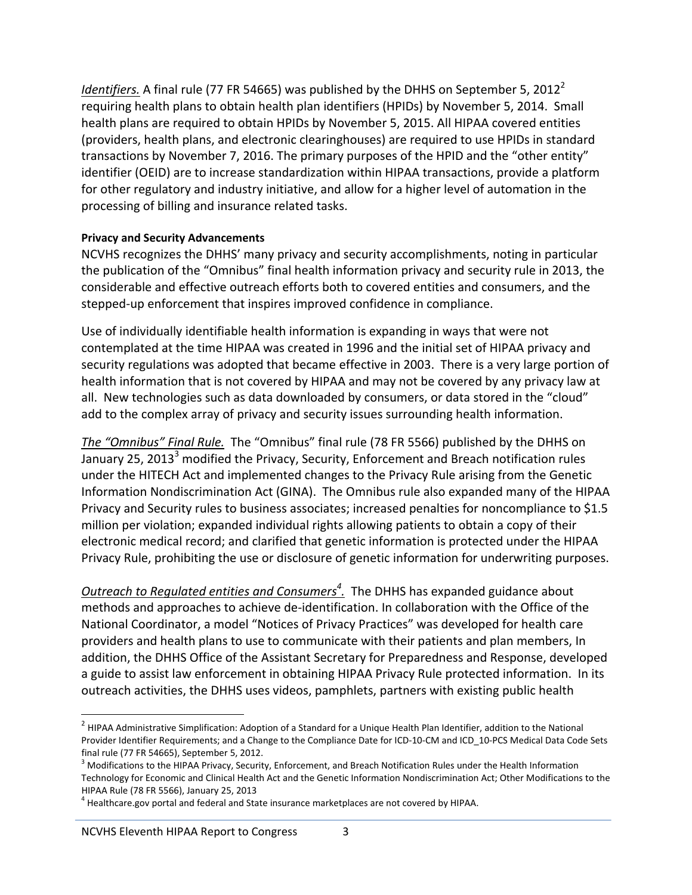*Identifiers.* A final rule (77 FR 54665) was published by the DHHS on September 5, 2012[2] requiring health plans to obtain health plan identifiers (HPIDs) by November 5, 2014. Small health plans are required to obtain HPIDs by November 5, 2015. All HIPAA covered entities (providers, health plans, and electronic clearinghouses) are required to use HPIDs in standard transactions by November 7, 2016. The primary purposes of the HPID and the "other entity" identifier (OEID) are to increase standardization within HIPAA transactions, provide a platform for other regulatory and industry initiative, and allow for a higher level of automation in the processing of billing and insurance related tasks.

**Privacy and Security Advancements**

NCVHS recognizes the DHHS' many privacy and security accomplishments, noting in particular the publication of the "Omnibus" final health information privacy and security rule in 2013, the considerable and effective outreach efforts both to covered entities and consumers, and the stepped-up enforcement that inspires improved confidence in compliance.

Use of individually identifiable health information is expanding in ways that were not contemplated at the time HIPAA was created in 1996 and the initial set of HIPAA privacy and security regulations was adopted that became effective in 2003. There is a very large portion of health information that is not covered by HIPAA and may not be covered by any privacy law at all. New technologies such as data downloaded by consumers, or data stored in the "cloud" add to the complex array of privacy and security issues surrounding health information.

*The "Omnibus" Final Rule.* The "Omnibus" final rule (78 FR 5566) published by the DHHS on January 25, 2013[3] modified the Privacy, Security, Enforcement and Breach notification rules under the HITECH Act and implemented changes to the Privacy Rule arising from the Genetic Information Nondiscrimination Act (GINA). The Omnibus rule also expanded many of the HIPAA Privacy and Security rules to business associates; increased penalties for noncompliance to $1.5 million per violation; expanded individual rights allowing patients to obtain a copy of their electronic medical record; and clarified that genetic information is protected under the HIPAA Privacy Rule, prohibiting the use or disclosure of genetic information for underwriting purposes.

*Outreach to Regulated entities and Consumers[4].* The DHHS has expanded guidance about methods and approaches to achieve de-identification. In collaboration with the Office of the National Coordinator, a model "Notices of Privacy Practices" was developed for health care providers and health plans to use to communicate with their patients and plan members, In addition, the DHHS Office of the Assistant Secretary for Preparedness and Response, developed a guide to assist law enforcement in obtaining HIPAA Privacy Rule protected information. In its outreach activities, the DHHS uses videos, pamphlets, partners with existing public health

---

[2] HIPAA Administrative Simplification: Adoption of a Standard for a Unique Health Plan Identifier, addition to the National Provider Identifier Requirements; and a Change to the Compliance Date for ICD-10-CM and ICD_10-PCS Medical Data Code Sets final rule (77 FR 54665), September 5, 2012.

[3] Modifications to the HIPAA Privacy, Security, Enforcement, and Breach Notification Rules under the Health Information Technology for Economic and Clinical Health Act and the Genetic Information Nondiscrimination Act; Other Modifications to the HIPAA Rule (78 FR 5566), January 25, 2013

[4] Healthcare.gov portal and federal and State insurance marketplaces are not covered by HIPAA.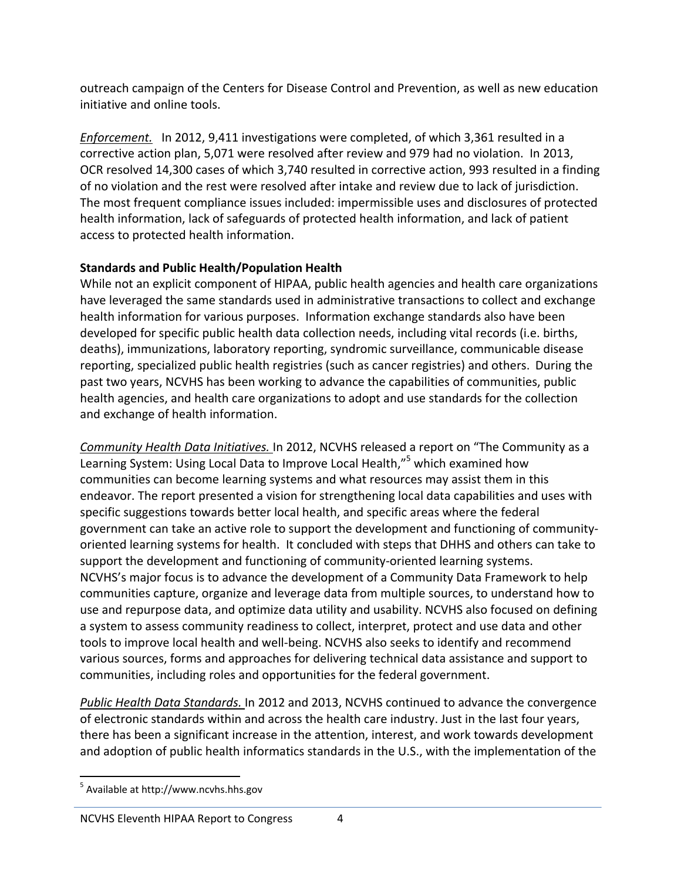outreach campaign of the Centers for Disease Control and Prevention, as well as new education initiative and online tools.

*Enforcement.* In 2012, 9,411 investigations were completed, of which 3,361 resulted in a corrective action plan, 5,071 were resolved after review and 979 had no violation. In 2013, OCR resolved 14,300 cases of which 3,740 resulted in corrective action, 993 resulted in a finding of no violation and the rest were resolved after intake and review due to lack of jurisdiction. The most frequent compliance issues included: impermissible uses and disclosures of protected health information, lack of safeguards of protected health information, and lack of patient access to protected health information.

**Standards and Public Health/Population Health**

While not an explicit component of HIPAA, public health agencies and health care organizations have leveraged the same standards used in administrative transactions to collect and exchange health information for various purposes. Information exchange standards also have been developed for specific public health data collection needs, including vital records (i.e. births, deaths), immunizations, laboratory reporting, syndromic surveillance, communicable disease reporting, specialized public health registries (such as cancer registries) and others. During the past two years, NCVHS has been working to advance the capabilities of communities, public health agencies, and health care organizations to adopt and use standards for the collection and exchange of health information.

*Community Health Data Initiatives.* In 2012, NCVHS released a report on "The Community as a Learning System: Using Local Data to Improve Local Health,"[5] which examined how communities can become learning systems and what resources may assist them in this endeavor. The report presented a vision for strengthening local data capabilities and uses with specific suggestions towards better local health, and specific areas where the federal government can take an active role to support the development and functioning of community-oriented learning systems for health. It concluded with steps that DHHS and others can take to support the development and functioning of community-oriented learning systems. NCVHS's major focus is to advance the development of a Community Data Framework to help communities capture, organize and leverage data from multiple sources, to understand how to use and repurpose data, and optimize data utility and usability. NCVHS also focused on defining a system to assess community readiness to collect, interpret, protect and use data and other tools to improve local health and well-being. NCVHS also seeks to identify and recommend various sources, forms and approaches for delivering technical data assistance and support to communities, including roles and opportunities for the federal government.

*Public Health Data Standards.* In 2012 and 2013, NCVHS continued to advance the convergence of electronic standards within and across the health care industry. Just in the last four years, there has been a significant increase in the attention, interest, and work towards development and adoption of public health informatics standards in the U.S., with the implementation of the

[5] Available at http://www.ncvhs.hhs.gov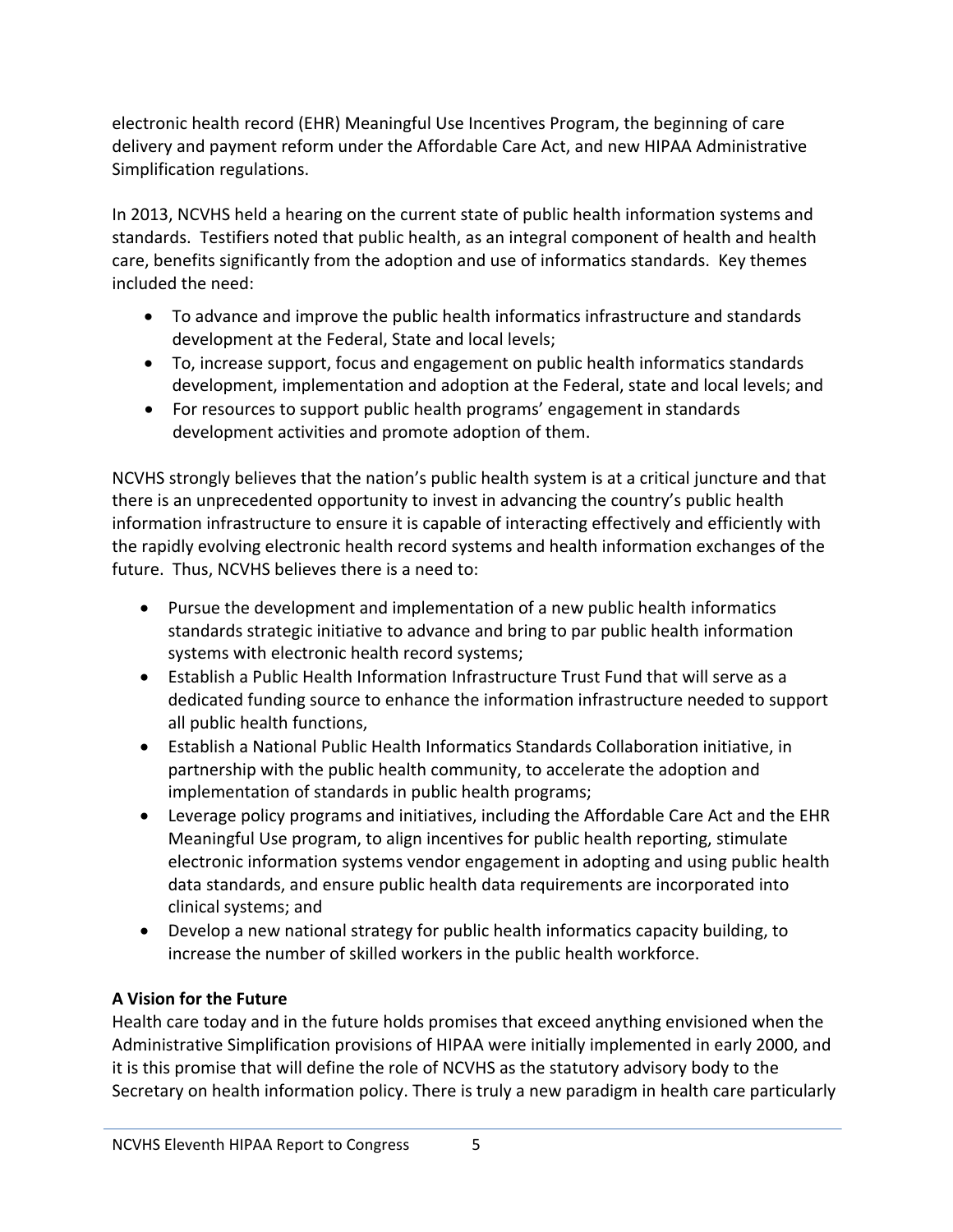electronic health record (EHR) Meaningful Use Incentives Program, the beginning of care delivery and payment reform under the Affordable Care Act, and new HIPAA Administrative Simplification regulations.

In 2013, NCVHS held a hearing on the current state of public health information systems and standards. Testifiers noted that public health, as an integral component of health and health care, benefits significantly from the adoption and use of informatics standards. Key themes included the need:

- To advance and improve the public health informatics infrastructure and standards development at the Federal, State and local levels;
- To, increase support, focus and engagement on public health informatics standards development, implementation and adoption at the Federal, state and local levels; and
- For resources to support public health programs' engagement in standards development activities and promote adoption of them.

NCVHS strongly believes that the nation's public health system is at a critical juncture and that there is an unprecedented opportunity to invest in advancing the country's public health information infrastructure to ensure it is capable of interacting effectively and efficiently with the rapidly evolving electronic health record systems and health information exchanges of the future. Thus, NCVHS believes there is a need to:

- Pursue the development and implementation of a new public health informatics standards strategic initiative to advance and bring to par public health information systems with electronic health record systems;
- Establish a Public Health Information Infrastructure Trust Fund that will serve as a dedicated funding source to enhance the information infrastructure needed to support all public health functions,
- Establish a National Public Health Informatics Standards Collaboration initiative, in partnership with the public health community, to accelerate the adoption and implementation of standards in public health programs;
- Leverage policy programs and initiatives, including the Affordable Care Act and the EHR Meaningful Use program, to align incentives for public health reporting, stimulate electronic information systems vendor engagement in adopting and using public health data standards, and ensure public health data requirements are incorporated into clinical systems; and
- Develop a new national strategy for public health informatics capacity building, to increase the number of skilled workers in the public health workforce.

**A Vision for the Future**

Health care today and in the future holds promises that exceed anything envisioned when the Administrative Simplification provisions of HIPAA were initially implemented in early 2000, and it is this promise that will define the role of NCVHS as the statutory advisory body to the Secretary on health information policy. There is truly a new paradigm in health care particularly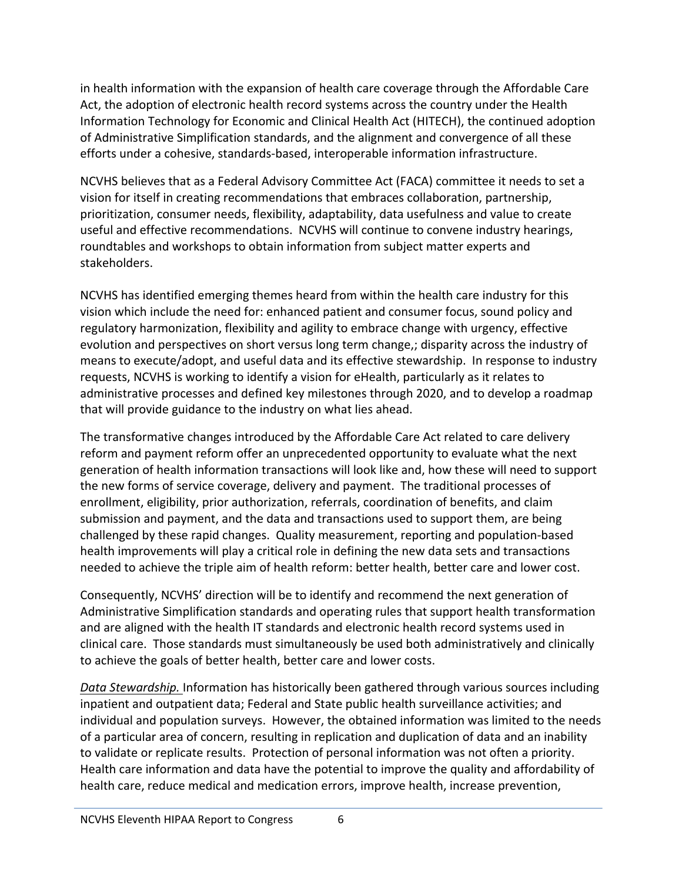in health information with the expansion of health care coverage through the Affordable Care Act, the adoption of electronic health record systems across the country under the Health Information Technology for Economic and Clinical Health Act (HITECH), the continued adoption of Administrative Simplification standards, and the alignment and convergence of all these efforts under a cohesive, standards-based, interoperable information infrastructure.

NCVHS believes that as a Federal Advisory Committee Act (FACA) committee it needs to set a vision for itself in creating recommendations that embraces collaboration, partnership, prioritization, consumer needs, flexibility, adaptability, data usefulness and value to create useful and effective recommendations. NCVHS will continue to convene industry hearings, roundtables and workshops to obtain information from subject matter experts and stakeholders.

NCVHS has identified emerging themes heard from within the health care industry for this vision which include the need for: enhanced patient and consumer focus, sound policy and regulatory harmonization, flexibility and agility to embrace change with urgency, effective evolution and perspectives on short versus long term change,; disparity across the industry of means to execute/adopt, and useful data and its effective stewardship. In response to industry requests, NCVHS is working to identify a vision for eHealth, particularly as it relates to administrative processes and defined key milestones through 2020, and to develop a roadmap that will provide guidance to the industry on what lies ahead.

The transformative changes introduced by the Affordable Care Act related to care delivery reform and payment reform offer an unprecedented opportunity to evaluate what the next generation of health information transactions will look like and, how these will need to support the new forms of service coverage, delivery and payment. The traditional processes of enrollment, eligibility, prior authorization, referrals, coordination of benefits, and claim submission and payment, and the data and transactions used to support them, are being challenged by these rapid changes. Quality measurement, reporting and population-based health improvements will play a critical role in defining the new data sets and transactions needed to achieve the triple aim of health reform: better health, better care and lower cost.

Consequently, NCVHS' direction will be to identify and recommend the next generation of Administrative Simplification standards and operating rules that support health transformation and are aligned with the health IT standards and electronic health record systems used in clinical care. Those standards must simultaneously be used both administratively and clinically to achieve the goals of better health, better care and lower costs.

*Data Stewardship.* Information has historically been gathered through various sources including inpatient and outpatient data; Federal and State public health surveillance activities; and individual and population surveys. However, the obtained information was limited to the needs of a particular area of concern, resulting in replication and duplication of data and an inability to validate or replicate results. Protection of personal information was not often a priority. Health care information and data have the potential to improve the quality and affordability of health care, reduce medical and medication errors, improve health, increase prevention,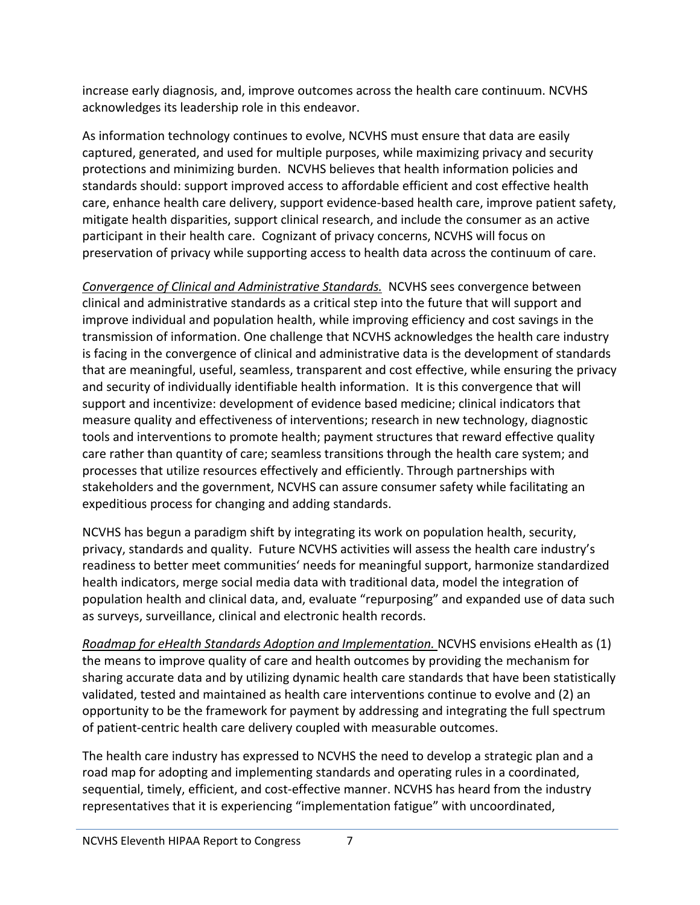increase early diagnosis, and, improve outcomes across the health care continuum. NCVHS acknowledges its leadership role in this endeavor.

As information technology continues to evolve, NCVHS must ensure that data are easily captured, generated, and used for multiple purposes, while maximizing privacy and security protections and minimizing burden. NCVHS believes that health information policies and standards should: support improved access to affordable efficient and cost effective health care, enhance health care delivery, support evidence-based health care, improve patient safety, mitigate health disparities, support clinical research, and include the consumer as an active participant in their health care. Cognizant of privacy concerns, NCVHS will focus on preservation of privacy while supporting access to health data across the continuum of care.

*Convergence of Clinical and Administrative Standards.* NCVHS sees convergence between clinical and administrative standards as a critical step into the future that will support and improve individual and population health, while improving efficiency and cost savings in the transmission of information. One challenge that NCVHS acknowledges the health care industry is facing in the convergence of clinical and administrative data is the development of standards that are meaningful, useful, seamless, transparent and cost effective, while ensuring the privacy and security of individually identifiable health information. It is this convergence that will support and incentivize: development of evidence based medicine; clinical indicators that measure quality and effectiveness of interventions; research in new technology, diagnostic tools and interventions to promote health; payment structures that reward effective quality care rather than quantity of care; seamless transitions through the health care system; and processes that utilize resources effectively and efficiently. Through partnerships with stakeholders and the government, NCVHS can assure consumer safety while facilitating an expeditious process for changing and adding standards.

NCVHS has begun a paradigm shift by integrating its work on population health, security, privacy, standards and quality. Future NCVHS activities will assess the health care industry's readiness to better meet communities' needs for meaningful support, harmonize standardized health indicators, merge social media data with traditional data, model the integration of population health and clinical data, and, evaluate "repurposing" and expanded use of data such as surveys, surveillance, clinical and electronic health records.

*Roadmap for eHealth Standards Adoption and Implementation.* NCVHS envisions eHealth as (1) the means to improve quality of care and health outcomes by providing the mechanism for sharing accurate data and by utilizing dynamic health care standards that have been statistically validated, tested and maintained as health care interventions continue to evolve and (2) an opportunity to be the framework for payment by addressing and integrating the full spectrum of patient-centric health care delivery coupled with measurable outcomes.

The health care industry has expressed to NCVHS the need to develop a strategic plan and a road map for adopting and implementing standards and operating rules in a coordinated, sequential, timely, efficient, and cost-effective manner. NCVHS has heard from the industry representatives that it is experiencing "implementation fatigue" with uncoordinated,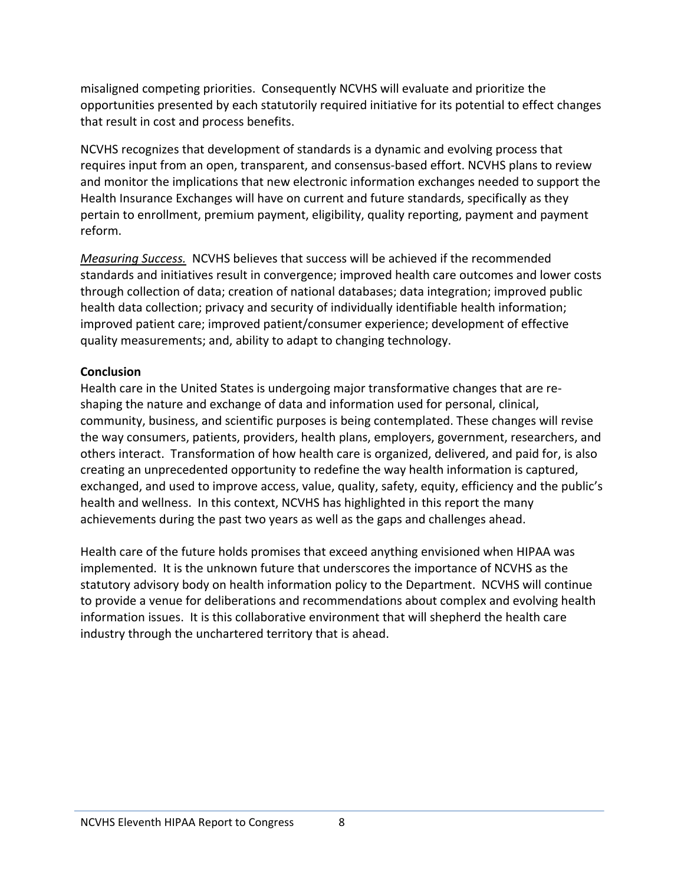misaligned competing priorities. Consequently NCVHS will evaluate and prioritize the opportunities presented by each statutorily required initiative for its potential to effect changes that result in cost and process benefits.

NCVHS recognizes that development of standards is a dynamic and evolving process that requires input from an open, transparent, and consensus-based effort. NCVHS plans to review and monitor the implications that new electronic information exchanges needed to support the Health Insurance Exchanges will have on current and future standards, specifically as they pertain to enrollment, premium payment, eligibility, quality reporting, payment and payment reform.

*Measuring Success.* NCVHS believes that success will be achieved if the recommended standards and initiatives result in convergence; improved health care outcomes and lower costs through collection of data; creation of national databases; data integration; improved public health data collection; privacy and security of individually identifiable health information; improved patient care; improved patient/consumer experience; development of effective quality measurements; and, ability to adapt to changing technology.

**Conclusion**

Health care in the United States is undergoing major transformative changes that are re-shaping the nature and exchange of data and information used for personal, clinical, community, business, and scientific purposes is being contemplated. These changes will revise the way consumers, patients, providers, health plans, employers, government, researchers, and others interact. Transformation of how health care is organized, delivered, and paid for, is also creating an unprecedented opportunity to redefine the way health information is captured, exchanged, and used to improve access, value, quality, safety, equity, efficiency and the public's health and wellness. In this context, NCVHS has highlighted in this report the many achievements during the past two years as well as the gaps and challenges ahead.

Health care of the future holds promises that exceed anything envisioned when HIPAA was implemented. It is the unknown future that underscores the importance of NCVHS as the statutory advisory body on health information policy to the Department. NCVHS will continue to provide a venue for deliberations and recommendations about complex and evolving health information issues. It is this collaborative environment that will shepherd the health care industry through the unchartered territory that is ahead.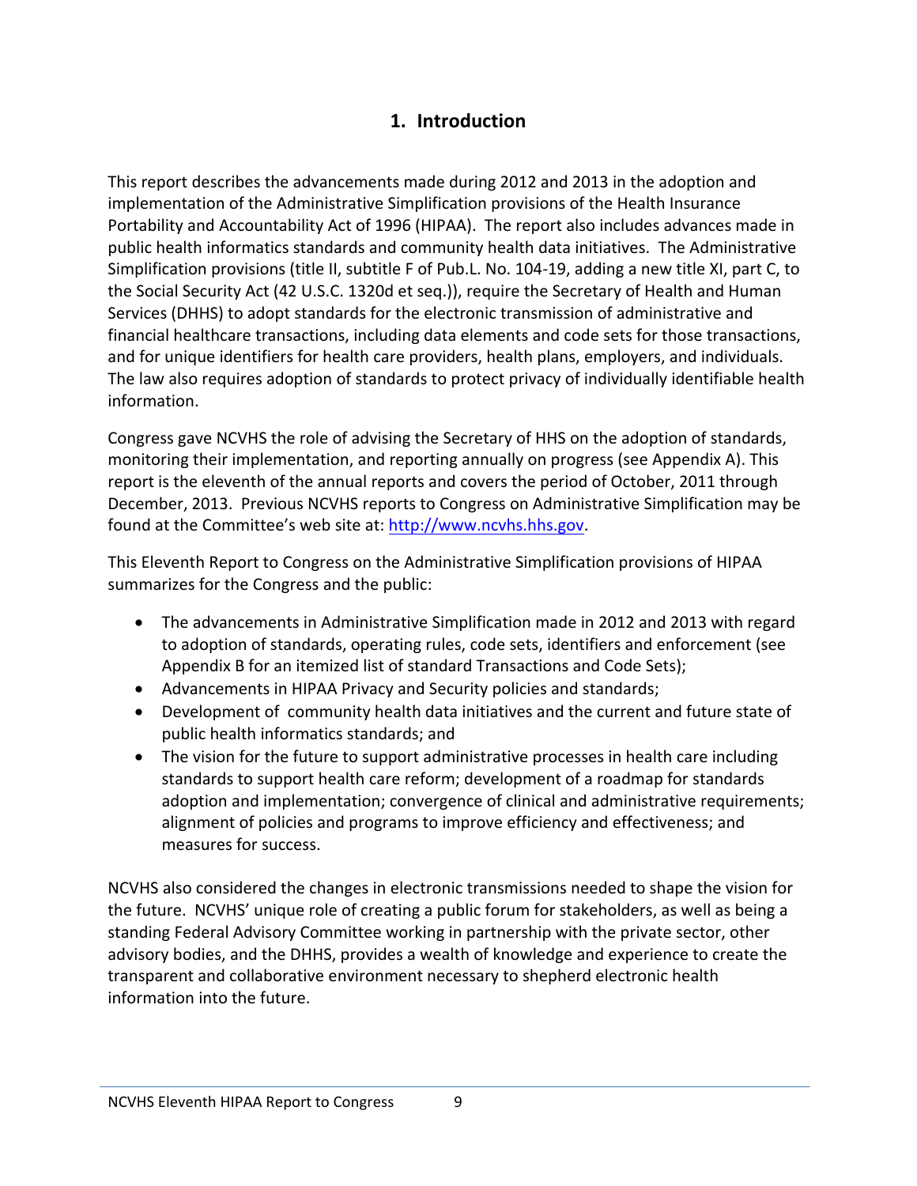# 1. Introduction

This report describes the advancements made during 2012 and 2013 in the adoption and implementation of the Administrative Simplification provisions of the Health Insurance Portability and Accountability Act of 1996 (HIPAA). The report also includes advances made in public health informatics standards and community health data initiatives. The Administrative Simplification provisions (title II, subtitle F of Pub.L. No. 104-19, adding a new title XI, part C, to the Social Security Act (42 U.S.C. 1320d et seq.)), require the Secretary of Health and Human Services (DHHS) to adopt standards for the electronic transmission of administrative and financial healthcare transactions, including data elements and code sets for those transactions, and for unique identifiers for health care providers, health plans, employers, and individuals. The law also requires adoption of standards to protect privacy of individually identifiable health information.

Congress gave NCVHS the role of advising the Secretary of HHS on the adoption of standards, monitoring their implementation, and reporting annually on progress (see Appendix A). This report is the eleventh of the annual reports and covers the period of October, 2011 through December, 2013. Previous NCVHS reports to Congress on Administrative Simplification may be found at the Committee's web site at: http://www.ncvhs.hhs.gov.

This Eleventh Report to Congress on the Administrative Simplification provisions of HIPAA summarizes for the Congress and the public:

- The advancements in Administrative Simplification made in 2012 and 2013 with regard to adoption of standards, operating rules, code sets, identifiers and enforcement (see Appendix B for an itemized list of standard Transactions and Code Sets);
- Advancements in HIPAA Privacy and Security policies and standards;
- Development of community health data initiatives and the current and future state of public health informatics standards; and
- The vision for the future to support administrative processes in health care including standards to support health care reform; development of a roadmap for standards adoption and implementation; convergence of clinical and administrative requirements; alignment of policies and programs to improve efficiency and effectiveness; and measures for success.

NCVHS also considered the changes in electronic transmissions needed to shape the vision for the future. NCVHS' unique role of creating a public forum for stakeholders, as well as being a standing Federal Advisory Committee working in partnership with the private sector, other advisory bodies, and the DHHS, provides a wealth of knowledge and experience to create the transparent and collaborative environment necessary to shepherd electronic health information into the future.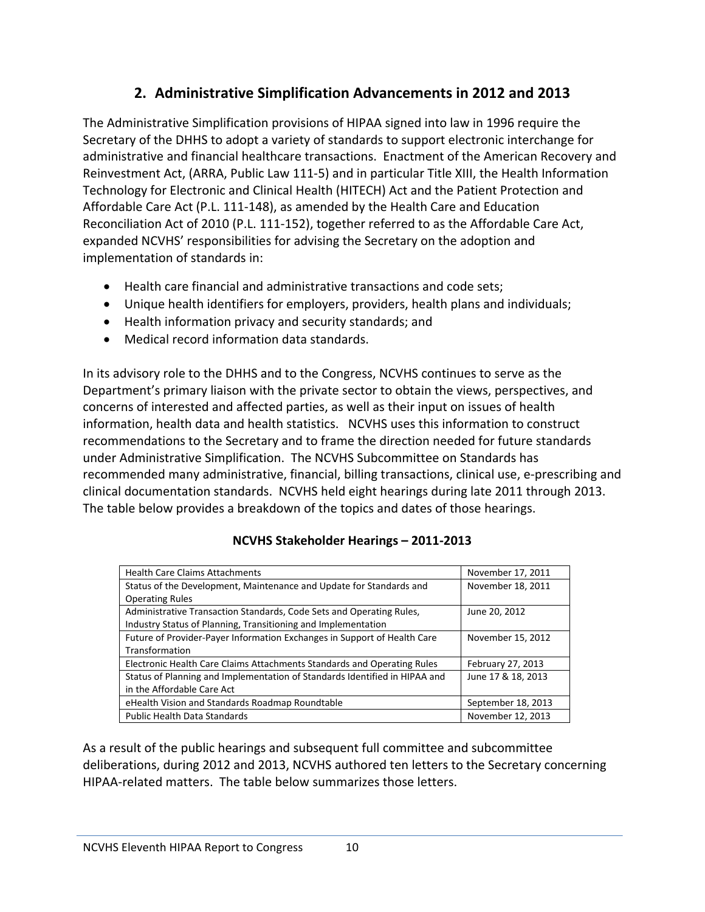## 2. Administrative Simplification Advancements in 2012 and 2013

The Administrative Simplification provisions of HIPAA signed into law in 1996 require the Secretary of the DHHS to adopt a variety of standards to support electronic interchange for administrative and financial healthcare transactions. Enactment of the American Recovery and Reinvestment Act, (ARRA, Public Law 111-5) and in particular Title XIII, the Health Information Technology for Electronic and Clinical Health (HITECH) Act and the Patient Protection and Affordable Care Act (P.L. 111-148), as amended by the Health Care and Education Reconciliation Act of 2010 (P.L. 111-152), together referred to as the Affordable Care Act, expanded NCVHS' responsibilities for advising the Secretary on the adoption and implementation of standards in:

- Health care financial and administrative transactions and code sets;
- Unique health identifiers for employers, providers, health plans and individuals;
- Health information privacy and security standards; and
- Medical record information data standards.

In its advisory role to the DHHS and to the Congress, NCVHS continues to serve as the Department's primary liaison with the private sector to obtain the views, perspectives, and concerns of interested and affected parties, as well as their input on issues of health information, health data and health statistics. NCVHS uses this information to construct recommendations to the Secretary and to frame the direction needed for future standards under Administrative Simplification. The NCVHS Subcommittee on Standards has recommended many administrative, financial, billing transactions, clinical use, e-prescribing and clinical documentation standards. NCVHS held eight hearings during late 2011 through 2013. The table below provides a breakdown of the topics and dates of those hearings.

**NCVHS Stakeholder Hearings – 2011-2013**

| Topic | Date |
|---|---|
| Health Care Claims Attachments | November 17, 2011 |
| Status of the Development, Maintenance and Update for Standards and Operating Rules | November 18, 2011 |
| Administrative Transaction Standards, Code Sets and Operating Rules, Industry Status of Planning, Transitioning and Implementation | June 20, 2012 |
| Future of Provider-Payer Information Exchanges in Support of Health Care Transformation | November 15, 2012 |
| Electronic Health Care Claims Attachments Standards and Operating Rules | February 27, 2013 |
| Status of Planning and Implementation of Standards Identified in HIPAA and in the Affordable Care Act | June 17 & 18, 2013 |
| eHealth Vision and Standards Roadmap Roundtable | September 18, 2013 |
| Public Health Data Standards | November 12, 2013 |

As a result of the public hearings and subsequent full committee and subcommittee deliberations, during 2012 and 2013, NCVHS authored ten letters to the Secretary concerning HIPAA-related matters. The table below summarizes those letters.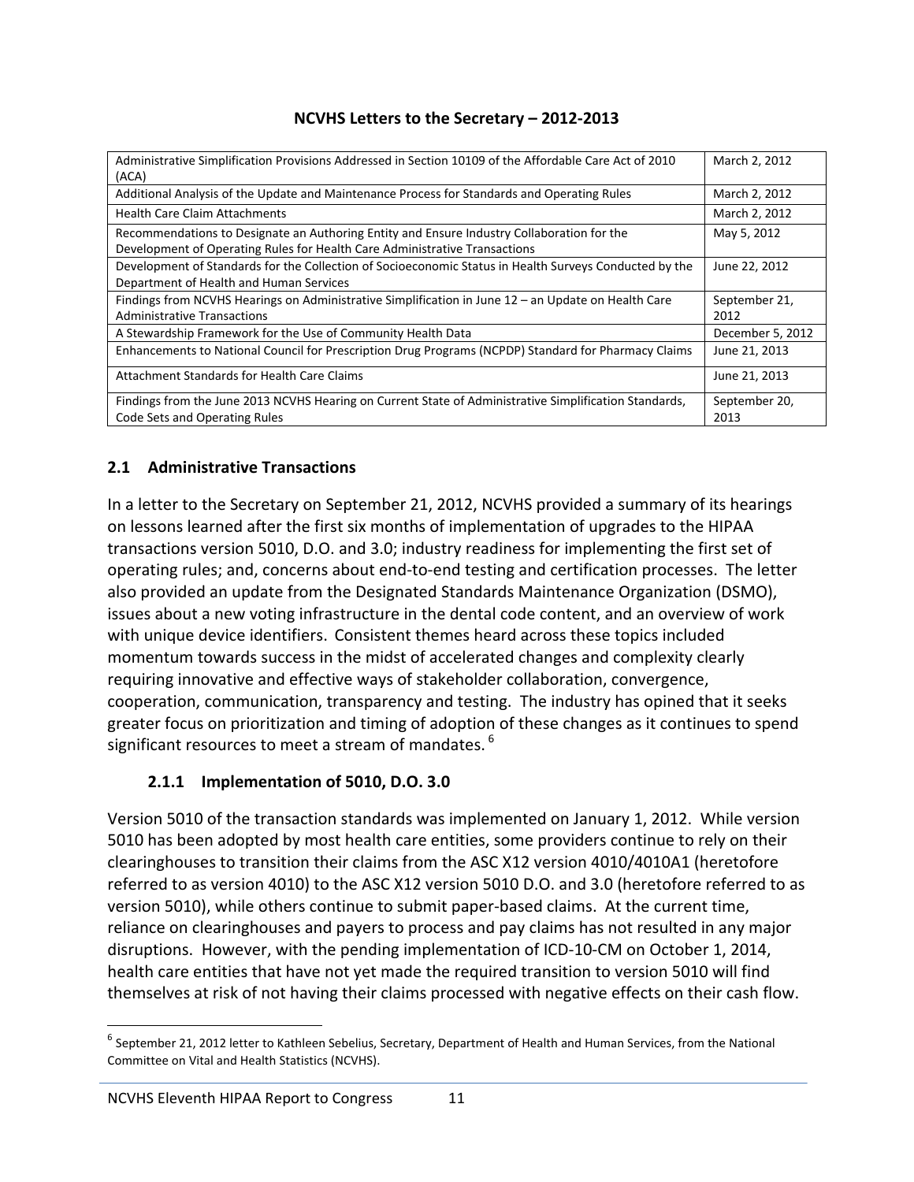**NCVHS Letters to the Secretary – 2012-2013**

| Letter | Date |
|---|---|
| Administrative Simplification Provisions Addressed in Section 10109 of the Affordable Care Act of 2010 (ACA) | March 2, 2012 |
| Additional Analysis of the Update and Maintenance Process for Standards and Operating Rules | March 2, 2012 |
| Health Care Claim Attachments | March 2, 2012 |
| Recommendations to Designate an Authoring Entity and Ensure Industry Collaboration for the Development of Operating Rules for Health Care Administrative Transactions | May 5, 2012 |
| Development of Standards for the Collection of Socioeconomic Status in Health Surveys Conducted by the Department of Health and Human Services | June 22, 2012 |
| Findings from NCVHS Hearings on Administrative Simplification in June 12 – an Update on Health Care Administrative Transactions | September 21, 2012 |
| A Stewardship Framework for the Use of Community Health Data | December 5, 2012 |
| Enhancements to National Council for Prescription Drug Programs (NCPDP) Standard for Pharmacy Claims | June 21, 2013 |
| Attachment Standards for Health Care Claims | June 21, 2013 |
| Findings from the June 2013 NCVHS Hearing on Current State of Administrative Simplification Standards, Code Sets and Operating Rules | September 20, 2013 |

## 2.1 Administrative Transactions

In a letter to the Secretary on September 21, 2012, NCVHS provided a summary of its hearings on lessons learned after the first six months of implementation of upgrades to the HIPAA transactions version 5010, D.O. and 3.0; industry readiness for implementing the first set of operating rules; and, concerns about end-to-end testing and certification processes. The letter also provided an update from the Designated Standards Maintenance Organization (DSMO), issues about a new voting infrastructure in the dental code content, and an overview of work with unique device identifiers. Consistent themes heard across these topics included momentum towards success in the midst of accelerated changes and complexity clearly requiring innovative and effective ways of stakeholder collaboration, convergence, cooperation, communication, transparency and testing. The industry has opined that it seeks greater focus on prioritization and timing of adoption of these changes as it continues to spend significant resources to meet a stream of mandates. [6]

### 2.1.1 Implementation of 5010, D.O. 3.0

Version 5010 of the transaction standards was implemented on January 1, 2012. While version 5010 has been adopted by most health care entities, some providers continue to rely on their clearinghouses to transition their claims from the ASC X12 version 4010/4010A1 (heretofore referred to as version 4010) to the ASC X12 version 5010 D.O. and 3.0 (heretofore referred to as version 5010), while others continue to submit paper-based claims. At the current time, reliance on clearinghouses and payers to process and pay claims has not resulted in any major disruptions. However, with the pending implementation of ICD-10-CM on October 1, 2014, health care entities that have not yet made the required transition to version 5010 will find themselves at risk of not having their claims processed with negative effects on their cash flow.

[6] September 21, 2012 letter to Kathleen Sebelius, Secretary, Department of Health and Human Services, from the National Committee on Vital and Health Statistics (NCVHS).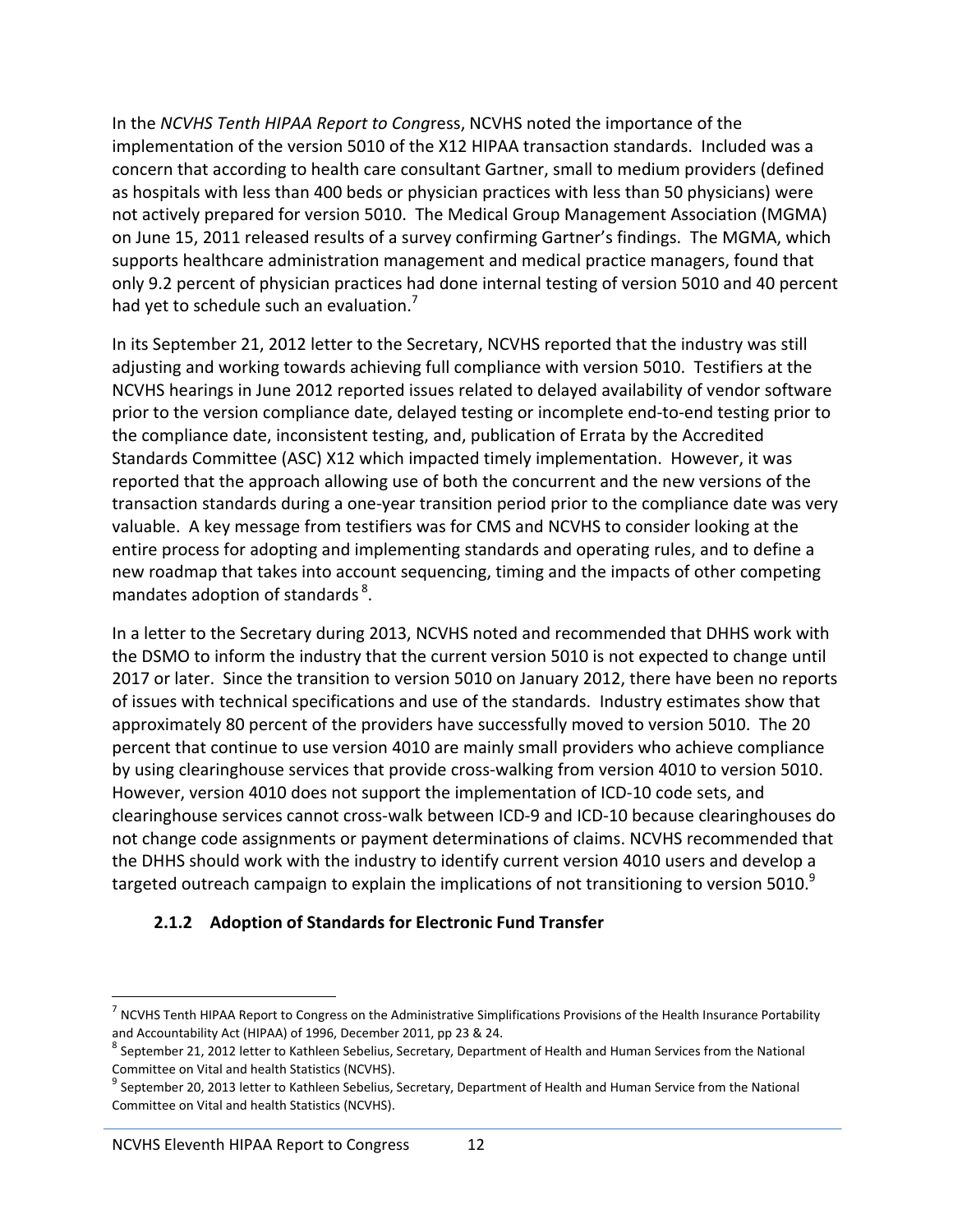In the *NCVHS Tenth HIPAA Report to Cong*ress, NCVHS noted the importance of the implementation of the version 5010 of the X12 HIPAA transaction standards. Included was a concern that according to health care consultant Gartner, small to medium providers (defined as hospitals with less than 400 beds or physician practices with less than 50 physicians) were not actively prepared for version 5010. The Medical Group Management Association (MGMA) on June 15, 2011 released results of a survey confirming Gartner's findings. The MGMA, which supports healthcare administration management and medical practice managers, found that only 9.2 percent of physician practices had done internal testing of version 5010 and 40 percent had yet to schedule such an evaluation.[7]

In its September 21, 2012 letter to the Secretary, NCVHS reported that the industry was still adjusting and working towards achieving full compliance with version 5010. Testifiers at the NCVHS hearings in June 2012 reported issues related to delayed availability of vendor software prior to the version compliance date, delayed testing or incomplete end-to-end testing prior to the compliance date, inconsistent testing, and, publication of Errata by the Accredited Standards Committee (ASC) X12 which impacted timely implementation. However, it was reported that the approach allowing use of both the concurrent and the new versions of the transaction standards during a one-year transition period prior to the compliance date was very valuable. A key message from testifiers was for CMS and NCVHS to consider looking at the entire process for adopting and implementing standards and operating rules, and to define a new roadmap that takes into account sequencing, timing and the impacts of other competing mandates adoption of standards [8].

In a letter to the Secretary during 2013, NCVHS noted and recommended that DHHS work with the DSMO to inform the industry that the current version 5010 is not expected to change until 2017 or later. Since the transition to version 5010 on January 2012, there have been no reports of issues with technical specifications and use of the standards. Industry estimates show that approximately 80 percent of the providers have successfully moved to version 5010. The 20 percent that continue to use version 4010 are mainly small providers who achieve compliance by using clearinghouse services that provide cross-walking from version 4010 to version 5010. However, version 4010 does not support the implementation of ICD-10 code sets, and clearinghouse services cannot cross-walk between ICD-9 and ICD-10 because clearinghouses do not change code assignments or payment determinations of claims. NCVHS recommended that the DHHS should work with the industry to identify current version 4010 users and develop a targeted outreach campaign to explain the implications of not transitioning to version 5010.[9]

### 2.1.2 Adoption of Standards for Electronic Fund Transfer

---

[7] NCVHS Tenth HIPAA Report to Congress on the Administrative Simplifications Provisions of the Health Insurance Portability and Accountability Act (HIPAA) of 1996, December 2011, pp 23 & 24.

[8] September 21, 2012 letter to Kathleen Sebelius, Secretary, Department of Health and Human Services from the National Committee on Vital and health Statistics (NCVHS).

[9] September 20, 2013 letter to Kathleen Sebelius, Secretary, Department of Health and Human Service from the National Committee on Vital and health Statistics (NCVHS).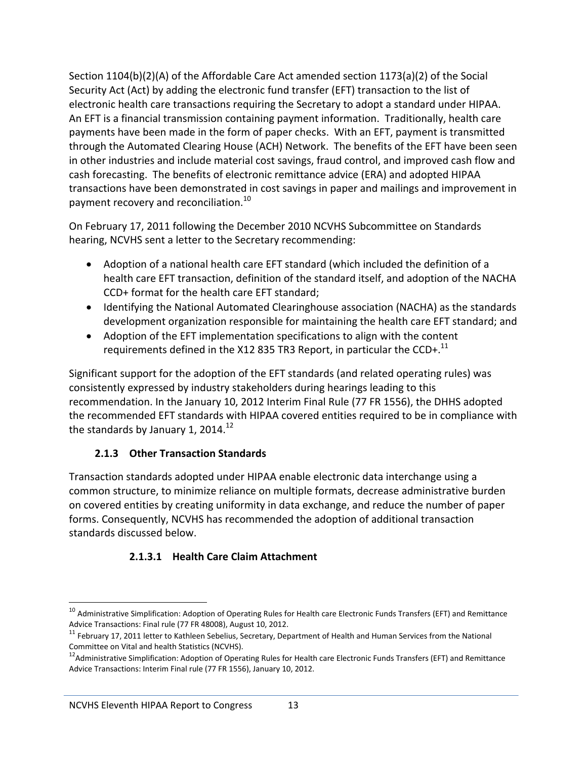Section 1104(b)(2)(A) of the Affordable Care Act amended section 1173(a)(2) of the Social Security Act (Act) by adding the electronic fund transfer (EFT) transaction to the list of electronic health care transactions requiring the Secretary to adopt a standard under HIPAA. An EFT is a financial transmission containing payment information. Traditionally, health care payments have been made in the form of paper checks. With an EFT, payment is transmitted through the Automated Clearing House (ACH) Network. The benefits of the EFT have been seen in other industries and include material cost savings, fraud control, and improved cash flow and cash forecasting. The benefits of electronic remittance advice (ERA) and adopted HIPAA transactions have been demonstrated in cost savings in paper and mailings and improvement in payment recovery and reconciliation.[10]

On February 17, 2011 following the December 2010 NCVHS Subcommittee on Standards hearing, NCVHS sent a letter to the Secretary recommending:

- Adoption of a national health care EFT standard (which included the definition of a health care EFT transaction, definition of the standard itself, and adoption of the NACHA CCD+ format for the health care EFT standard;
- Identifying the National Automated Clearinghouse association (NACHA) as the standards development organization responsible for maintaining the health care EFT standard; and
- Adoption of the EFT implementation specifications to align with the content requirements defined in the X12 835 TR3 Report, in particular the CCD+.[11]

Significant support for the adoption of the EFT standards (and related operating rules) was consistently expressed by industry stakeholders during hearings leading to this recommendation. In the January 10, 2012 Interim Final Rule (77 FR 1556), the DHHS adopted the recommended EFT standards with HIPAA covered entities required to be in compliance with the standards by January 1, 2014.[12]

### 2.1.3 Other Transaction Standards

Transaction standards adopted under HIPAA enable electronic data interchange using a common structure, to minimize reliance on multiple formats, decrease administrative burden on covered entities by creating uniformity in data exchange, and reduce the number of paper forms. Consequently, NCVHS has recommended the adoption of additional transaction standards discussed below.

#### 2.1.3.1 Health Care Claim Attachment

---

[10] Administrative Simplification: Adoption of Operating Rules for Health care Electronic Funds Transfers (EFT) and Remittance Advice Transactions: Final rule (77 FR 48008), August 10, 2012.

[11] February 17, 2011 letter to Kathleen Sebelius, Secretary, Department of Health and Human Services from the National Committee on Vital and health Statistics (NCVHS).

[12] Administrative Simplification: Adoption of Operating Rules for Health care Electronic Funds Transfers (EFT) and Remittance Advice Transactions: Interim Final rule (77 FR 1556), January 10, 2012.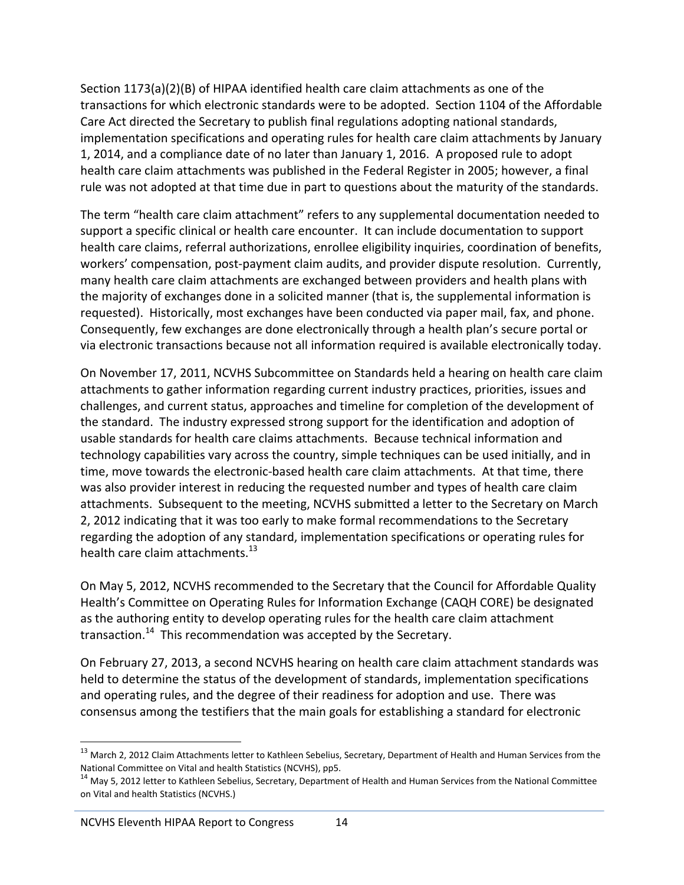Section 1173(a)(2)(B) of HIPAA identified health care claim attachments as one of the transactions for which electronic standards were to be adopted. Section 1104 of the Affordable Care Act directed the Secretary to publish final regulations adopting national standards, implementation specifications and operating rules for health care claim attachments by January 1, 2014, and a compliance date of no later than January 1, 2016. A proposed rule to adopt health care claim attachments was published in the Federal Register in 2005; however, a final rule was not adopted at that time due in part to questions about the maturity of the standards.

The term "health care claim attachment" refers to any supplemental documentation needed to support a specific clinical or health care encounter. It can include documentation to support health care claims, referral authorizations, enrollee eligibility inquiries, coordination of benefits, workers' compensation, post-payment claim audits, and provider dispute resolution. Currently, many health care claim attachments are exchanged between providers and health plans with the majority of exchanges done in a solicited manner (that is, the supplemental information is requested). Historically, most exchanges have been conducted via paper mail, fax, and phone. Consequently, few exchanges are done electronically through a health plan's secure portal or via electronic transactions because not all information required is available electronically today.

On November 17, 2011, NCVHS Subcommittee on Standards held a hearing on health care claim attachments to gather information regarding current industry practices, priorities, issues and challenges, and current status, approaches and timeline for completion of the development of the standard. The industry expressed strong support for the identification and adoption of usable standards for health care claims attachments. Because technical information and technology capabilities vary across the country, simple techniques can be used initially, and in time, move towards the electronic-based health care claim attachments. At that time, there was also provider interest in reducing the requested number and types of health care claim attachments. Subsequent to the meeting, NCVHS submitted a letter to the Secretary on March 2, 2012 indicating that it was too early to make formal recommendations to the Secretary regarding the adoption of any standard, implementation specifications or operating rules for health care claim attachments.[13]

On May 5, 2012, NCVHS recommended to the Secretary that the Council for Affordable Quality Health's Committee on Operating Rules for Information Exchange (CAQH CORE) be designated as the authoring entity to develop operating rules for the health care claim attachment transaction.[14] This recommendation was accepted by the Secretary.

On February 27, 2013, a second NCVHS hearing on health care claim attachment standards was held to determine the status of the development of standards, implementation specifications and operating rules, and the degree of their readiness for adoption and use. There was consensus among the testifiers that the main goals for establishing a standard for electronic

---

[13] March 2, 2012 Claim Attachments letter to Kathleen Sebelius, Secretary, Department of Health and Human Services from the National Committee on Vital and health Statistics (NCVHS), pp5.

[14] May 5, 2012 letter to Kathleen Sebelius, Secretary, Department of Health and Human Services from the National Committee on Vital and health Statistics (NCVHS.)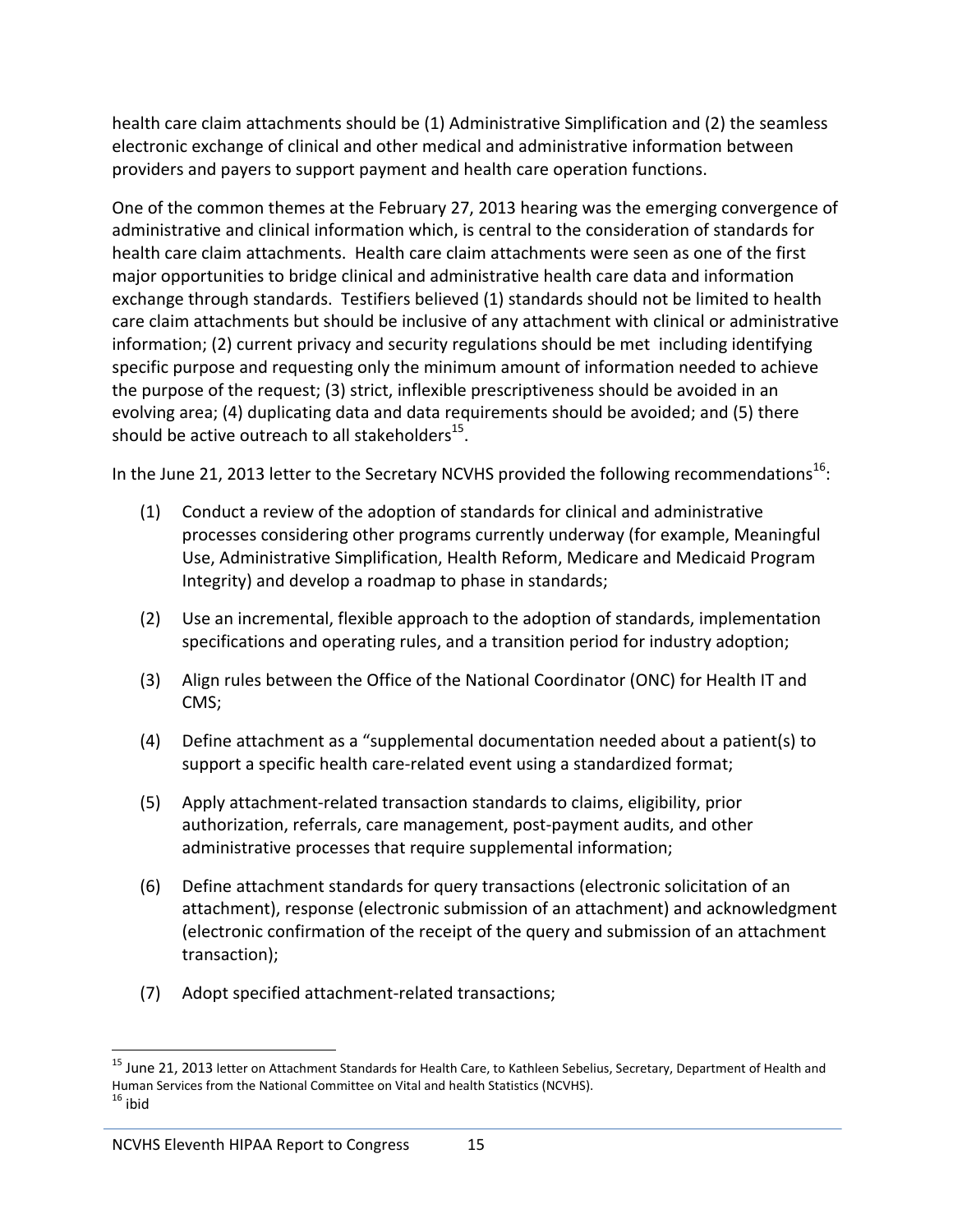health care claim attachments should be (1) Administrative Simplification and (2) the seamless electronic exchange of clinical and other medical and administrative information between providers and payers to support payment and health care operation functions.

One of the common themes at the February 27, 2013 hearing was the emerging convergence of administrative and clinical information which, is central to the consideration of standards for health care claim attachments. Health care claim attachments were seen as one of the first major opportunities to bridge clinical and administrative health care data and information exchange through standards. Testifiers believed (1) standards should not be limited to health care claim attachments but should be inclusive of any attachment with clinical or administrative information; (2) current privacy and security regulations should be met including identifying specific purpose and requesting only the minimum amount of information needed to achieve the purpose of the request; (3) strict, inflexible prescriptiveness should be avoided in an evolving area; (4) duplicating data and data requirements should be avoided; and (5) there should be active outreach to all stakeholders[15].

In the June 21, 2013 letter to the Secretary NCVHS provided the following recommendations[16]:

(1) Conduct a review of the adoption of standards for clinical and administrative processes considering other programs currently underway (for example, Meaningful Use, Administrative Simplification, Health Reform, Medicare and Medicaid Program Integrity) and develop a roadmap to phase in standards;

(2) Use an incremental, flexible approach to the adoption of standards, implementation specifications and operating rules, and a transition period for industry adoption;

(3) Align rules between the Office of the National Coordinator (ONC) for Health IT and CMS;

(4) Define attachment as a "supplemental documentation needed about a patient(s) to support a specific health care-related event using a standardized format;

(5) Apply attachment-related transaction standards to claims, eligibility, prior authorization, referrals, care management, post-payment audits, and other administrative processes that require supplemental information;

(6) Define attachment standards for query transactions (electronic solicitation of an attachment), response (electronic submission of an attachment) and acknowledgment (electronic confirmation of the receipt of the query and submission of an attachment transaction);

(7) Adopt specified attachment-related transactions;

---

[15] June 21, 2013 letter on Attachment Standards for Health Care, to Kathleen Sebelius, Secretary, Department of Health and Human Services from the National Committee on Vital and health Statistics (NCVHS).

[16] ibid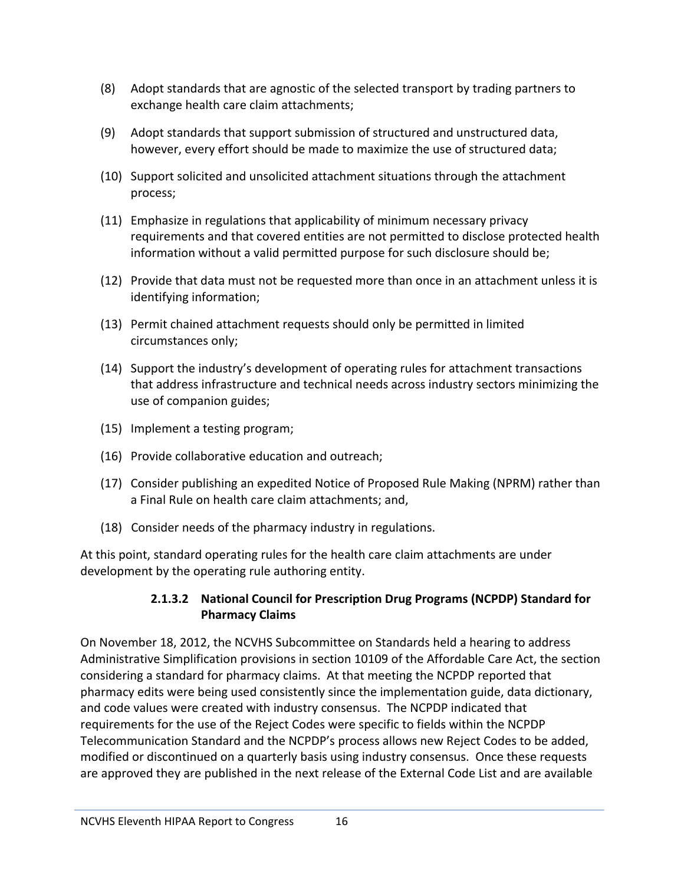(8) Adopt standards that are agnostic of the selected transport by trading partners to exchange health care claim attachments;

(9) Adopt standards that support submission of structured and unstructured data, however, every effort should be made to maximize the use of structured data;

(10) Support solicited and unsolicited attachment situations through the attachment process;

(11) Emphasize in regulations that applicability of minimum necessary privacy requirements and that covered entities are not permitted to disclose protected health information without a valid permitted purpose for such disclosure should be;

(12) Provide that data must not be requested more than once in an attachment unless it is identifying information;

(13) Permit chained attachment requests should only be permitted in limited circumstances only;

(14) Support the industry's development of operating rules for attachment transactions that address infrastructure and technical needs across industry sectors minimizing the use of companion guides;

(15) Implement a testing program;

(16) Provide collaborative education and outreach;

(17) Consider publishing an expedited Notice of Proposed Rule Making (NPRM) rather than a Final Rule on health care claim attachments; and,

(18) Consider needs of the pharmacy industry in regulations.

At this point, standard operating rules for the health care claim attachments are under development by the operating rule authoring entity.

#### 2.1.3.2 National Council for Prescription Drug Programs (NCPDP) Standard for Pharmacy Claims

On November 18, 2012, the NCVHS Subcommittee on Standards held a hearing to address Administrative Simplification provisions in section 10109 of the Affordable Care Act, the section considering a standard for pharmacy claims. At that meeting the NCPDP reported that pharmacy edits were being used consistently since the implementation guide, data dictionary, and code values were created with industry consensus. The NCPDP indicated that requirements for the use of the Reject Codes were specific to fields within the NCPDP Telecommunication Standard and the NCPDP's process allows new Reject Codes to be added, modified or discontinued on a quarterly basis using industry consensus. Once these requests are approved they are published in the next release of the External Code List and are available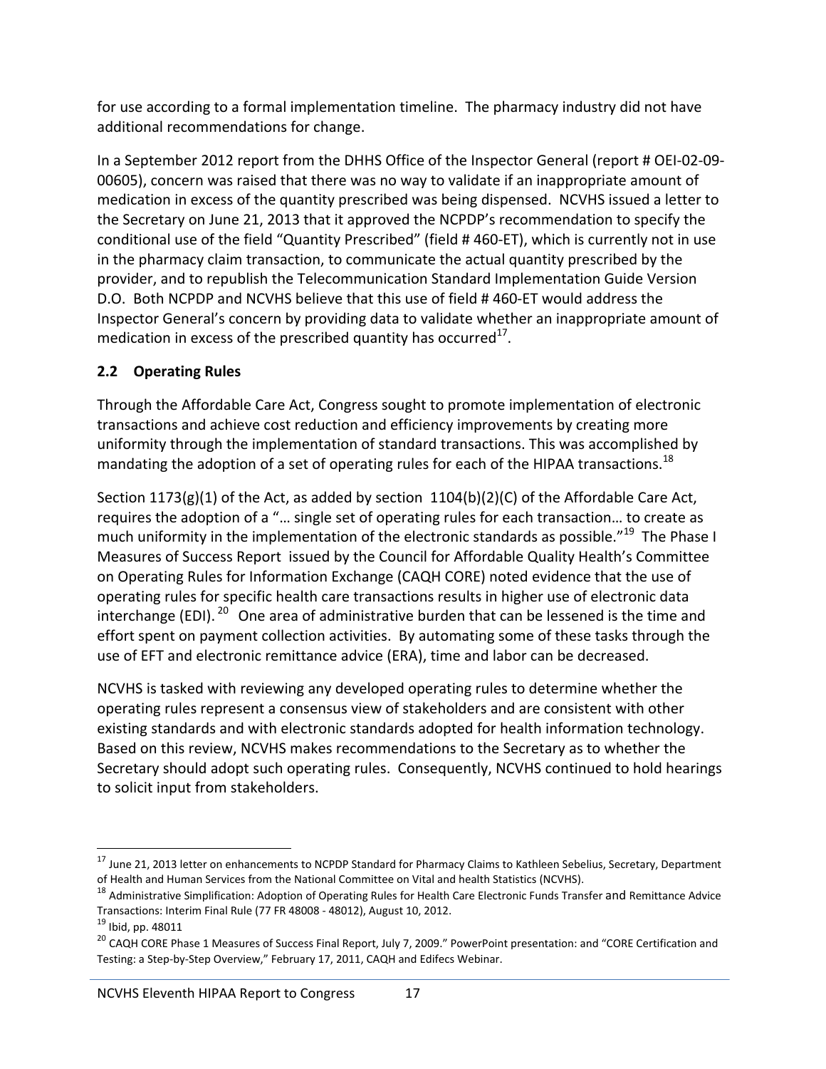for use according to a formal implementation timeline. The pharmacy industry did not have additional recommendations for change.

In a September 2012 report from the DHHS Office of the Inspector General (report # OEI-02-09-00605), concern was raised that there was no way to validate if an inappropriate amount of medication in excess of the quantity prescribed was being dispensed. NCVHS issued a letter to the Secretary on June 21, 2013 that it approved the NCPDP's recommendation to specify the conditional use of the field "Quantity Prescribed" (field # 460-ET), which is currently not in use in the pharmacy claim transaction, to communicate the actual quantity prescribed by the provider, and to republish the Telecommunication Standard Implementation Guide Version D.O. Both NCPDP and NCVHS believe that this use of field # 460-ET would address the Inspector General's concern by providing data to validate whether an inappropriate amount of medication in excess of the prescribed quantity has occurred[17].

## 2.2 Operating Rules

Through the Affordable Care Act, Congress sought to promote implementation of electronic transactions and achieve cost reduction and efficiency improvements by creating more uniformity through the implementation of standard transactions. This was accomplished by mandating the adoption of a set of operating rules for each of the HIPAA transactions.[18]

Section 1173(g)(1) of the Act, as added by section 1104(b)(2)(C) of the Affordable Care Act, requires the adoption of a "… single set of operating rules for each transaction… to create as much uniformity in the implementation of the electronic standards as possible."[19] The Phase I Measures of Success Report issued by the Council for Affordable Quality Health's Committee on Operating Rules for Information Exchange (CAQH CORE) noted evidence that the use of operating rules for specific health care transactions results in higher use of electronic data interchange (EDI).[20] One area of administrative burden that can be lessened is the time and effort spent on payment collection activities. By automating some of these tasks through the use of EFT and electronic remittance advice (ERA), time and labor can be decreased.

NCVHS is tasked with reviewing any developed operating rules to determine whether the operating rules represent a consensus view of stakeholders and are consistent with other existing standards and with electronic standards adopted for health information technology. Based on this review, NCVHS makes recommendations to the Secretary as to whether the Secretary should adopt such operating rules. Consequently, NCVHS continued to hold hearings to solicit input from stakeholders.

---

[17] June 21, 2013 letter on enhancements to NCPDP Standard for Pharmacy Claims to Kathleen Sebelius, Secretary, Department of Health and Human Services from the National Committee on Vital and health Statistics (NCVHS).

[18] Administrative Simplification: Adoption of Operating Rules for Health Care Electronic Funds Transfer and Remittance Advice Transactions: Interim Final Rule (77 FR 48008 - 48012), August 10, 2012.

[19] Ibid, pp. 48011

[20] CAQH CORE Phase 1 Measures of Success Final Report, July 7, 2009." PowerPoint presentation: and "CORE Certification and Testing: a Step-by-Step Overview," February 17, 2011, CAQH and Edifecs Webinar.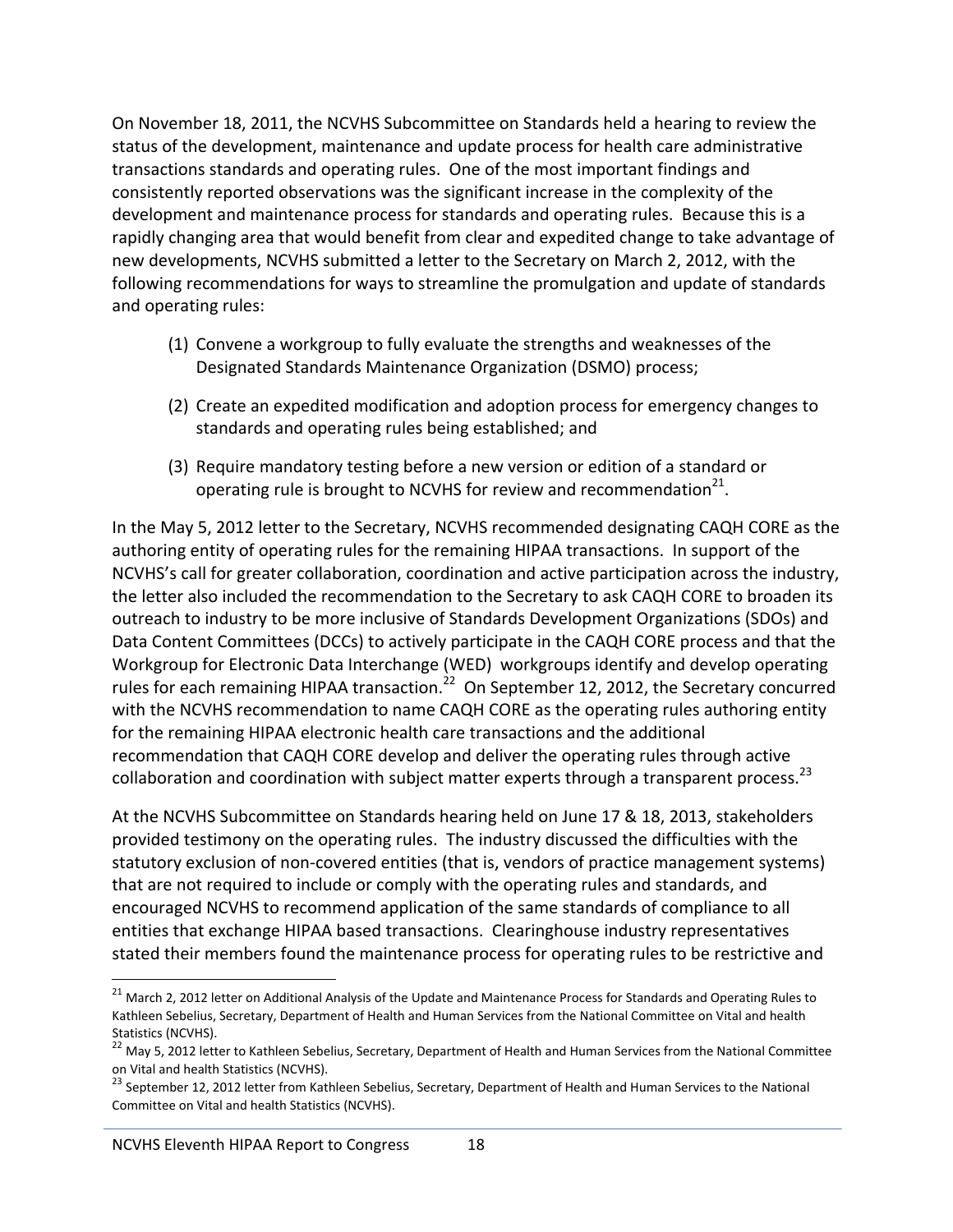On November 18, 2011, the NCVHS Subcommittee on Standards held a hearing to review the status of the development, maintenance and update process for health care administrative transactions standards and operating rules. One of the most important findings and consistently reported observations was the significant increase in the complexity of the development and maintenance process for standards and operating rules. Because this is a rapidly changing area that would benefit from clear and expedited change to take advantage of new developments, NCVHS submitted a letter to the Secretary on March 2, 2012, with the following recommendations for ways to streamline the promulgation and update of standards and operating rules:

(1) Convene a workgroup to fully evaluate the strengths and weaknesses of the Designated Standards Maintenance Organization (DSMO) process;

(2) Create an expedited modification and adoption process for emergency changes to standards and operating rules being established; and

(3) Require mandatory testing before a new version or edition of a standard or operating rule is brought to NCVHS for review and recommendation[21].

In the May 5, 2012 letter to the Secretary, NCVHS recommended designating CAQH CORE as the authoring entity of operating rules for the remaining HIPAA transactions. In support of the NCVHS's call for greater collaboration, coordination and active participation across the industry, the letter also included the recommendation to the Secretary to ask CAQH CORE to broaden its outreach to industry to be more inclusive of Standards Development Organizations (SDOs) and Data Content Committees (DCCs) to actively participate in the CAQH CORE process and that the Workgroup for Electronic Data Interchange (WED) workgroups identify and develop operating rules for each remaining HIPAA transaction.[22] On September 12, 2012, the Secretary concurred with the NCVHS recommendation to name CAQH CORE as the operating rules authoring entity for the remaining HIPAA electronic health care transactions and the additional recommendation that CAQH CORE develop and deliver the operating rules through active collaboration and coordination with subject matter experts through a transparent process.[23]

At the NCVHS Subcommittee on Standards hearing held on June 17 & 18, 2013, stakeholders provided testimony on the operating rules. The industry discussed the difficulties with the statutory exclusion of non-covered entities (that is, vendors of practice management systems) that are not required to include or comply with the operating rules and standards, and encouraged NCVHS to recommend application of the same standards of compliance to all entities that exchange HIPAA based transactions. Clearinghouse industry representatives stated their members found the maintenance process for operating rules to be restrictive and

[21] March 2, 2012 letter on Additional Analysis of the Update and Maintenance Process for Standards and Operating Rules to Kathleen Sebelius, Secretary, Department of Health and Human Services from the National Committee on Vital and health Statistics (NCVHS).

[22] May 5, 2012 letter to Kathleen Sebelius, Secretary, Department of Health and Human Services from the National Committee on Vital and health Statistics (NCVHS).

[23] September 12, 2012 letter from Kathleen Sebelius, Secretary, Department of Health and Human Services to the National Committee on Vital and health Statistics (NCVHS).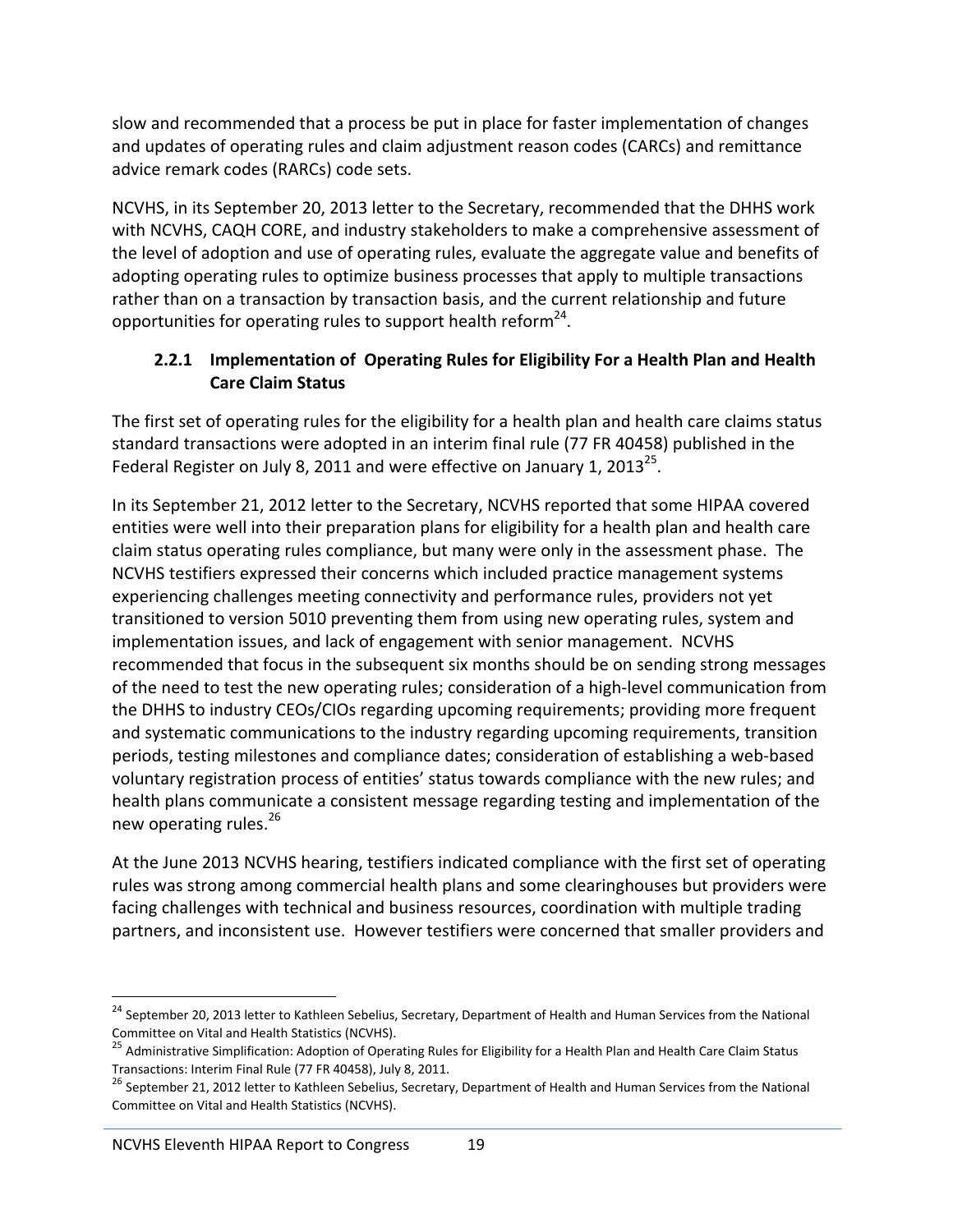slow and recommended that a process be put in place for faster implementation of changes and updates of operating rules and claim adjustment reason codes (CARCs) and remittance advice remark codes (RARCs) code sets.

NCVHS, in its September 20, 2013 letter to the Secretary, recommended that the DHHS work with NCVHS, CAQH CORE, and industry stakeholders to make a comprehensive assessment of the level of adoption and use of operating rules, evaluate the aggregate value and benefits of adopting operating rules to optimize business processes that apply to multiple transactions rather than on a transaction by transaction basis, and the current relationship and future opportunities for operating rules to support health reform[24].

### 2.2.1 Implementation of Operating Rules for Eligibility For a Health Plan and Health Care Claim Status

The first set of operating rules for the eligibility for a health plan and health care claims status standard transactions were adopted in an interim final rule (77 FR 40458) published in the Federal Register on July 8, 2011 and were effective on January 1, 2013[25].

In its September 21, 2012 letter to the Secretary, NCVHS reported that some HIPAA covered entities were well into their preparation plans for eligibility for a health plan and health care claim status operating rules compliance, but many were only in the assessment phase. The NCVHS testifiers expressed their concerns which included practice management systems experiencing challenges meeting connectivity and performance rules, providers not yet transitioned to version 5010 preventing them from using new operating rules, system and implementation issues, and lack of engagement with senior management. NCVHS recommended that focus in the subsequent six months should be on sending strong messages of the need to test the new operating rules; consideration of a high-level communication from the DHHS to industry CEOs/CIOs regarding upcoming requirements; providing more frequent and systematic communications to the industry regarding upcoming requirements, transition periods, testing milestones and compliance dates; consideration of establishing a web-based voluntary registration process of entities' status towards compliance with the new rules; and health plans communicate a consistent message regarding testing and implementation of the new operating rules.[26]

At the June 2013 NCVHS hearing, testifiers indicated compliance with the first set of operating rules was strong among commercial health plans and some clearinghouses but providers were facing challenges with technical and business resources, coordination with multiple trading partners, and inconsistent use. However testifiers were concerned that smaller providers and

---

[24] September 20, 2013 letter to Kathleen Sebelius, Secretary, Department of Health and Human Services from the National Committee on Vital and Health Statistics (NCVHS).

[25] Administrative Simplification: Adoption of Operating Rules for Eligibility for a Health Plan and Health Care Claim Status Transactions: Interim Final Rule (77 FR 40458), July 8, 2011.

[26] September 21, 2012 letter to Kathleen Sebelius, Secretary, Department of Health and Human Services from the National Committee on Vital and Health Statistics (NCVHS).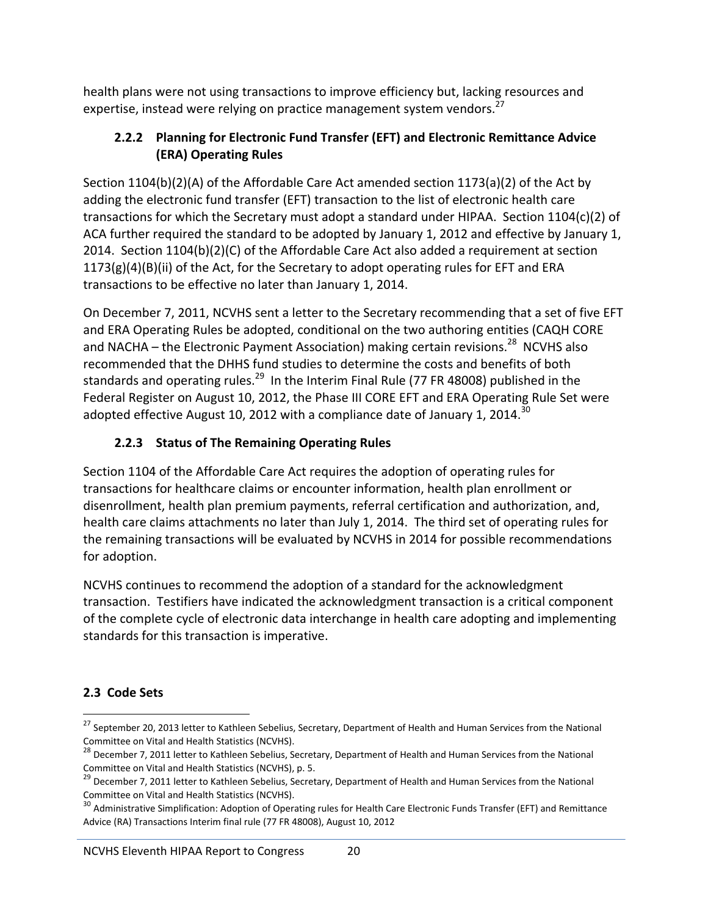health plans were not using transactions to improve efficiency but, lacking resources and expertise, instead were relying on practice management system vendors.[27]

### 2.2.2 Planning for Electronic Fund Transfer (EFT) and Electronic Remittance Advice (ERA) Operating Rules

Section 1104(b)(2)(A) of the Affordable Care Act amended section 1173(a)(2) of the Act by adding the electronic fund transfer (EFT) transaction to the list of electronic health care transactions for which the Secretary must adopt a standard under HIPAA. Section 1104(c)(2) of ACA further required the standard to be adopted by January 1, 2012 and effective by January 1, 2014. Section 1104(b)(2)(C) of the Affordable Care Act also added a requirement at section 1173(g)(4)(B)(ii) of the Act, for the Secretary to adopt operating rules for EFT and ERA transactions to be effective no later than January 1, 2014.

On December 7, 2011, NCVHS sent a letter to the Secretary recommending that a set of five EFT and ERA Operating Rules be adopted, conditional on the two authoring entities (CAQH CORE and NACHA – the Electronic Payment Association) making certain revisions.[28] NCVHS also recommended that the DHHS fund studies to determine the costs and benefits of both standards and operating rules.[29] In the Interim Final Rule (77 FR 48008) published in the Federal Register on August 10, 2012, the Phase III CORE EFT and ERA Operating Rule Set were adopted effective August 10, 2012 with a compliance date of January 1, 2014.[30]

### 2.2.3 Status of The Remaining Operating Rules

Section 1104 of the Affordable Care Act requires the adoption of operating rules for transactions for healthcare claims or encounter information, health plan enrollment or disenrollment, health plan premium payments, referral certification and authorization, and, health care claims attachments no later than July 1, 2014. The third set of operating rules for the remaining transactions will be evaluated by NCVHS in 2014 for possible recommendations for adoption.

NCVHS continues to recommend the adoption of a standard for the acknowledgment transaction. Testifiers have indicated the acknowledgment transaction is a critical component of the complete cycle of electronic data interchange in health care adopting and implementing standards for this transaction is imperative.

## 2.3 Code Sets

[27] September 20, 2013 letter to Kathleen Sebelius, Secretary, Department of Health and Human Services from the National Committee on Vital and Health Statistics (NCVHS).

[28] December 7, 2011 letter to Kathleen Sebelius, Secretary, Department of Health and Human Services from the National Committee on Vital and Health Statistics (NCVHS), p. 5.

[29] December 7, 2011 letter to Kathleen Sebelius, Secretary, Department of Health and Human Services from the National Committee on Vital and Health Statistics (NCVHS).

[30] Administrative Simplification: Adoption of Operating rules for Health Care Electronic Funds Transfer (EFT) and Remittance Advice (RA) Transactions Interim final rule (77 FR 48008), August 10, 2012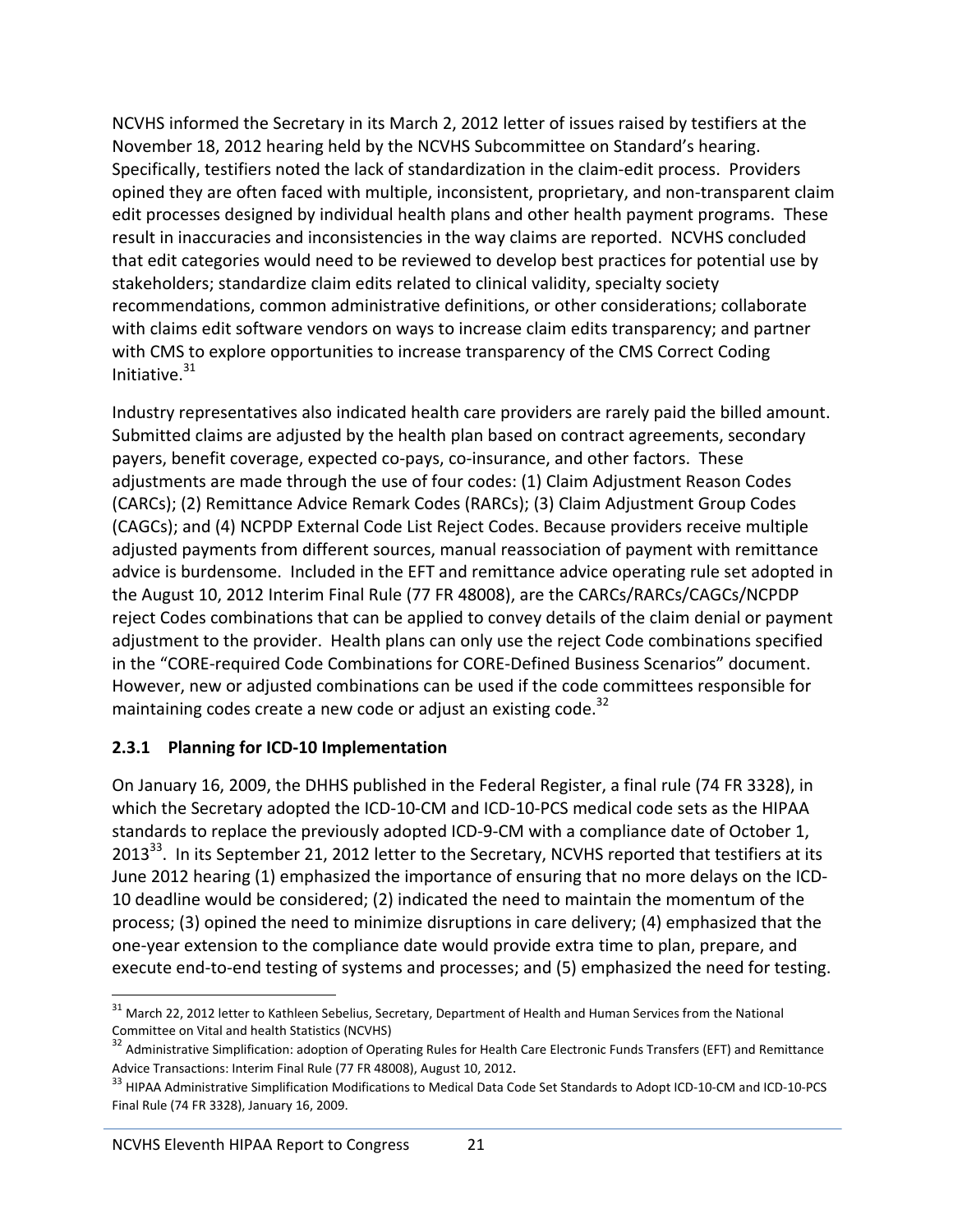NCVHS informed the Secretary in its March 2, 2012 letter of issues raised by testifiers at the November 18, 2012 hearing held by the NCVHS Subcommittee on Standard's hearing. Specifically, testifiers noted the lack of standardization in the claim-edit process. Providers opined they are often faced with multiple, inconsistent, proprietary, and non-transparent claim edit processes designed by individual health plans and other health payment programs. These result in inaccuracies and inconsistencies in the way claims are reported. NCVHS concluded that edit categories would need to be reviewed to develop best practices for potential use by stakeholders; standardize claim edits related to clinical validity, specialty society recommendations, common administrative definitions, or other considerations; collaborate with claims edit software vendors on ways to increase claim edits transparency; and partner with CMS to explore opportunities to increase transparency of the CMS Correct Coding Initiative.[31]

Industry representatives also indicated health care providers are rarely paid the billed amount. Submitted claims are adjusted by the health plan based on contract agreements, secondary payers, benefit coverage, expected co-pays, co-insurance, and other factors. These adjustments are made through the use of four codes: (1) Claim Adjustment Reason Codes (CARCs); (2) Remittance Advice Remark Codes (RARCs); (3) Claim Adjustment Group Codes (CAGCs); and (4) NCPDP External Code List Reject Codes. Because providers receive multiple adjusted payments from different sources, manual reassociation of payment with remittance advice is burdensome. Included in the EFT and remittance advice operating rule set adopted in the August 10, 2012 Interim Final Rule (77 FR 48008), are the CARCs/RARCs/CAGCs/NCPDP reject Codes combinations that can be applied to convey details of the claim denial or payment adjustment to the provider. Health plans can only use the reject Code combinations specified in the "CORE-required Code Combinations for CORE-Defined Business Scenarios" document. However, new or adjusted combinations can be used if the code committees responsible for maintaining codes create a new code or adjust an existing code.[32]

### 2.3.1 Planning for ICD-10 Implementation

On January 16, 2009, the DHHS published in the Federal Register, a final rule (74 FR 3328), in which the Secretary adopted the ICD-10-CM and ICD-10-PCS medical code sets as the HIPAA standards to replace the previously adopted ICD-9-CM with a compliance date of October 1, 2013[33]. In its September 21, 2012 letter to the Secretary, NCVHS reported that testifiers at its June 2012 hearing (1) emphasized the importance of ensuring that no more delays on the ICD-10 deadline would be considered; (2) indicated the need to maintain the momentum of the process; (3) opined the need to minimize disruptions in care delivery; (4) emphasized that the one-year extension to the compliance date would provide extra time to plan, prepare, and execute end-to-end testing of systems and processes; and (5) emphasized the need for testing.

---

[31] March 22, 2012 letter to Kathleen Sebelius, Secretary, Department of Health and Human Services from the National Committee on Vital and health Statistics (NCVHS)

[32] Administrative Simplification: adoption of Operating Rules for Health Care Electronic Funds Transfers (EFT) and Remittance Advice Transactions: Interim Final Rule (77 FR 48008), August 10, 2012.

[33] HIPAA Administrative Simplification Modifications to Medical Data Code Set Standards to Adopt ICD-10-CM and ICD-10-PCS Final Rule (74 FR 3328), January 16, 2009.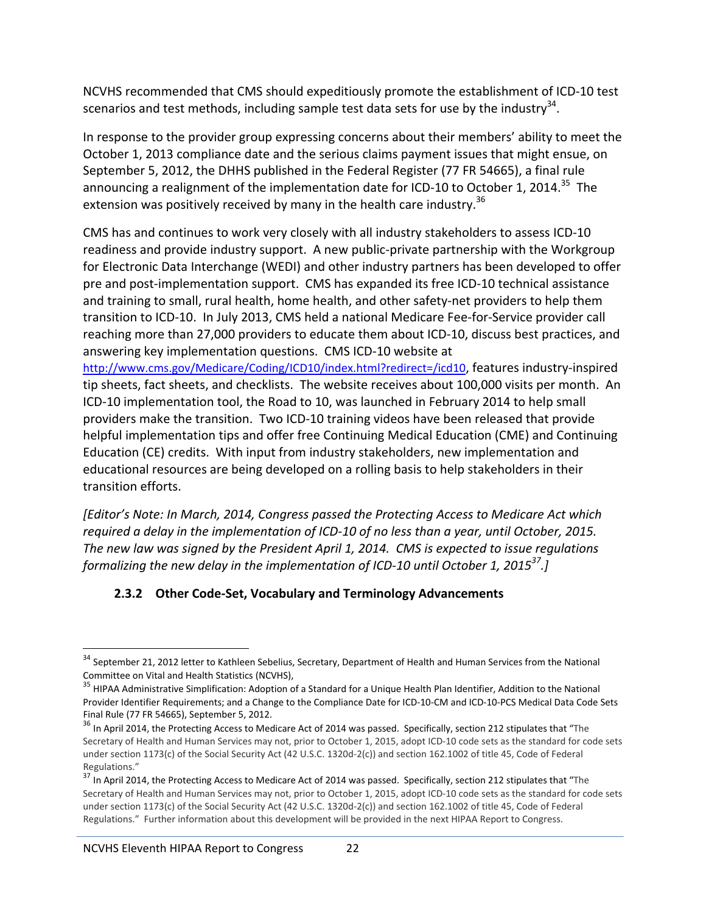NCVHS recommended that CMS should expeditiously promote the establishment of ICD-10 test scenarios and test methods, including sample test data sets for use by the industry[34].

In response to the provider group expressing concerns about their members' ability to meet the October 1, 2013 compliance date and the serious claims payment issues that might ensue, on September 5, 2012, the DHHS published in the Federal Register (77 FR 54665), a final rule announcing a realignment of the implementation date for ICD-10 to October 1, 2014.[35] The extension was positively received by many in the health care industry.[36]

CMS has and continues to work very closely with all industry stakeholders to assess ICD-10 readiness and provide industry support. A new public-private partnership with the Workgroup for Electronic Data Interchange (WEDI) and other industry partners has been developed to offer pre and post-implementation support. CMS has expanded its free ICD-10 technical assistance and training to small, rural health, home health, and other safety-net providers to help them transition to ICD-10. In July 2013, CMS held a national Medicare Fee-for-Service provider call reaching more than 27,000 providers to educate them about ICD-10, discuss best practices, and answering key implementation questions. CMS ICD-10 website at http://www.cms.gov/Medicare/Coding/ICD10/index.html?redirect=/icd10, features industry-inspired tip sheets, fact sheets, and checklists. The website receives about 100,000 visits per month. An ICD-10 implementation tool, the Road to 10, was launched in February 2014 to help small providers make the transition. Two ICD-10 training videos have been released that provide helpful implementation tips and offer free Continuing Medical Education (CME) and Continuing Education (CE) credits. With input from industry stakeholders, new implementation and educational resources are being developed on a rolling basis to help stakeholders in their transition efforts.

*[Editor's Note: In March, 2014, Congress passed the Protecting Access to Medicare Act which required a delay in the implementation of ICD-10 of no less than a year, until October, 2015. The new law was signed by the President April 1, 2014. CMS is expected to issue regulations formalizing the new delay in the implementation of ICD-10 until October 1, 2015[37].]*

### 2.3.2 Other Code-Set, Vocabulary and Terminology Advancements

---

[34] September 21, 2012 letter to Kathleen Sebelius, Secretary, Department of Health and Human Services from the National Committee on Vital and Health Statistics (NCVHS),

[35] HIPAA Administrative Simplification: Adoption of a Standard for a Unique Health Plan Identifier, Addition to the National Provider Identifier Requirements; and a Change to the Compliance Date for ICD-10-CM and ICD-10-PCS Medical Data Code Sets Final Rule (77 FR 54665), September 5, 2012.

[36] In April 2014, the Protecting Access to Medicare Act of 2014 was passed. Specifically, section 212 stipulates that "The Secretary of Health and Human Services may not, prior to October 1, 2015, adopt ICD-10 code sets as the standard for code sets under section 1173(c) of the Social Security Act (42 U.S.C. 1320d-2(c)) and section 162.1002 of title 45, Code of Federal Regulations."

[37] In April 2014, the Protecting Access to Medicare Act of 2014 was passed. Specifically, section 212 stipulates that "The Secretary of Health and Human Services may not, prior to October 1, 2015, adopt ICD-10 code sets as the standard for code sets under section 1173(c) of the Social Security Act (42 U.S.C. 1320d-2(c)) and section 162.1002 of title 45, Code of Federal Regulations." Further information about this development will be provided in the next HIPAA Report to Congress.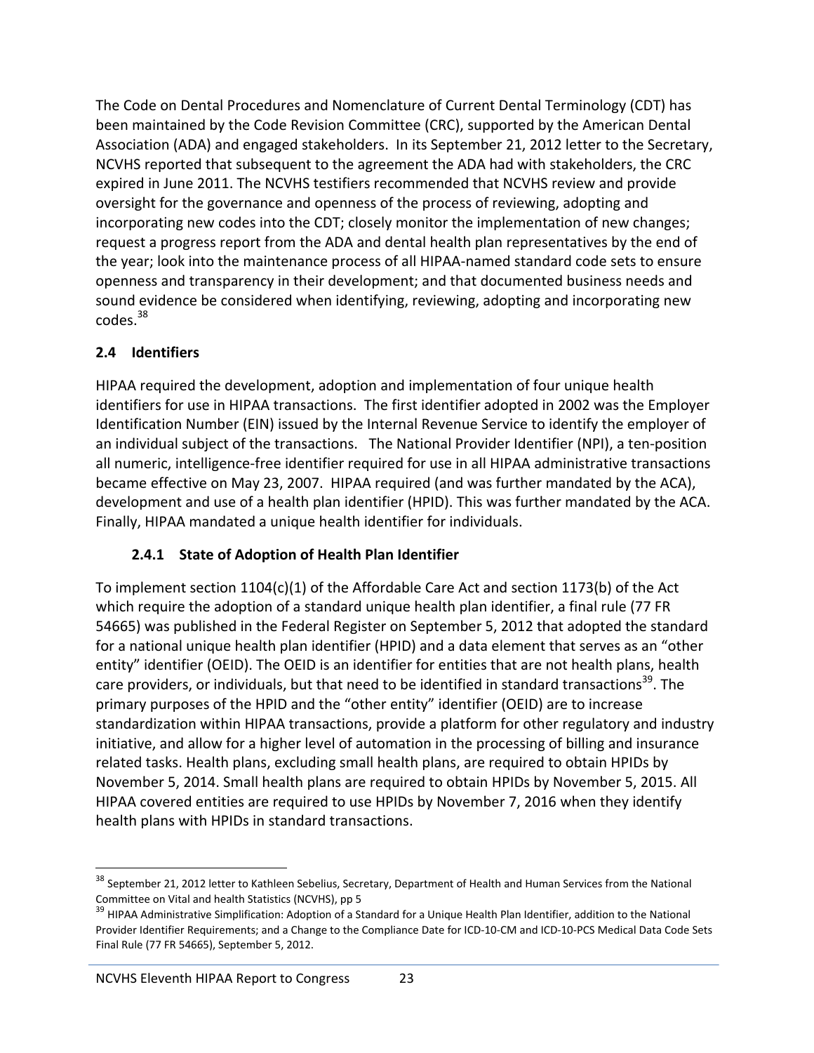The Code on Dental Procedures and Nomenclature of Current Dental Terminology (CDT) has been maintained by the Code Revision Committee (CRC), supported by the American Dental Association (ADA) and engaged stakeholders. In its September 21, 2012 letter to the Secretary, NCVHS reported that subsequent to the agreement the ADA had with stakeholders, the CRC expired in June 2011. The NCVHS testifiers recommended that NCVHS review and provide oversight for the governance and openness of the process of reviewing, adopting and incorporating new codes into the CDT; closely monitor the implementation of new changes; request a progress report from the ADA and dental health plan representatives by the end of the year; look into the maintenance process of all HIPAA-named standard code sets to ensure openness and transparency in their development; and that documented business needs and sound evidence be considered when identifying, reviewing, adopting and incorporating new codes.[38]

## 2.4 Identifiers

HIPAA required the development, adoption and implementation of four unique health identifiers for use in HIPAA transactions. The first identifier adopted in 2002 was the Employer Identification Number (EIN) issued by the Internal Revenue Service to identify the employer of an individual subject of the transactions. The National Provider Identifier (NPI), a ten-position all numeric, intelligence-free identifier required for use in all HIPAA administrative transactions became effective on May 23, 2007. HIPAA required (and was further mandated by the ACA), development and use of a health plan identifier (HPID). This was further mandated by the ACA. Finally, HIPAA mandated a unique health identifier for individuals.

### 2.4.1 State of Adoption of Health Plan Identifier

To implement section 1104(c)(1) of the Affordable Care Act and section 1173(b) of the Act which require the adoption of a standard unique health plan identifier, a final rule (77 FR 54665) was published in the Federal Register on September 5, 2012 that adopted the standard for a national unique health plan identifier (HPID) and a data element that serves as an "other entity" identifier (OEID). The OEID is an identifier for entities that are not health plans, health care providers, or individuals, but that need to be identified in standard transactions[39]. The primary purposes of the HPID and the "other entity" identifier (OEID) are to increase standardization within HIPAA transactions, provide a platform for other regulatory and industry initiative, and allow for a higher level of automation in the processing of billing and insurance related tasks. Health plans, excluding small health plans, are required to obtain HPIDs by November 5, 2014. Small health plans are required to obtain HPIDs by November 5, 2015. All HIPAA covered entities are required to use HPIDs by November 7, 2016 when they identify health plans with HPIDs in standard transactions.

---

[38] September 21, 2012 letter to Kathleen Sebelius, Secretary, Department of Health and Human Services from the National Committee on Vital and health Statistics (NCVHS), pp 5

[39] HIPAA Administrative Simplification: Adoption of a Standard for a Unique Health Plan Identifier, addition to the National Provider Identifier Requirements; and a Change to the Compliance Date for ICD-10-CM and ICD-10-PCS Medical Data Code Sets Final Rule (77 FR 54665), September 5, 2012.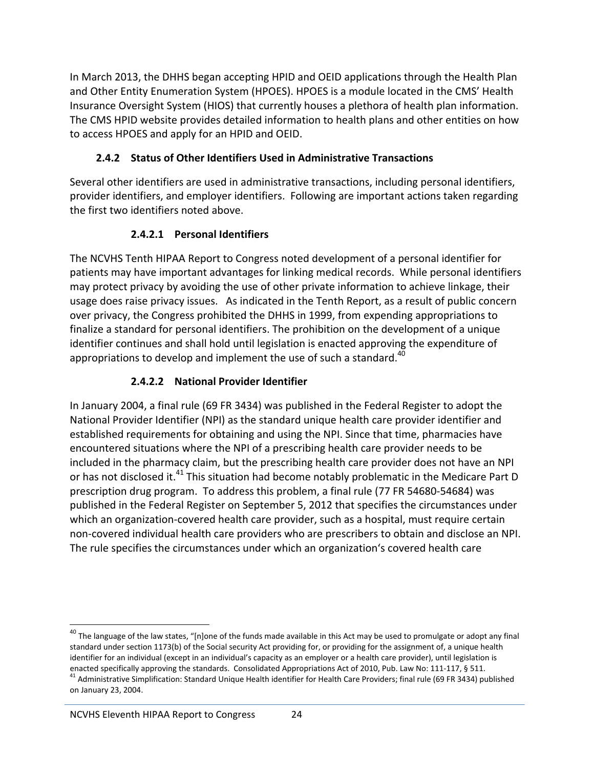In March 2013, the DHHS began accepting HPID and OEID applications through the Health Plan and Other Entity Enumeration System (HPOES). HPOES is a module located in the CMS' Health Insurance Oversight System (HIOS) that currently houses a plethora of health plan information. The CMS HPID website provides detailed information to health plans and other entities on how to access HPOES and apply for an HPID and OEID.

### 2.4.2 Status of Other Identifiers Used in Administrative Transactions

Several other identifiers are used in administrative transactions, including personal identifiers, provider identifiers, and employer identifiers. Following are important actions taken regarding the first two identifiers noted above.

#### 2.4.2.1 Personal Identifiers

The NCVHS Tenth HIPAA Report to Congress noted development of a personal identifier for patients may have important advantages for linking medical records. While personal identifiers may protect privacy by avoiding the use of other private information to achieve linkage, their usage does raise privacy issues. As indicated in the Tenth Report, as a result of public concern over privacy, the Congress prohibited the DHHS in 1999, from expending appropriations to finalize a standard for personal identifiers. The prohibition on the development of a unique identifier continues and shall hold until legislation is enacted approving the expenditure of appropriations to develop and implement the use of such a standard.[40]

#### 2.4.2.2 National Provider Identifier

In January 2004, a final rule (69 FR 3434) was published in the Federal Register to adopt the National Provider Identifier (NPI) as the standard unique health care provider identifier and established requirements for obtaining and using the NPI. Since that time, pharmacies have encountered situations where the NPI of a prescribing health care provider needs to be included in the pharmacy claim, but the prescribing health care provider does not have an NPI or has not disclosed it.[41] This situation had become notably problematic in the Medicare Part D prescription drug program. To address this problem, a final rule (77 FR 54680-54684) was published in the Federal Register on September 5, 2012 that specifies the circumstances under which an organization-covered health care provider, such as a hospital, must require certain non-covered individual health care providers who are prescribers to obtain and disclose an NPI. The rule specifies the circumstances under which an organization's covered health care

---

[40] The language of the law states, "[n]one of the funds made available in this Act may be used to promulgate or adopt any final standard under section 1173(b) of the Social security Act providing for, or providing for the assignment of, a unique health identifier for an individual (except in an individual's capacity as an employer or a health care provider), until legislation is enacted specifically approving the standards. Consolidated Appropriations Act of 2010, Pub. Law No: 111-117, § 511.

[41] Administrative Simplification: Standard Unique Health identifier for Health Care Providers; final rule (69 FR 3434) published on January 23, 2004.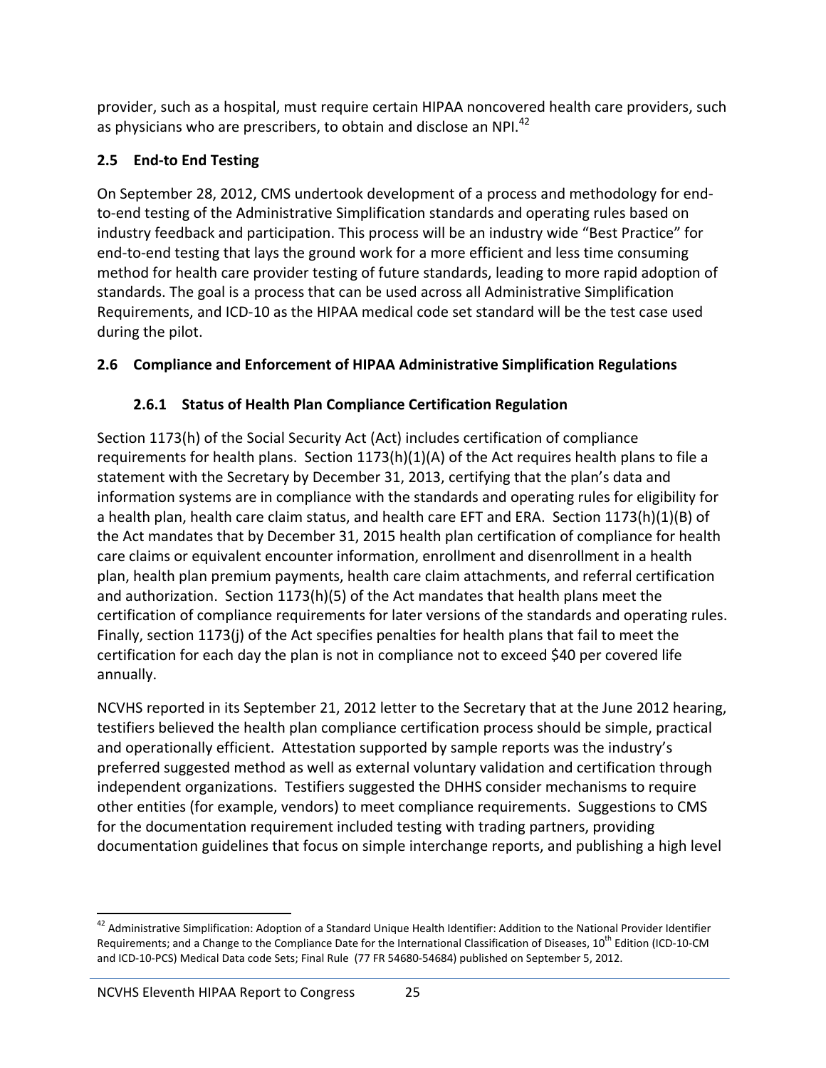provider, such as a hospital, must require certain HIPAA noncovered health care providers, such as physicians who are prescribers, to obtain and disclose an NPI.[42]

## 2.5 End-to End Testing

On September 28, 2012, CMS undertook development of a process and methodology for end-to-end testing of the Administrative Simplification standards and operating rules based on industry feedback and participation. This process will be an industry wide "Best Practice" for end-to-end testing that lays the ground work for a more efficient and less time consuming method for health care provider testing of future standards, leading to more rapid adoption of standards. The goal is a process that can be used across all Administrative Simplification Requirements, and ICD-10 as the HIPAA medical code set standard will be the test case used during the pilot.

## 2.6 Compliance and Enforcement of HIPAA Administrative Simplification Regulations

### 2.6.1 Status of Health Plan Compliance Certification Regulation

Section 1173(h) of the Social Security Act (Act) includes certification of compliance requirements for health plans. Section 1173(h)(1)(A) of the Act requires health plans to file a statement with the Secretary by December 31, 2013, certifying that the plan's data and information systems are in compliance with the standards and operating rules for eligibility for a health plan, health care claim status, and health care EFT and ERA. Section 1173(h)(1)(B) of the Act mandates that by December 31, 2015 health plan certification of compliance for health care claims or equivalent encounter information, enrollment and disenrollment in a health plan, health plan premium payments, health care claim attachments, and referral certification and authorization. Section 1173(h)(5) of the Act mandates that health plans meet the certification of compliance requirements for later versions of the standards and operating rules. Finally, section 1173(j) of the Act specifies penalties for health plans that fail to meet the certification for each day the plan is not in compliance not to exceed $40 per covered life annually.

NCVHS reported in its September 21, 2012 letter to the Secretary that at the June 2012 hearing, testifiers believed the health plan compliance certification process should be simple, practical and operationally efficient. Attestation supported by sample reports was the industry's preferred suggested method as well as external voluntary validation and certification through independent organizations. Testifiers suggested the DHHS consider mechanisms to require other entities (for example, vendors) to meet compliance requirements. Suggestions to CMS for the documentation requirement included testing with trading partners, providing documentation guidelines that focus on simple interchange reports, and publishing a high level

---

[42] Administrative Simplification: Adoption of a Standard Unique Health Identifier: Addition to the National Provider Identifier Requirements; and a Change to the Compliance Date for the International Classification of Diseases, 10th Edition (ICD-10-CM and ICD-10-PCS) Medical Data code Sets; Final Rule (77 FR 54680-54684) published on September 5, 2012.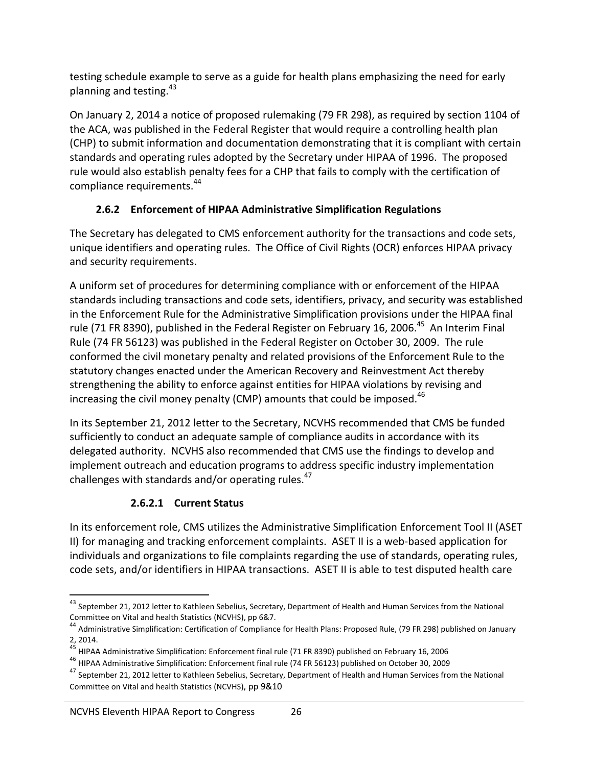testing schedule example to serve as a guide for health plans emphasizing the need for early planning and testing.[43]

On January 2, 2014 a notice of proposed rulemaking (79 FR 298), as required by section 1104 of the ACA, was published in the Federal Register that would require a controlling health plan (CHP) to submit information and documentation demonstrating that it is compliant with certain standards and operating rules adopted by the Secretary under HIPAA of 1996. The proposed rule would also establish penalty fees for a CHP that fails to comply with the certification of compliance requirements.[44]

### 2.6.2 Enforcement of HIPAA Administrative Simplification Regulations

The Secretary has delegated to CMS enforcement authority for the transactions and code sets, unique identifiers and operating rules. The Office of Civil Rights (OCR) enforces HIPAA privacy and security requirements.

A uniform set of procedures for determining compliance with or enforcement of the HIPAA standards including transactions and code sets, identifiers, privacy, and security was established in the Enforcement Rule for the Administrative Simplification provisions under the HIPAA final rule (71 FR 8390), published in the Federal Register on February 16, 2006.[45] An Interim Final Rule (74 FR 56123) was published in the Federal Register on October 30, 2009. The rule conformed the civil monetary penalty and related provisions of the Enforcement Rule to the statutory changes enacted under the American Recovery and Reinvestment Act thereby strengthening the ability to enforce against entities for HIPAA violations by revising and increasing the civil money penalty (CMP) amounts that could be imposed.[46]

In its September 21, 2012 letter to the Secretary, NCVHS recommended that CMS be funded sufficiently to conduct an adequate sample of compliance audits in accordance with its delegated authority. NCVHS also recommended that CMS use the findings to develop and implement outreach and education programs to address specific industry implementation challenges with standards and/or operating rules.[47]

#### 2.6.2.1 Current Status

In its enforcement role, CMS utilizes the Administrative Simplification Enforcement Tool II (ASET II) for managing and tracking enforcement complaints. ASET II is a web-based application for individuals and organizations to file complaints regarding the use of standards, operating rules, code sets, and/or identifiers in HIPAA transactions. ASET II is able to test disputed health care

---

[43] September 21, 2012 letter to Kathleen Sebelius, Secretary, Department of Health and Human Services from the National Committee on Vital and health Statistics (NCVHS), pp 6&7.

[44] Administrative Simplification: Certification of Compliance for Health Plans: Proposed Rule, (79 FR 298) published on January 2, 2014.

[45] HIPAA Administrative Simplification: Enforcement final rule (71 FR 8390) published on February 16, 2006

[46] HIPAA Administrative Simplification: Enforcement final rule (74 FR 56123) published on October 30, 2009

[47] September 21, 2012 letter to Kathleen Sebelius, Secretary, Department of Health and Human Services from the National Committee on Vital and health Statistics (NCVHS), pp 9&10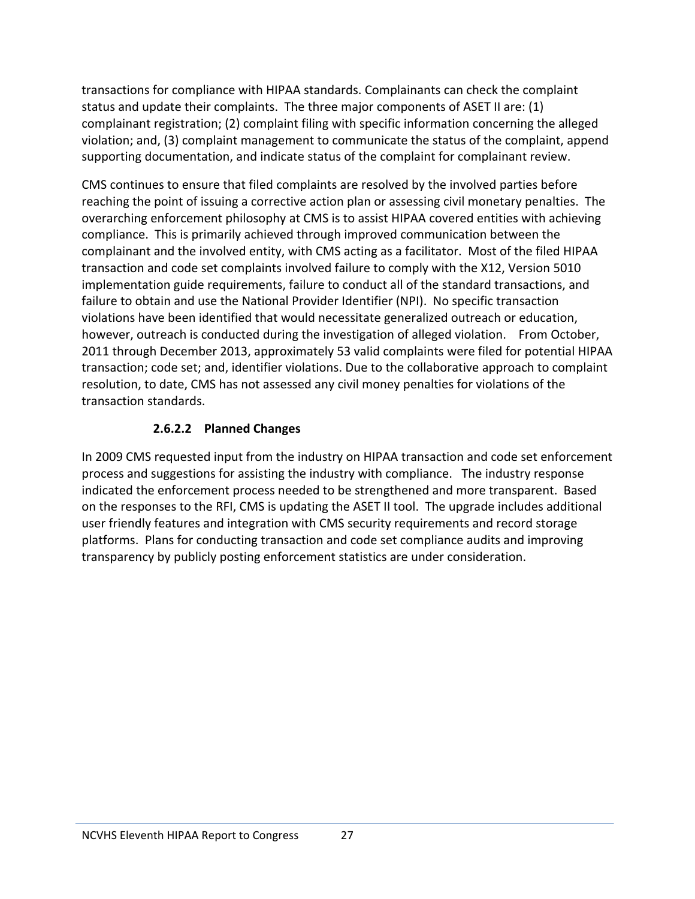transactions for compliance with HIPAA standards. Complainants can check the complaint status and update their complaints. The three major components of ASET II are: (1) complainant registration; (2) complaint filing with specific information concerning the alleged violation; and, (3) complaint management to communicate the status of the complaint, append supporting documentation, and indicate status of the complaint for complainant review.

CMS continues to ensure that filed complaints are resolved by the involved parties before reaching the point of issuing a corrective action plan or assessing civil monetary penalties. The overarching enforcement philosophy at CMS is to assist HIPAA covered entities with achieving compliance. This is primarily achieved through improved communication between the complainant and the involved entity, with CMS acting as a facilitator. Most of the filed HIPAA transaction and code set complaints involved failure to comply with the X12, Version 5010 implementation guide requirements, failure to conduct all of the standard transactions, and failure to obtain and use the National Provider Identifier (NPI). No specific transaction violations have been identified that would necessitate generalized outreach or education, however, outreach is conducted during the investigation of alleged violation. From October, 2011 through December 2013, approximately 53 valid complaints were filed for potential HIPAA transaction; code set; and, identifier violations. Due to the collaborative approach to complaint resolution, to date, CMS has not assessed any civil money penalties for violations of the transaction standards.

#### 2.6.2.2 Planned Changes

In 2009 CMS requested input from the industry on HIPAA transaction and code set enforcement process and suggestions for assisting the industry with compliance. The industry response indicated the enforcement process needed to be strengthened and more transparent. Based on the responses to the RFI, CMS is updating the ASET II tool. The upgrade includes additional user friendly features and integration with CMS security requirements and record storage platforms. Plans for conducting transaction and code set compliance audits and improving transparency by publicly posting enforcement statistics are under consideration.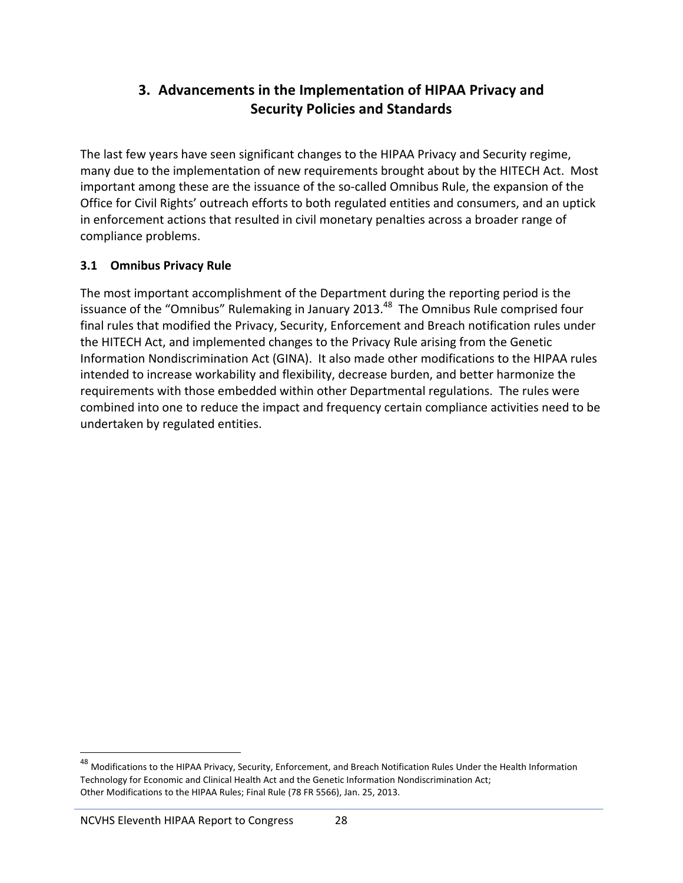## 3. Advancements in the Implementation of HIPAA Privacy and Security Policies and Standards

The last few years have seen significant changes to the HIPAA Privacy and Security regime, many due to the implementation of new requirements brought about by the HITECH Act. Most important among these are the issuance of the so-called Omnibus Rule, the expansion of the Office for Civil Rights' outreach efforts to both regulated entities and consumers, and an uptick in enforcement actions that resulted in civil monetary penalties across a broader range of compliance problems.

### 3.1 Omnibus Privacy Rule

The most important accomplishment of the Department during the reporting period is the issuance of the "Omnibus" Rulemaking in January 2013.[48] The Omnibus Rule comprised four final rules that modified the Privacy, Security, Enforcement and Breach notification rules under the HITECH Act, and implemented changes to the Privacy Rule arising from the Genetic Information Nondiscrimination Act (GINA). It also made other modifications to the HIPAA rules intended to increase workability and flexibility, decrease burden, and better harmonize the requirements with those embedded within other Departmental regulations. The rules were combined into one to reduce the impact and frequency certain compliance activities need to be undertaken by regulated entities.

---

[48] Modifications to the HIPAA Privacy, Security, Enforcement, and Breach Notification Rules Under the Health Information Technology for Economic and Clinical Health Act and the Genetic Information Nondiscrimination Act; Other Modifications to the HIPAA Rules; Final Rule (78 FR 5566), Jan. 25, 2013.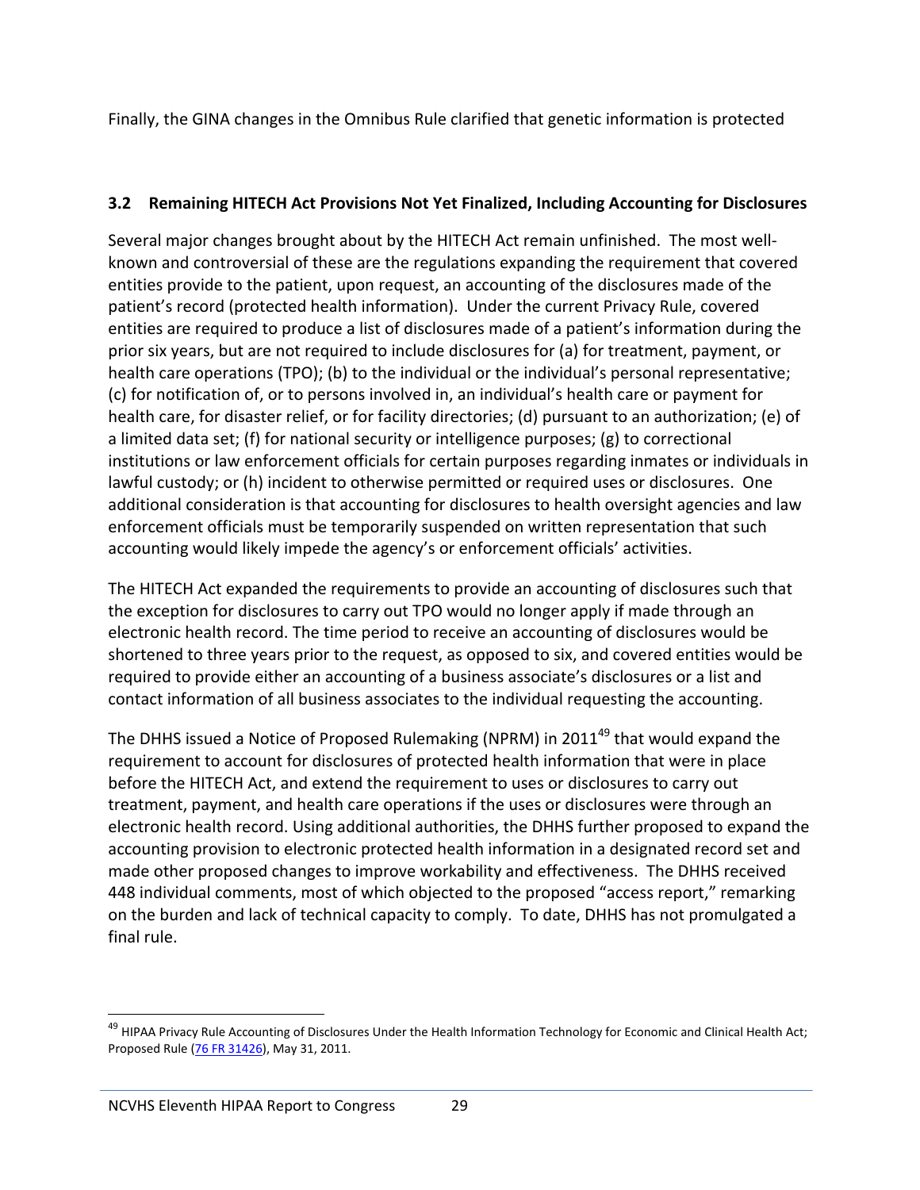Finally, the GINA changes in the Omnibus Rule clarified that genetic information is protected

### 3.2 Remaining HITECH Act Provisions Not Yet Finalized, Including Accounting for Disclosures

Several major changes brought about by the HITECH Act remain unfinished. The most well-known and controversial of these are the regulations expanding the requirement that covered entities provide to the patient, upon request, an accounting of the disclosures made of the patient's record (protected health information). Under the current Privacy Rule, covered entities are required to produce a list of disclosures made of a patient's information during the prior six years, but are not required to include disclosures for (a) for treatment, payment, or health care operations (TPO); (b) to the individual or the individual's personal representative; (c) for notification of, or to persons involved in, an individual's health care or payment for health care, for disaster relief, or for facility directories; (d) pursuant to an authorization; (e) of a limited data set; (f) for national security or intelligence purposes; (g) to correctional institutions or law enforcement officials for certain purposes regarding inmates or individuals in lawful custody; or (h) incident to otherwise permitted or required uses or disclosures. One additional consideration is that accounting for disclosures to health oversight agencies and law enforcement officials must be temporarily suspended on written representation that such accounting would likely impede the agency's or enforcement officials' activities.

The HITECH Act expanded the requirements to provide an accounting of disclosures such that the exception for disclosures to carry out TPO would no longer apply if made through an electronic health record. The time period to receive an accounting of disclosures would be shortened to three years prior to the request, as opposed to six, and covered entities would be required to provide either an accounting of a business associate's disclosures or a list and contact information of all business associates to the individual requesting the accounting.

The DHHS issued a Notice of Proposed Rulemaking (NPRM) in 2011[49] that would expand the requirement to account for disclosures of protected health information that were in place before the HITECH Act, and extend the requirement to uses or disclosures to carry out treatment, payment, and health care operations if the uses or disclosures were through an electronic health record. Using additional authorities, the DHHS further proposed to expand the accounting provision to electronic protected health information in a designated record set and made other proposed changes to improve workability and effectiveness. The DHHS received 448 individual comments, most of which objected to the proposed "access report," remarking on the burden and lack of technical capacity to comply. To date, DHHS has not promulgated a final rule.

---

[49] HIPAA Privacy Rule Accounting of Disclosures Under the Health Information Technology for Economic and Clinical Health Act; Proposed Rule (76 FR 31426), May 31, 2011.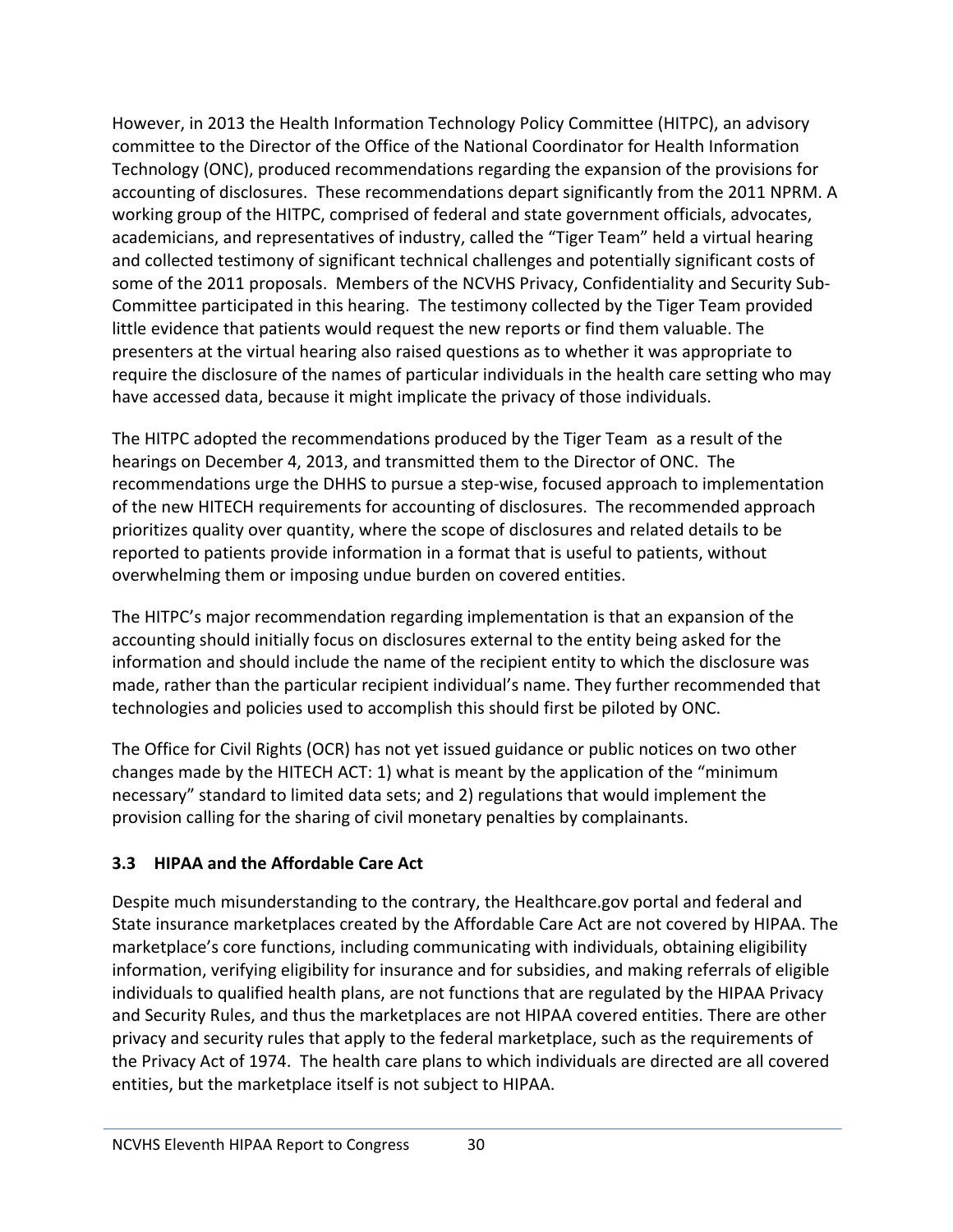However, in 2013 the Health Information Technology Policy Committee (HITPC), an advisory committee to the Director of the Office of the National Coordinator for Health Information Technology (ONC), produced recommendations regarding the expansion of the provisions for accounting of disclosures. These recommendations depart significantly from the 2011 NPRM. A working group of the HITPC, comprised of federal and state government officials, advocates, academicians, and representatives of industry, called the "Tiger Team" held a virtual hearing and collected testimony of significant technical challenges and potentially significant costs of some of the 2011 proposals. Members of the NCVHS Privacy, Confidentiality and Security Sub-Committee participated in this hearing. The testimony collected by the Tiger Team provided little evidence that patients would request the new reports or find them valuable. The presenters at the virtual hearing also raised questions as to whether it was appropriate to require the disclosure of the names of particular individuals in the health care setting who may have accessed data, because it might implicate the privacy of those individuals.

The HITPC adopted the recommendations produced by the Tiger Team as a result of the hearings on December 4, 2013, and transmitted them to the Director of ONC. The recommendations urge the DHHS to pursue a step-wise, focused approach to implementation of the new HITECH requirements for accounting of disclosures. The recommended approach prioritizes quality over quantity, where the scope of disclosures and related details to be reported to patients provide information in a format that is useful to patients, without overwhelming them or imposing undue burden on covered entities.

The HITPC's major recommendation regarding implementation is that an expansion of the accounting should initially focus on disclosures external to the entity being asked for the information and should include the name of the recipient entity to which the disclosure was made, rather than the particular recipient individual's name. They further recommended that technologies and policies used to accomplish this should first be piloted by ONC.

The Office for Civil Rights (OCR) has not yet issued guidance or public notices on two other changes made by the HITECH ACT: 1) what is meant by the application of the "minimum necessary" standard to limited data sets; and 2) regulations that would implement the provision calling for the sharing of civil monetary penalties by complainants.

### 3.3 HIPAA and the Affordable Care Act

Despite much misunderstanding to the contrary, the Healthcare.gov portal and federal and State insurance marketplaces created by the Affordable Care Act are not covered by HIPAA. The marketplace's core functions, including communicating with individuals, obtaining eligibility information, verifying eligibility for insurance and for subsidies, and making referrals of eligible individuals to qualified health plans, are not functions that are regulated by the HIPAA Privacy and Security Rules, and thus the marketplaces are not HIPAA covered entities. There are other privacy and security rules that apply to the federal marketplace, such as the requirements of the Privacy Act of 1974. The health care plans to which individuals are directed are all covered entities, but the marketplace itself is not subject to HIPAA.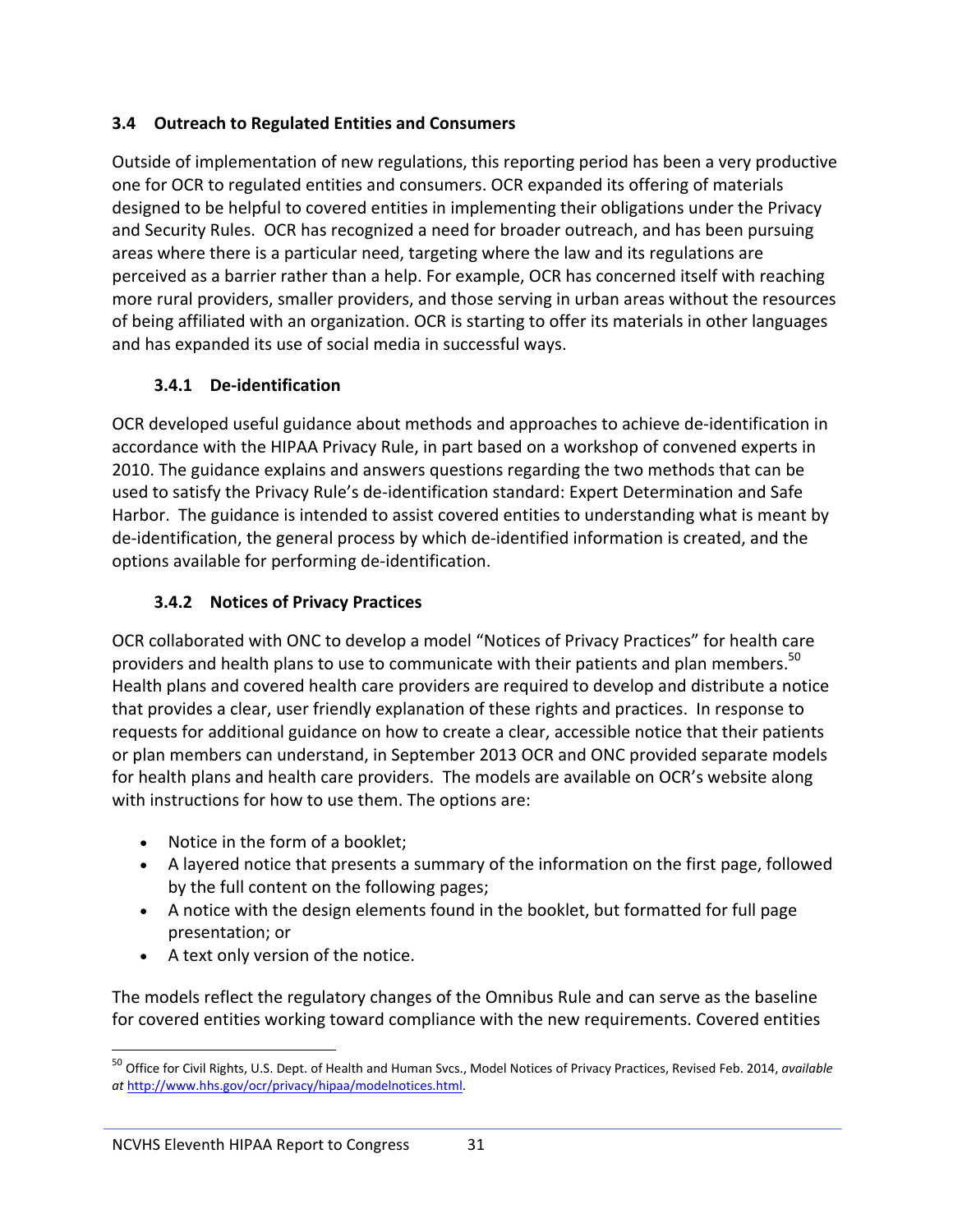### 3.4 Outreach to Regulated Entities and Consumers

Outside of implementation of new regulations, this reporting period has been a very productive one for OCR to regulated entities and consumers. OCR expanded its offering of materials designed to be helpful to covered entities in implementing their obligations under the Privacy and Security Rules. OCR has recognized a need for broader outreach, and has been pursuing areas where there is a particular need, targeting where the law and its regulations are perceived as a barrier rather than a help. For example, OCR has concerned itself with reaching more rural providers, smaller providers, and those serving in urban areas without the resources of being affiliated with an organization. OCR is starting to offer its materials in other languages and has expanded its use of social media in successful ways.

#### 3.4.1 De-identification

OCR developed useful guidance about methods and approaches to achieve de-identification in accordance with the HIPAA Privacy Rule, in part based on a workshop of convened experts in 2010. The guidance explains and answers questions regarding the two methods that can be used to satisfy the Privacy Rule's de-identification standard: Expert Determination and Safe Harbor. The guidance is intended to assist covered entities to understanding what is meant by de-identification, the general process by which de-identified information is created, and the options available for performing de-identification.

#### 3.4.2 Notices of Privacy Practices

OCR collaborated with ONC to develop a model "Notices of Privacy Practices" for health care providers and health plans to use to communicate with their patients and plan members.[50] Health plans and covered health care providers are required to develop and distribute a notice that provides a clear, user friendly explanation of these rights and practices. In response to requests for additional guidance on how to create a clear, accessible notice that their patients or plan members can understand, in September 2013 OCR and ONC provided separate models for health plans and health care providers. The models are available on OCR's website along with instructions for how to use them. The options are:

- Notice in the form of a booklet;
- A layered notice that presents a summary of the information on the first page, followed by the full content on the following pages;
- A notice with the design elements found in the booklet, but formatted for full page presentation; or
- A text only version of the notice.

The models reflect the regulatory changes of the Omnibus Rule and can serve as the baseline for covered entities working toward compliance with the new requirements. Covered entities

---

[50] Office for Civil Rights, U.S. Dept. of Health and Human Svcs., Model Notices of Privacy Practices, Revised Feb. 2014, *available at* http://www.hhs.gov/ocr/privacy/hipaa/modelnotices.html.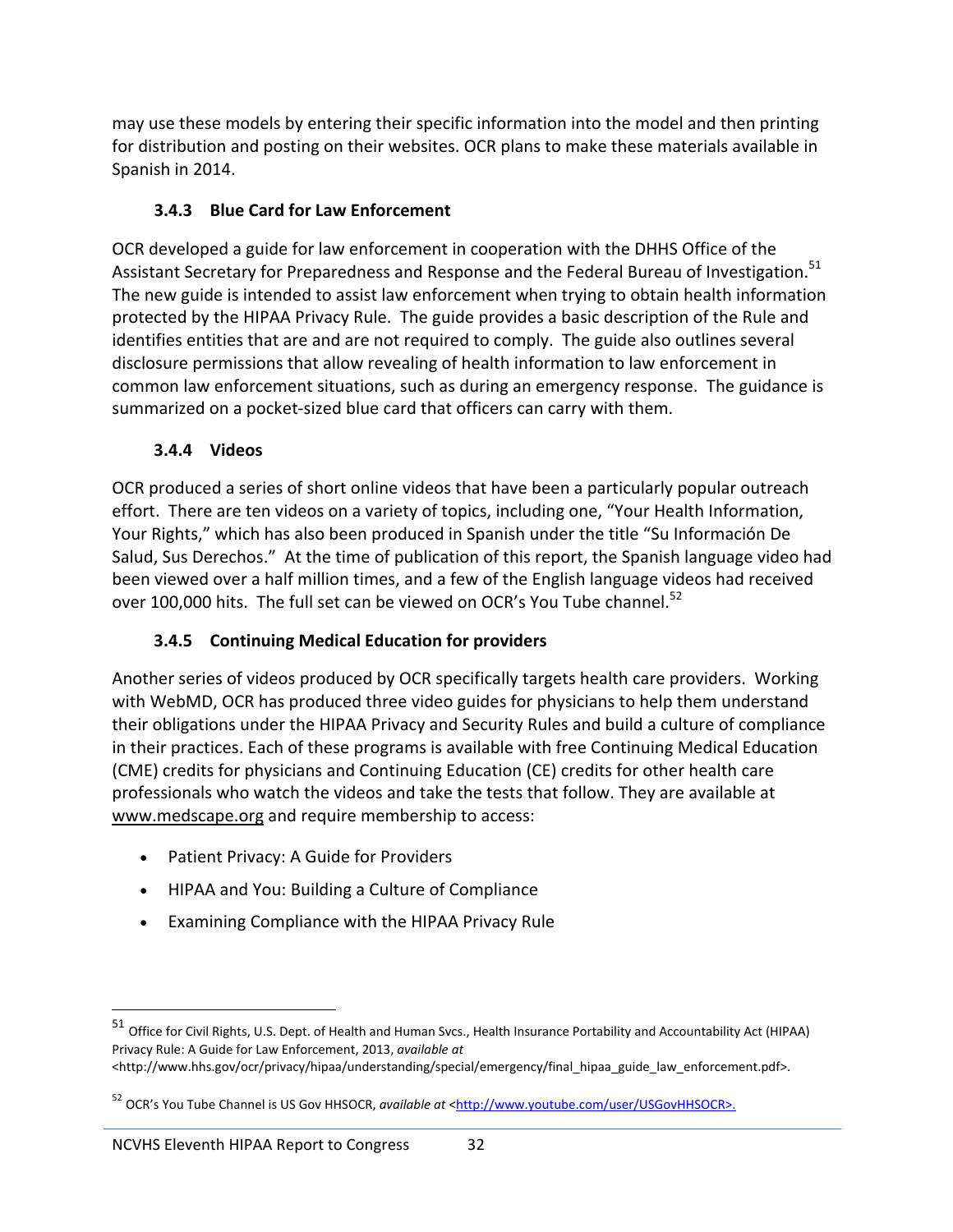may use these models by entering their specific information into the model and then printing for distribution and posting on their websites. OCR plans to make these materials available in Spanish in 2014.

### 3.4.3 Blue Card for Law Enforcement

OCR developed a guide for law enforcement in cooperation with the DHHS Office of the Assistant Secretary for Preparedness and Response and the Federal Bureau of Investigation.[51] The new guide is intended to assist law enforcement when trying to obtain health information protected by the HIPAA Privacy Rule. The guide provides a basic description of the Rule and identifies entities that are and are not required to comply. The guide also outlines several disclosure permissions that allow revealing of health information to law enforcement in common law enforcement situations, such as during an emergency response. The guidance is summarized on a pocket-sized blue card that officers can carry with them.

### 3.4.4 Videos

OCR produced a series of short online videos that have been a particularly popular outreach effort. There are ten videos on a variety of topics, including one, "Your Health Information, Your Rights," which has also been produced in Spanish under the title "Su Información De Salud, Sus Derechos." At the time of publication of this report, the Spanish language video had been viewed over a half million times, and a few of the English language videos had received over 100,000 hits. The full set can be viewed on OCR's You Tube channel.[52]

### 3.4.5 Continuing Medical Education for providers

Another series of videos produced by OCR specifically targets health care providers. Working with WebMD, OCR has produced three video guides for physicians to help them understand their obligations under the HIPAA Privacy and Security Rules and build a culture of compliance in their practices. Each of these programs is available with free Continuing Medical Education (CME) credits for physicians and Continuing Education (CE) credits for other health care professionals who watch the videos and take the tests that follow. They are available at www.medscape.org and require membership to access:

- Patient Privacy: A Guide for Providers
- HIPAA and You: Building a Culture of Compliance
- Examining Compliance with the HIPAA Privacy Rule

---

[51] Office for Civil Rights, U.S. Dept. of Health and Human Svcs., Health Insurance Portability and Accountability Act (HIPAA) Privacy Rule: A Guide for Law Enforcement, 2013, *available at* <http://www.hhs.gov/ocr/privacy/hipaa/understanding/special/emergency/final_hipaa_guide_law_enforcement.pdf>.

[52] OCR's You Tube Channel is US Gov HHSOCR, *available at* <http://www.youtube.com/user/USGovHHSOCR>.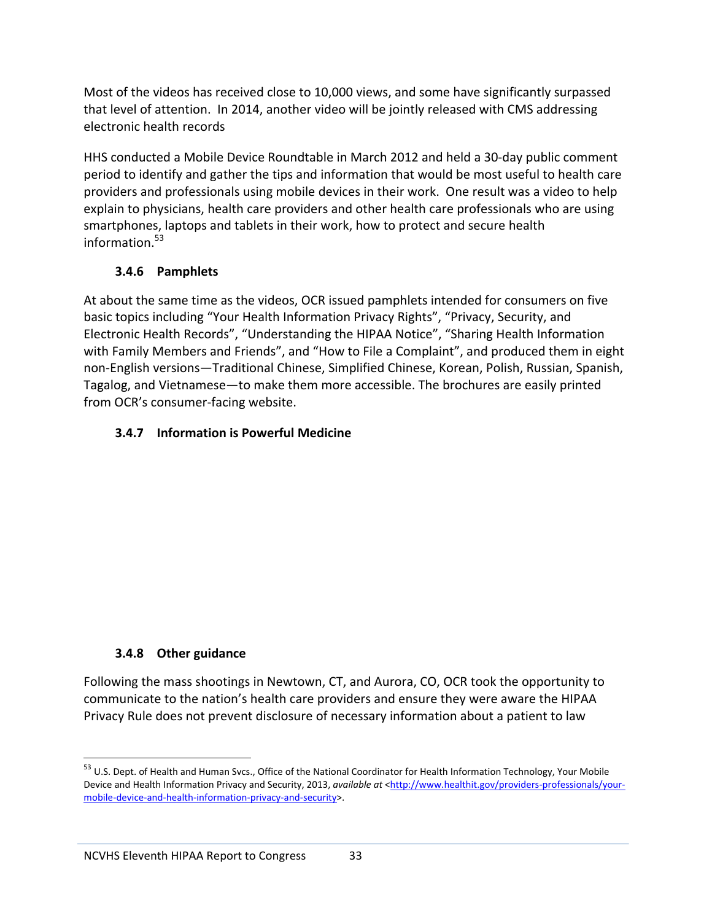Most of the videos has received close to 10,000 views, and some have significantly surpassed that level of attention. In 2014, another video will be jointly released with CMS addressing electronic health records

HHS conducted a Mobile Device Roundtable in March 2012 and held a 30-day public comment period to identify and gather the tips and information that would be most useful to health care providers and professionals using mobile devices in their work. One result was a video to help explain to physicians, health care providers and other health care professionals who are using smartphones, laptops and tablets in their work, how to protect and secure health information.[53]

### 3.4.6 Pamphlets

At about the same time as the videos, OCR issued pamphlets intended for consumers on five basic topics including "Your Health Information Privacy Rights", "Privacy, Security, and Electronic Health Records", "Understanding the HIPAA Notice", "Sharing Health Information with Family Members and Friends", and "How to File a Complaint", and produced them in eight non-English versions—Traditional Chinese, Simplified Chinese, Korean, Polish, Russian, Spanish, Tagalog, and Vietnamese—to make them more accessible. The brochures are easily printed from OCR's consumer-facing website.

### 3.4.7 Information is Powerful Medicine

### 3.4.8 Other guidance

Following the mass shootings in Newtown, CT, and Aurora, CO, OCR took the opportunity to communicate to the nation's health care providers and ensure they were aware the HIPAA Privacy Rule does not prevent disclosure of necessary information about a patient to law

---

[53] U.S. Dept. of Health and Human Svcs., Office of the National Coordinator for Health Information Technology, Your Mobile Device and Health Information Privacy and Security, 2013, *available at* <http://www.healthit.gov/providers-professionals/your-mobile-device-and-health-information-privacy-and-security>.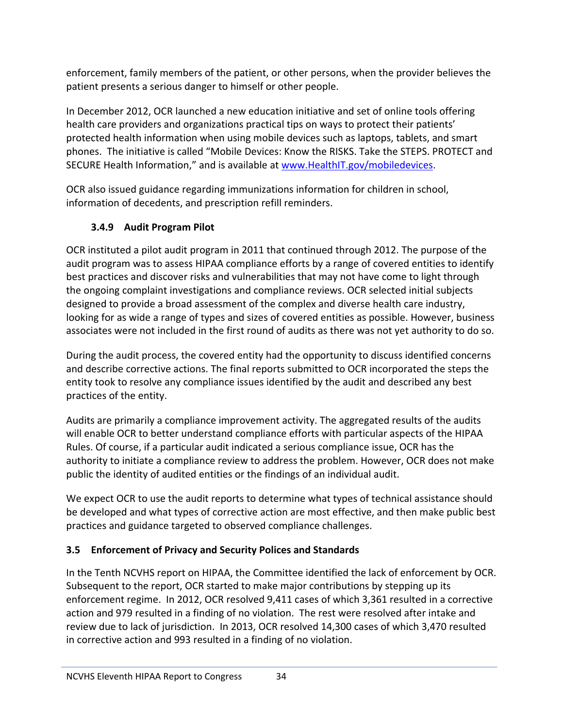enforcement, family members of the patient, or other persons, when the provider believes the patient presents a serious danger to himself or other people.

In December 2012, OCR launched a new education initiative and set of online tools offering health care providers and organizations practical tips on ways to protect their patients' protected health information when using mobile devices such as laptops, tablets, and smart phones. The initiative is called "Mobile Devices: Know the RISKS. Take the STEPS. PROTECT and SECURE Health Information," and is available at [www.HealthIT.gov/mobiledevices](www.HealthIT.gov/mobiledevices).

OCR also issued guidance regarding immunizations information for children in school, information of decedents, and prescription refill reminders.

#### 3.4.9 Audit Program Pilot

OCR instituted a pilot audit program in 2011 that continued through 2012. The purpose of the audit program was to assess HIPAA compliance efforts by a range of covered entities to identify best practices and discover risks and vulnerabilities that may not have come to light through the ongoing complaint investigations and compliance reviews. OCR selected initial subjects designed to provide a broad assessment of the complex and diverse health care industry, looking for as wide a range of types and sizes of covered entities as possible. However, business associates were not included in the first round of audits as there was not yet authority to do so.

During the audit process, the covered entity had the opportunity to discuss identified concerns and describe corrective actions. The final reports submitted to OCR incorporated the steps the entity took to resolve any compliance issues identified by the audit and described any best practices of the entity.

Audits are primarily a compliance improvement activity. The aggregated results of the audits will enable OCR to better understand compliance efforts with particular aspects of the HIPAA Rules. Of course, if a particular audit indicated a serious compliance issue, OCR has the authority to initiate a compliance review to address the problem. However, OCR does not make public the identity of audited entities or the findings of an individual audit.

We expect OCR to use the audit reports to determine what types of technical assistance should be developed and what types of corrective action are most effective, and then make public best practices and guidance targeted to observed compliance challenges.

### 3.5 Enforcement of Privacy and Security Polices and Standards

In the Tenth NCVHS report on HIPAA, the Committee identified the lack of enforcement by OCR. Subsequent to the report, OCR started to make major contributions by stepping up its enforcement regime. In 2012, OCR resolved 9,411 cases of which 3,361 resulted in a corrective action and 979 resulted in a finding of no violation. The rest were resolved after intake and review due to lack of jurisdiction. In 2013, OCR resolved 14,300 cases of which 3,470 resulted in corrective action and 993 resulted in a finding of no violation.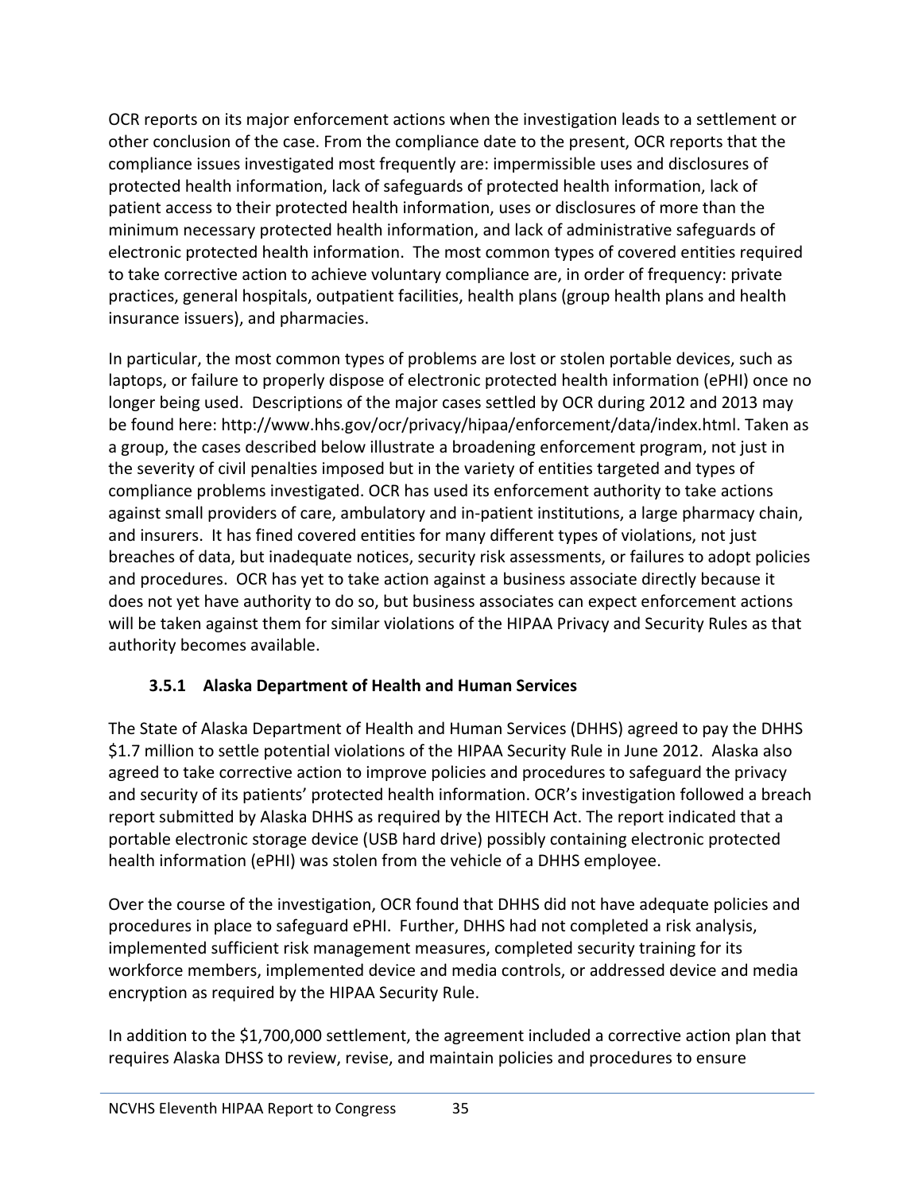OCR reports on its major enforcement actions when the investigation leads to a settlement or other conclusion of the case. From the compliance date to the present, OCR reports that the compliance issues investigated most frequently are: impermissible uses and disclosures of protected health information, lack of safeguards of protected health information, lack of patient access to their protected health information, uses or disclosures of more than the minimum necessary protected health information, and lack of administrative safeguards of electronic protected health information. The most common types of covered entities required to take corrective action to achieve voluntary compliance are, in order of frequency: private practices, general hospitals, outpatient facilities, health plans (group health plans and health insurance issuers), and pharmacies.

In particular, the most common types of problems are lost or stolen portable devices, such as laptops, or failure to properly dispose of electronic protected health information (ePHI) once no longer being used. Descriptions of the major cases settled by OCR during 2012 and 2013 may be found here: http://www.hhs.gov/ocr/privacy/hipaa/enforcement/data/index.html. Taken as a group, the cases described below illustrate a broadening enforcement program, not just in the severity of civil penalties imposed but in the variety of entities targeted and types of compliance problems investigated. OCR has used its enforcement authority to take actions against small providers of care, ambulatory and in-patient institutions, a large pharmacy chain, and insurers. It has fined covered entities for many different types of violations, not just breaches of data, but inadequate notices, security risk assessments, or failures to adopt policies and procedures. OCR has yet to take action against a business associate directly because it does not yet have authority to do so, but business associates can expect enforcement actions will be taken against them for similar violations of the HIPAA Privacy and Security Rules as that authority becomes available.

### 3.5.1 Alaska Department of Health and Human Services

The State of Alaska Department of Health and Human Services (DHHS) agreed to pay the DHHS $1.7 million to settle potential violations of the HIPAA Security Rule in June 2012. Alaska also agreed to take corrective action to improve policies and procedures to safeguard the privacy and security of its patients' protected health information. OCR's investigation followed a breach report submitted by Alaska DHHS as required by the HITECH Act. The report indicated that a portable electronic storage device (USB hard drive) possibly containing electronic protected health information (ePHI) was stolen from the vehicle of a DHHS employee.

Over the course of the investigation, OCR found that DHHS did not have adequate policies and procedures in place to safeguard ePHI. Further, DHHS had not completed a risk analysis, implemented sufficient risk management measures, completed security training for its workforce members, implemented device and media controls, or addressed device and media encryption as required by the HIPAA Security Rule.

In addition to the $1,700,000 settlement, the agreement included a corrective action plan that requires Alaska DHSS to review, revise, and maintain policies and procedures to ensure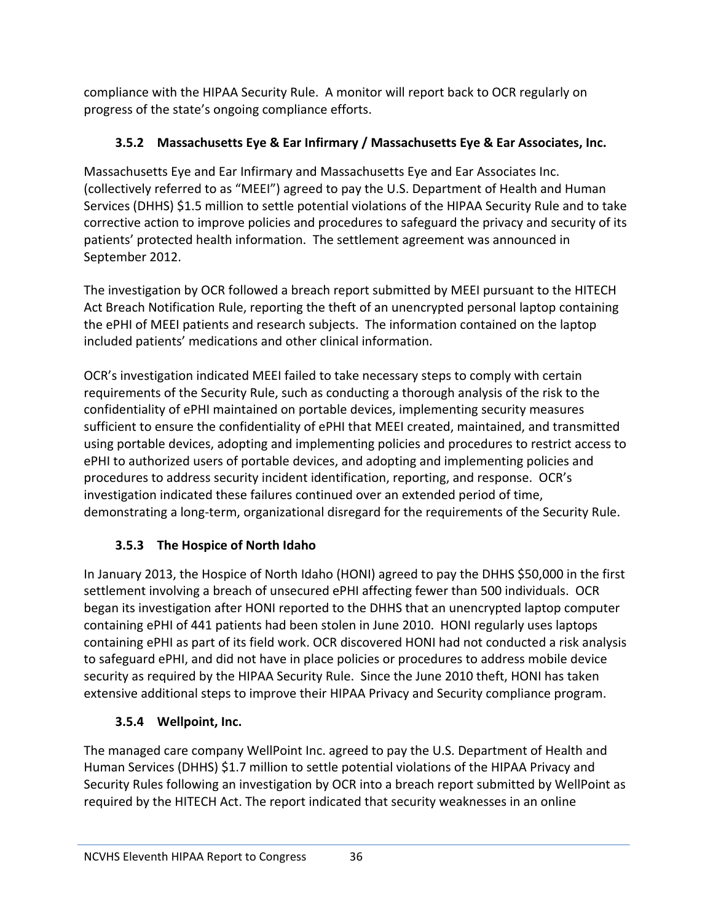compliance with the HIPAA Security Rule. A monitor will report back to OCR regularly on progress of the state's ongoing compliance efforts.

### 3.5.2 Massachusetts Eye & Ear Infirmary / Massachusetts Eye & Ear Associates, Inc.

Massachusetts Eye and Ear Infirmary and Massachusetts Eye and Ear Associates Inc. (collectively referred to as "MEEI") agreed to pay the U.S. Department of Health and Human Services (DHHS) $1.5 million to settle potential violations of the HIPAA Security Rule and to take corrective action to improve policies and procedures to safeguard the privacy and security of its patients' protected health information. The settlement agreement was announced in September 2012.

The investigation by OCR followed a breach report submitted by MEEI pursuant to the HITECH Act Breach Notification Rule, reporting the theft of an unencrypted personal laptop containing the ePHI of MEEI patients and research subjects. The information contained on the laptop included patients' medications and other clinical information.

OCR's investigation indicated MEEI failed to take necessary steps to comply with certain requirements of the Security Rule, such as conducting a thorough analysis of the risk to the confidentiality of ePHI maintained on portable devices, implementing security measures sufficient to ensure the confidentiality of ePHI that MEEI created, maintained, and transmitted using portable devices, adopting and implementing policies and procedures to restrict access to ePHI to authorized users of portable devices, and adopting and implementing policies and procedures to address security incident identification, reporting, and response. OCR's investigation indicated these failures continued over an extended period of time, demonstrating a long-term, organizational disregard for the requirements of the Security Rule.

### 3.5.3 The Hospice of North Idaho

In January 2013, the Hospice of North Idaho (HONI) agreed to pay the DHHS $50,000 in the first settlement involving a breach of unsecured ePHI affecting fewer than 500 individuals. OCR began its investigation after HONI reported to the DHHS that an unencrypted laptop computer containing ePHI of 441 patients had been stolen in June 2010. HONI regularly uses laptops containing ePHI as part of its field work. OCR discovered HONI had not conducted a risk analysis to safeguard ePHI, and did not have in place policies or procedures to address mobile device security as required by the HIPAA Security Rule. Since the June 2010 theft, HONI has taken extensive additional steps to improve their HIPAA Privacy and Security compliance program.

### 3.5.4 Wellpoint, Inc.

The managed care company WellPoint Inc. agreed to pay the U.S. Department of Health and Human Services (DHHS) $1.7 million to settle potential violations of the HIPAA Privacy and Security Rules following an investigation by OCR into a breach report submitted by WellPoint as required by the HITECH Act. The report indicated that security weaknesses in an online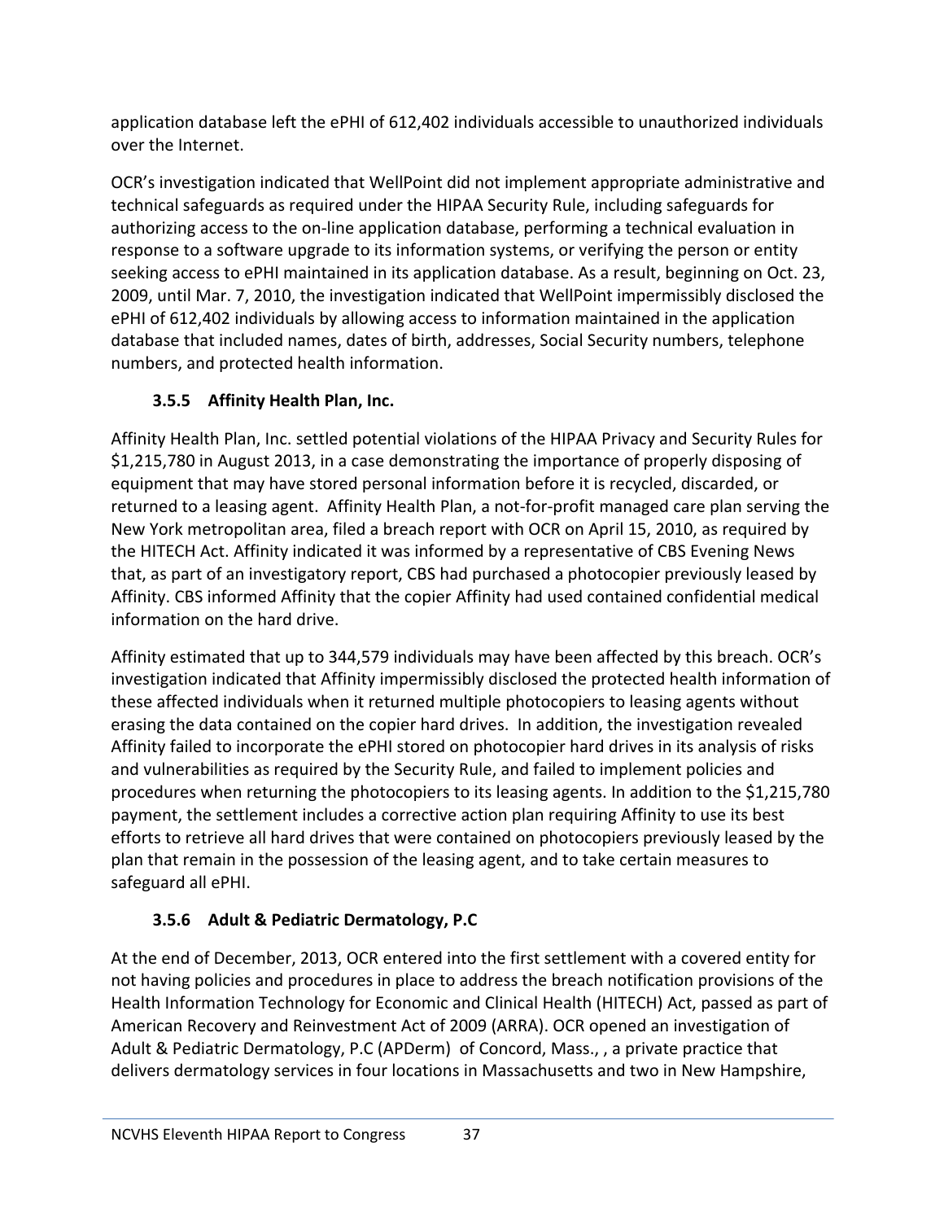application database left the ePHI of 612,402 individuals accessible to unauthorized individuals over the Internet.

OCR's investigation indicated that WellPoint did not implement appropriate administrative and technical safeguards as required under the HIPAA Security Rule, including safeguards for authorizing access to the on-line application database, performing a technical evaluation in response to a software upgrade to its information systems, or verifying the person or entity seeking access to ePHI maintained in its application database. As a result, beginning on Oct. 23, 2009, until Mar. 7, 2010, the investigation indicated that WellPoint impermissibly disclosed the ePHI of 612,402 individuals by allowing access to information maintained in the application database that included names, dates of birth, addresses, Social Security numbers, telephone numbers, and protected health information.

### 3.5.5 Affinity Health Plan, Inc.

Affinity Health Plan, Inc. settled potential violations of the HIPAA Privacy and Security Rules for $1,215,780 in August 2013, in a case demonstrating the importance of properly disposing of equipment that may have stored personal information before it is recycled, discarded, or returned to a leasing agent. Affinity Health Plan, a not-for-profit managed care plan serving the New York metropolitan area, filed a breach report with OCR on April 15, 2010, as required by the HITECH Act. Affinity indicated it was informed by a representative of CBS Evening News that, as part of an investigatory report, CBS had purchased a photocopier previously leased by Affinity. CBS informed Affinity that the copier Affinity had used contained confidential medical information on the hard drive.

Affinity estimated that up to 344,579 individuals may have been affected by this breach. OCR's investigation indicated that Affinity impermissibly disclosed the protected health information of these affected individuals when it returned multiple photocopiers to leasing agents without erasing the data contained on the copier hard drives. In addition, the investigation revealed Affinity failed to incorporate the ePHI stored on photocopier hard drives in its analysis of risks and vulnerabilities as required by the Security Rule, and failed to implement policies and procedures when returning the photocopiers to its leasing agents. In addition to the $1,215,780 payment, the settlement includes a corrective action plan requiring Affinity to use its best efforts to retrieve all hard drives that were contained on photocopiers previously leased by the plan that remain in the possession of the leasing agent, and to take certain measures to safeguard all ePHI.

### 3.5.6 Adult & Pediatric Dermatology, P.C

At the end of December, 2013, OCR entered into the first settlement with a covered entity for not having policies and procedures in place to address the breach notification provisions of the Health Information Technology for Economic and Clinical Health (HITECH) Act, passed as part of American Recovery and Reinvestment Act of 2009 (ARRA). OCR opened an investigation of Adult & Pediatric Dermatology, P.C (APDerm) of Concord, Mass., , a private practice that delivers dermatology services in four locations in Massachusetts and two in New Hampshire,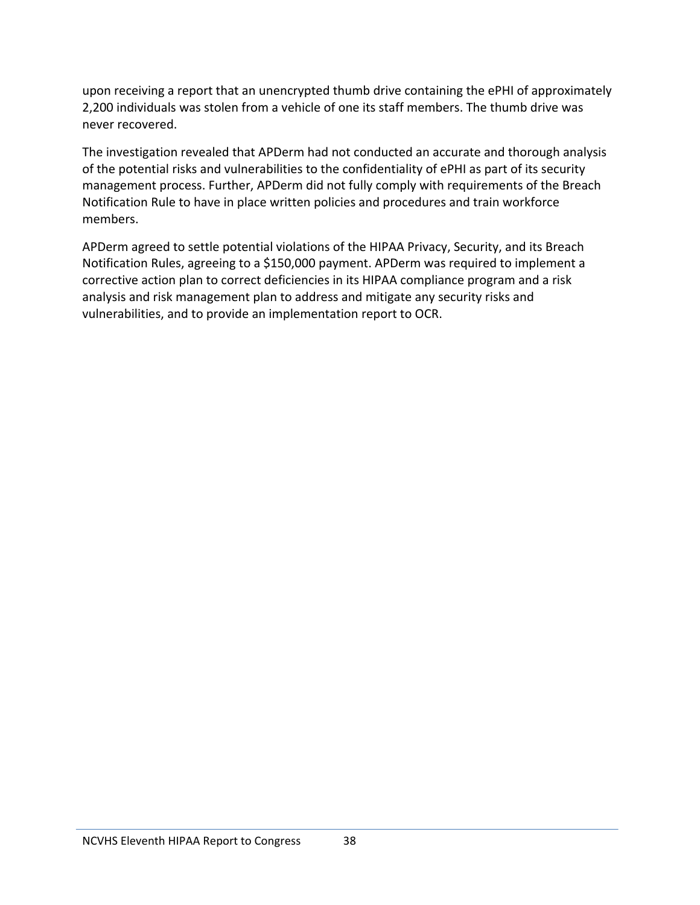upon receiving a report that an unencrypted thumb drive containing the ePHI of approximately 2,200 individuals was stolen from a vehicle of one its staff members. The thumb drive was never recovered.

The investigation revealed that APDerm had not conducted an accurate and thorough analysis of the potential risks and vulnerabilities to the confidentiality of ePHI as part of its security management process. Further, APDerm did not fully comply with requirements of the Breach Notification Rule to have in place written policies and procedures and train workforce members.

APDerm agreed to settle potential violations of the HIPAA Privacy, Security, and its Breach Notification Rules, agreeing to a $150,000 payment. APDerm was required to implement a corrective action plan to correct deficiencies in its HIPAA compliance program and a risk analysis and risk management plan to address and mitigate any security risks and vulnerabilities, and to provide an implementation report to OCR.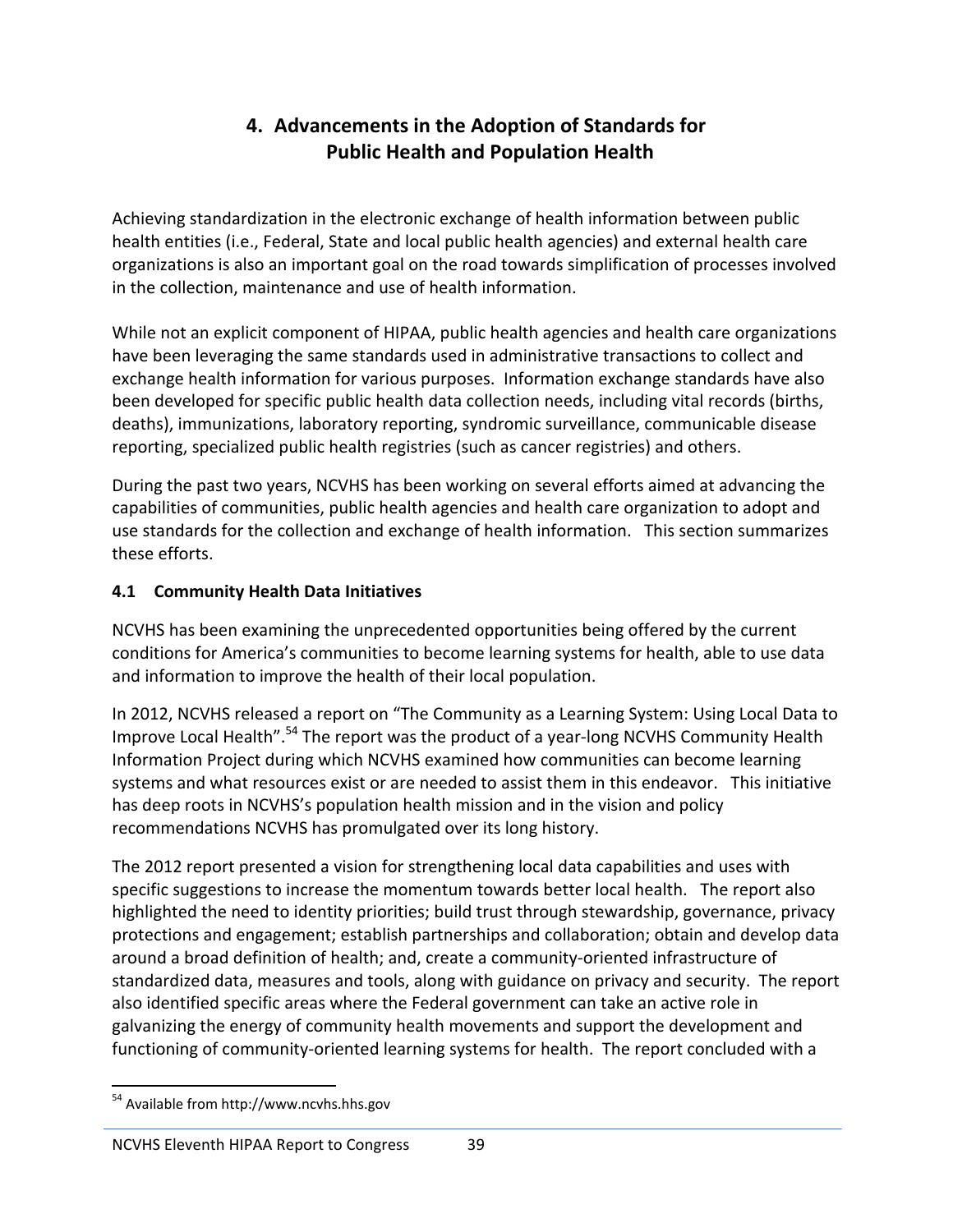# 4. Advancements in the Adoption of Standards for Public Health and Population Health

Achieving standardization in the electronic exchange of health information between public health entities (i.e., Federal, State and local public health agencies) and external health care organizations is also an important goal on the road towards simplification of processes involved in the collection, maintenance and use of health information.

While not an explicit component of HIPAA, public health agencies and health care organizations have been leveraging the same standards used in administrative transactions to collect and exchange health information for various purposes. Information exchange standards have also been developed for specific public health data collection needs, including vital records (births, deaths), immunizations, laboratory reporting, syndromic surveillance, communicable disease reporting, specialized public health registries (such as cancer registries) and others.

During the past two years, NCVHS has been working on several efforts aimed at advancing the capabilities of communities, public health agencies and health care organization to adopt and use standards for the collection and exchange of health information. This section summarizes these efforts.

## 4.1 Community Health Data Initiatives

NCVHS has been examining the unprecedented opportunities being offered by the current conditions for America's communities to become learning systems for health, able to use data and information to improve the health of their local population.

In 2012, NCVHS released a report on "The Community as a Learning System: Using Local Data to Improve Local Health".[54] The report was the product of a year-long NCVHS Community Health Information Project during which NCVHS examined how communities can become learning systems and what resources exist or are needed to assist them in this endeavor. This initiative has deep roots in NCVHS's population health mission and in the vision and policy recommendations NCVHS has promulgated over its long history.

The 2012 report presented a vision for strengthening local data capabilities and uses with specific suggestions to increase the momentum towards better local health. The report also highlighted the need to identity priorities; build trust through stewardship, governance, privacy protections and engagement; establish partnerships and collaboration; obtain and develop data around a broad definition of health; and, create a community-oriented infrastructure of standardized data, measures and tools, along with guidance on privacy and security. The report also identified specific areas where the Federal government can take an active role in galvanizing the energy of community health movements and support the development and functioning of community-oriented learning systems for health. The report concluded with a

[54] Available from http://www.ncvhs.hhs.gov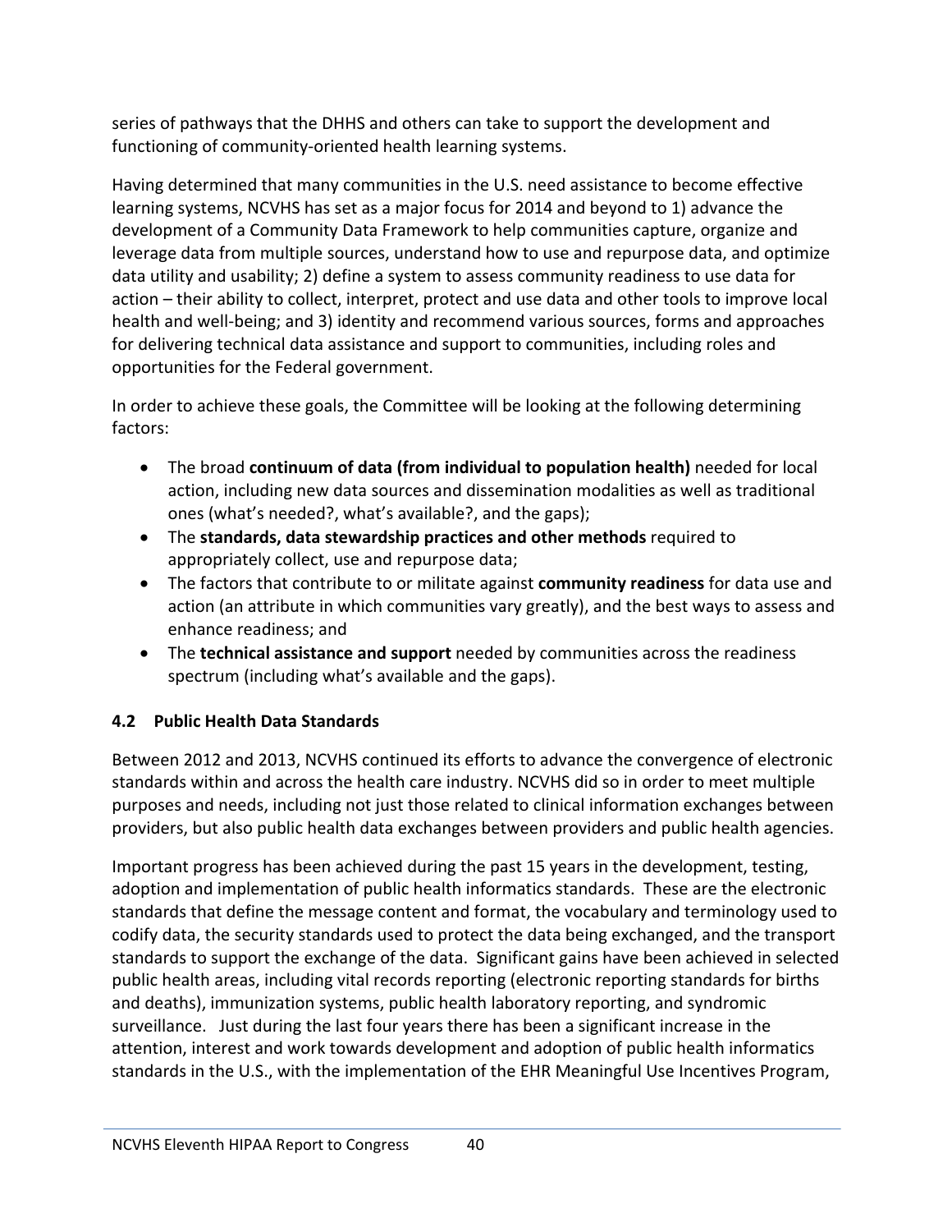series of pathways that the DHHS and others can take to support the development and functioning of community-oriented health learning systems.

Having determined that many communities in the U.S. need assistance to become effective learning systems, NCVHS has set as a major focus for 2014 and beyond to 1) advance the development of a Community Data Framework to help communities capture, organize and leverage data from multiple sources, understand how to use and repurpose data, and optimize data utility and usability; 2) define a system to assess community readiness to use data for action – their ability to collect, interpret, protect and use data and other tools to improve local health and well-being; and 3) identity and recommend various sources, forms and approaches for delivering technical data assistance and support to communities, including roles and opportunities for the Federal government.

In order to achieve these goals, the Committee will be looking at the following determining factors:

- The broad **continuum of data (from individual to population health)** needed for local action, including new data sources and dissemination modalities as well as traditional ones (what's needed?, what's available?, and the gaps);
- The **standards, data stewardship practices and other methods** required to appropriately collect, use and repurpose data;
- The factors that contribute to or militate against **community readiness** for data use and action (an attribute in which communities vary greatly), and the best ways to assess and enhance readiness; and
- The **technical assistance and support** needed by communities across the readiness spectrum (including what's available and the gaps).

### 4.2 Public Health Data Standards

Between 2012 and 2013, NCVHS continued its efforts to advance the convergence of electronic standards within and across the health care industry. NCVHS did so in order to meet multiple purposes and needs, including not just those related to clinical information exchanges between providers, but also public health data exchanges between providers and public health agencies.

Important progress has been achieved during the past 15 years in the development, testing, adoption and implementation of public health informatics standards. These are the electronic standards that define the message content and format, the vocabulary and terminology used to codify data, the security standards used to protect the data being exchanged, and the transport standards to support the exchange of the data. Significant gains have been achieved in selected public health areas, including vital records reporting (electronic reporting standards for births and deaths), immunization systems, public health laboratory reporting, and syndromic surveillance. Just during the last four years there has been a significant increase in the attention, interest and work towards development and adoption of public health informatics standards in the U.S., with the implementation of the EHR Meaningful Use Incentives Program,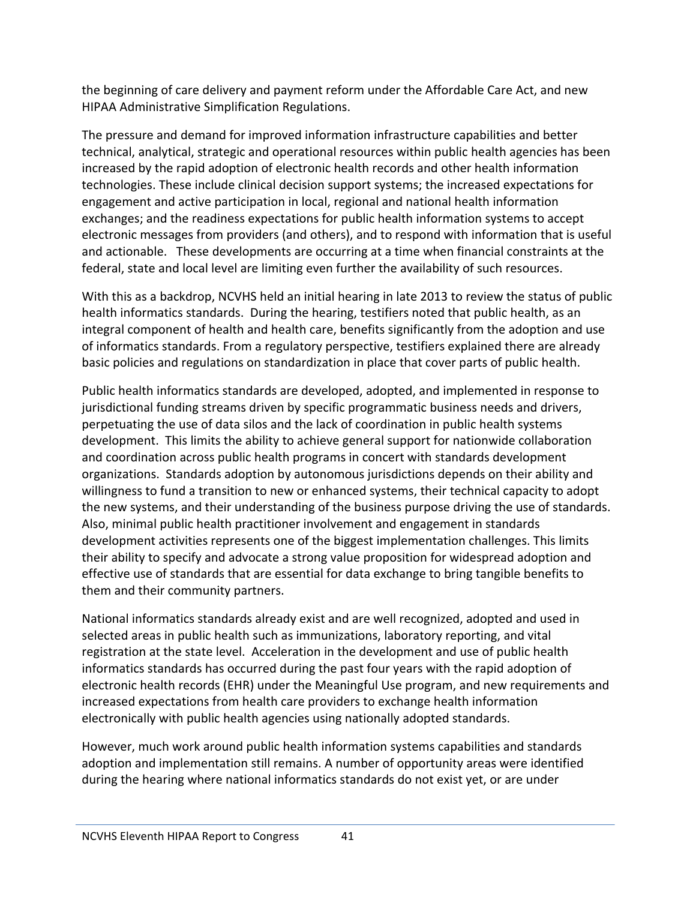the beginning of care delivery and payment reform under the Affordable Care Act, and new HIPAA Administrative Simplification Regulations.

The pressure and demand for improved information infrastructure capabilities and better technical, analytical, strategic and operational resources within public health agencies has been increased by the rapid adoption of electronic health records and other health information technologies. These include clinical decision support systems; the increased expectations for engagement and active participation in local, regional and national health information exchanges; and the readiness expectations for public health information systems to accept electronic messages from providers (and others), and to respond with information that is useful and actionable. These developments are occurring at a time when financial constraints at the federal, state and local level are limiting even further the availability of such resources.

With this as a backdrop, NCVHS held an initial hearing in late 2013 to review the status of public health informatics standards. During the hearing, testifiers noted that public health, as an integral component of health and health care, benefits significantly from the adoption and use of informatics standards. From a regulatory perspective, testifiers explained there are already basic policies and regulations on standardization in place that cover parts of public health.

Public health informatics standards are developed, adopted, and implemented in response to jurisdictional funding streams driven by specific programmatic business needs and drivers, perpetuating the use of data silos and the lack of coordination in public health systems development. This limits the ability to achieve general support for nationwide collaboration and coordination across public health programs in concert with standards development organizations. Standards adoption by autonomous jurisdictions depends on their ability and willingness to fund a transition to new or enhanced systems, their technical capacity to adopt the new systems, and their understanding of the business purpose driving the use of standards. Also, minimal public health practitioner involvement and engagement in standards development activities represents one of the biggest implementation challenges. This limits their ability to specify and advocate a strong value proposition for widespread adoption and effective use of standards that are essential for data exchange to bring tangible benefits to them and their community partners.

National informatics standards already exist and are well recognized, adopted and used in selected areas in public health such as immunizations, laboratory reporting, and vital registration at the state level. Acceleration in the development and use of public health informatics standards has occurred during the past four years with the rapid adoption of electronic health records (EHR) under the Meaningful Use program, and new requirements and increased expectations from health care providers to exchange health information electronically with public health agencies using nationally adopted standards.

However, much work around public health information systems capabilities and standards adoption and implementation still remains. A number of opportunity areas were identified during the hearing where national informatics standards do not exist yet, or are under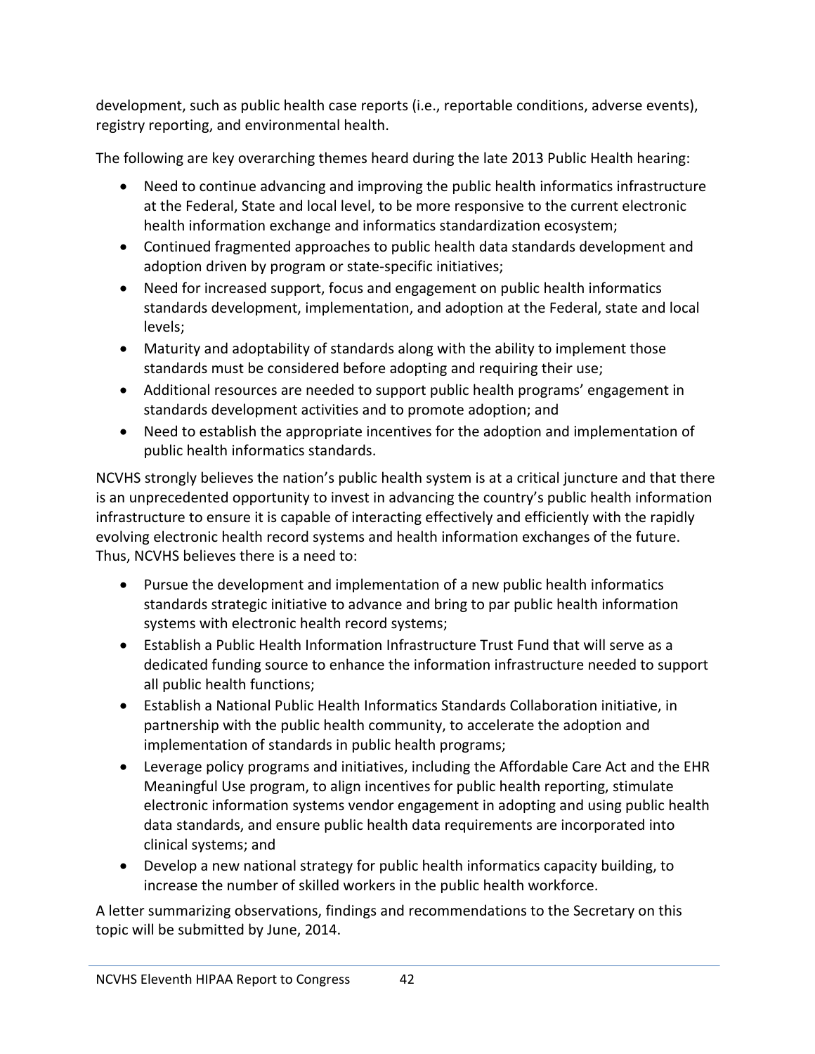development, such as public health case reports (i.e., reportable conditions, adverse events), registry reporting, and environmental health.

The following are key overarching themes heard during the late 2013 Public Health hearing:

- Need to continue advancing and improving the public health informatics infrastructure at the Federal, State and local level, to be more responsive to the current electronic health information exchange and informatics standardization ecosystem;
- Continued fragmented approaches to public health data standards development and adoption driven by program or state-specific initiatives;
- Need for increased support, focus and engagement on public health informatics standards development, implementation, and adoption at the Federal, state and local levels;
- Maturity and adoptability of standards along with the ability to implement those standards must be considered before adopting and requiring their use;
- Additional resources are needed to support public health programs' engagement in standards development activities and to promote adoption; and
- Need to establish the appropriate incentives for the adoption and implementation of public health informatics standards.

NCVHS strongly believes the nation's public health system is at a critical juncture and that there is an unprecedented opportunity to invest in advancing the country's public health information infrastructure to ensure it is capable of interacting effectively and efficiently with the rapidly evolving electronic health record systems and health information exchanges of the future. Thus, NCVHS believes there is a need to:

- Pursue the development and implementation of a new public health informatics standards strategic initiative to advance and bring to par public health information systems with electronic health record systems;
- Establish a Public Health Information Infrastructure Trust Fund that will serve as a dedicated funding source to enhance the information infrastructure needed to support all public health functions;
- Establish a National Public Health Informatics Standards Collaboration initiative, in partnership with the public health community, to accelerate the adoption and implementation of standards in public health programs;
- Leverage policy programs and initiatives, including the Affordable Care Act and the EHR Meaningful Use program, to align incentives for public health reporting, stimulate electronic information systems vendor engagement in adopting and using public health data standards, and ensure public health data requirements are incorporated into clinical systems; and
- Develop a new national strategy for public health informatics capacity building, to increase the number of skilled workers in the public health workforce.

A letter summarizing observations, findings and recommendations to the Secretary on this topic will be submitted by June, 2014.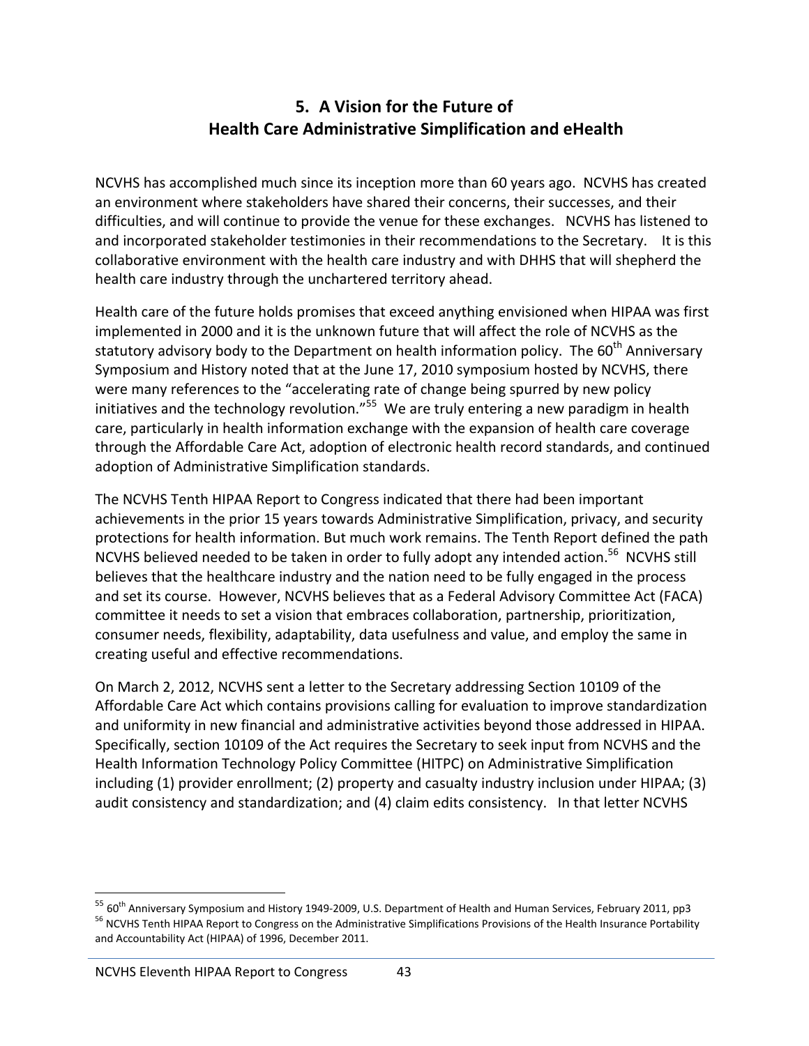## 5. A Vision for the Future of Health Care Administrative Simplification and eHealth

NCVHS has accomplished much since its inception more than 60 years ago. NCVHS has created an environment where stakeholders have shared their concerns, their successes, and their difficulties, and will continue to provide the venue for these exchanges. NCVHS has listened to and incorporated stakeholder testimonies in their recommendations to the Secretary. It is this collaborative environment with the health care industry and with DHHS that will shepherd the health care industry through the unchartered territory ahead.

Health care of the future holds promises that exceed anything envisioned when HIPAA was first implemented in 2000 and it is the unknown future that will affect the role of NCVHS as the statutory advisory body to the Department on health information policy. The 60th Anniversary Symposium and History noted that at the June 17, 2010 symposium hosted by NCVHS, there were many references to the "accelerating rate of change being spurred by new policy initiatives and the technology revolution."[55] We are truly entering a new paradigm in health care, particularly in health information exchange with the expansion of health care coverage through the Affordable Care Act, adoption of electronic health record standards, and continued adoption of Administrative Simplification standards.

The NCVHS Tenth HIPAA Report to Congress indicated that there had been important achievements in the prior 15 years towards Administrative Simplification, privacy, and security protections for health information. But much work remains. The Tenth Report defined the path NCVHS believed needed to be taken in order to fully adopt any intended action.[56] NCVHS still believes that the healthcare industry and the nation need to be fully engaged in the process and set its course. However, NCVHS believes that as a Federal Advisory Committee Act (FACA) committee it needs to set a vision that embraces collaboration, partnership, prioritization, consumer needs, flexibility, adaptability, data usefulness and value, and employ the same in creating useful and effective recommendations.

On March 2, 2012, NCVHS sent a letter to the Secretary addressing Section 10109 of the Affordable Care Act which contains provisions calling for evaluation to improve standardization and uniformity in new financial and administrative activities beyond those addressed in HIPAA. Specifically, section 10109 of the Act requires the Secretary to seek input from NCVHS and the Health Information Technology Policy Committee (HITPC) on Administrative Simplification including (1) provider enrollment; (2) property and casualty industry inclusion under HIPAA; (3) audit consistency and standardization; and (4) claim edits consistency. In that letter NCVHS

---

[55] 60th Anniversary Symposium and History 1949-2009, U.S. Department of Health and Human Services, February 2011, pp3

[56] NCVHS Tenth HIPAA Report to Congress on the Administrative Simplifications Provisions of the Health Insurance Portability and Accountability Act (HIPAA) of 1996, December 2011.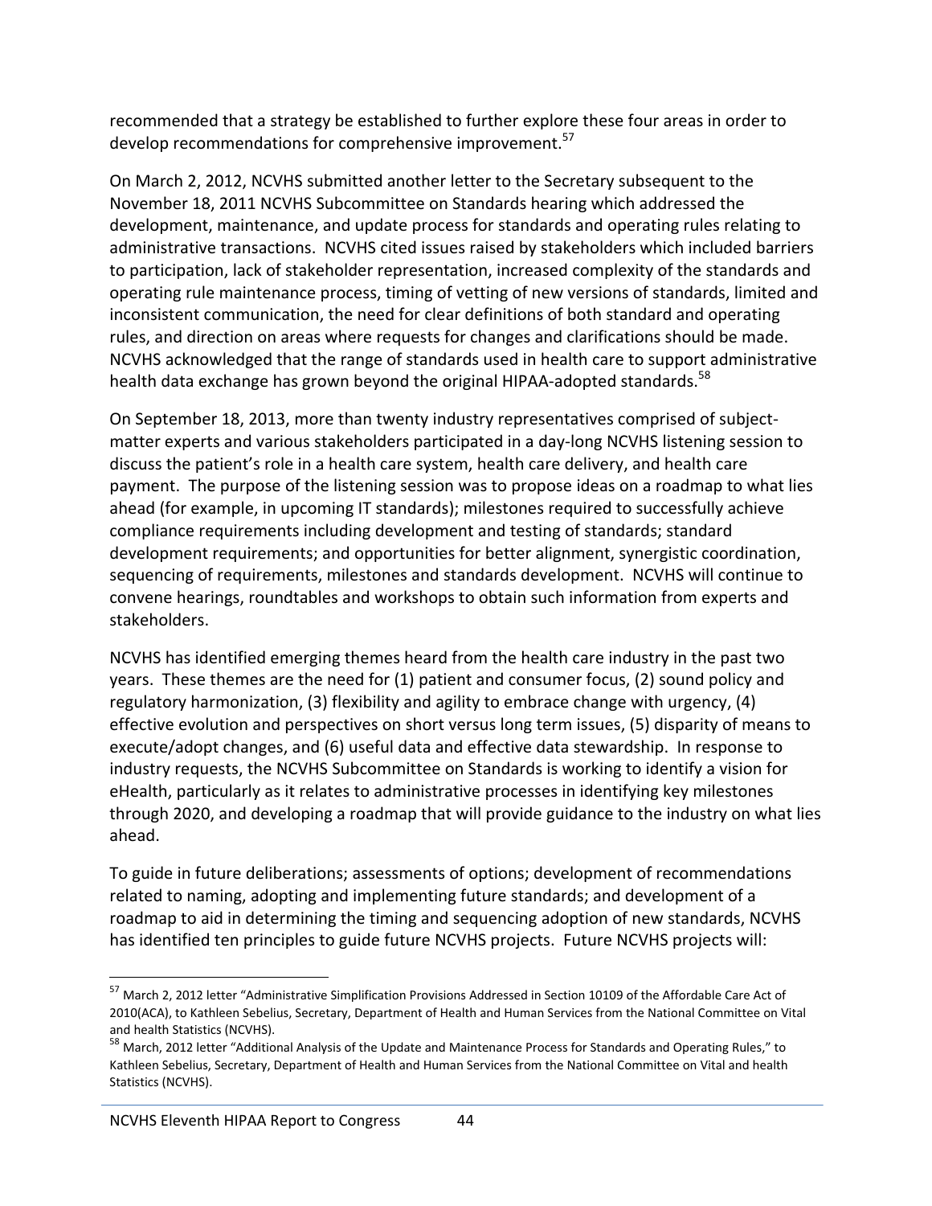recommended that a strategy be established to further explore these four areas in order to develop recommendations for comprehensive improvement.[57]

On March 2, 2012, NCVHS submitted another letter to the Secretary subsequent to the November 18, 2011 NCVHS Subcommittee on Standards hearing which addressed the development, maintenance, and update process for standards and operating rules relating to administrative transactions. NCVHS cited issues raised by stakeholders which included barriers to participation, lack of stakeholder representation, increased complexity of the standards and operating rule maintenance process, timing of vetting of new versions of standards, limited and inconsistent communication, the need for clear definitions of both standard and operating rules, and direction on areas where requests for changes and clarifications should be made. NCVHS acknowledged that the range of standards used in health care to support administrative health data exchange has grown beyond the original HIPAA-adopted standards.[58]

On September 18, 2013, more than twenty industry representatives comprised of subject-matter experts and various stakeholders participated in a day-long NCVHS listening session to discuss the patient's role in a health care system, health care delivery, and health care payment. The purpose of the listening session was to propose ideas on a roadmap to what lies ahead (for example, in upcoming IT standards); milestones required to successfully achieve compliance requirements including development and testing of standards; standard development requirements; and opportunities for better alignment, synergistic coordination, sequencing of requirements, milestones and standards development. NCVHS will continue to convene hearings, roundtables and workshops to obtain such information from experts and stakeholders.

NCVHS has identified emerging themes heard from the health care industry in the past two years. These themes are the need for (1) patient and consumer focus, (2) sound policy and regulatory harmonization, (3) flexibility and agility to embrace change with urgency, (4) effective evolution and perspectives on short versus long term issues, (5) disparity of means to execute/adopt changes, and (6) useful data and effective data stewardship. In response to industry requests, the NCVHS Subcommittee on Standards is working to identify a vision for eHealth, particularly as it relates to administrative processes in identifying key milestones through 2020, and developing a roadmap that will provide guidance to the industry on what lies ahead.

To guide in future deliberations; assessments of options; development of recommendations related to naming, adopting and implementing future standards; and development of a roadmap to aid in determining the timing and sequencing adoption of new standards, NCVHS has identified ten principles to guide future NCVHS projects. Future NCVHS projects will:

---

[57] March 2, 2012 letter "Administrative Simplification Provisions Addressed in Section 10109 of the Affordable Care Act of 2010(ACA), to Kathleen Sebelius, Secretary, Department of Health and Human Services from the National Committee on Vital and health Statistics (NCVHS).

[58] March, 2012 letter "Additional Analysis of the Update and Maintenance Process for Standards and Operating Rules," to Kathleen Sebelius, Secretary, Department of Health and Human Services from the National Committee on Vital and health Statistics (NCVHS).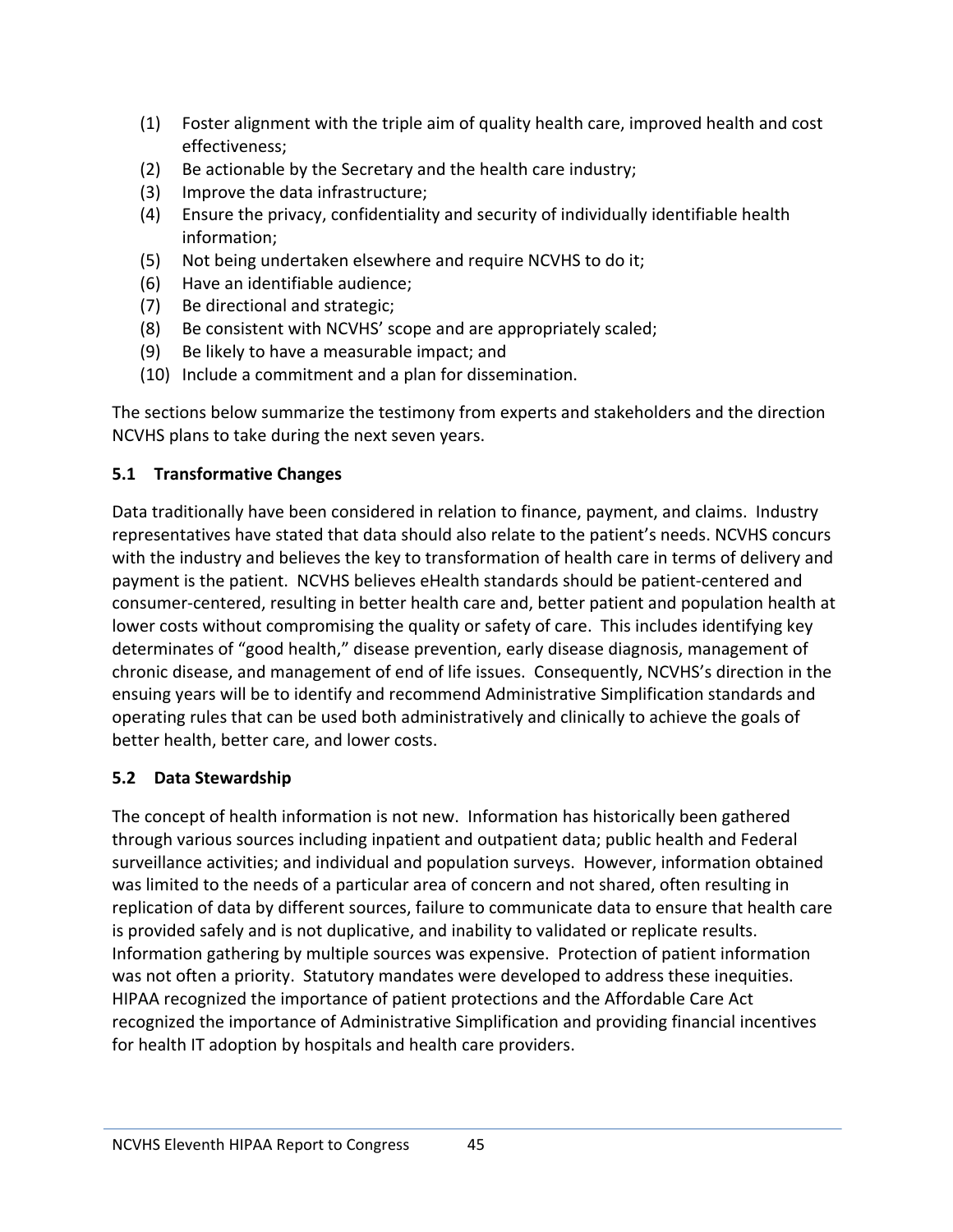(1) Foster alignment with the triple aim of quality health care, improved health and cost effectiveness;
(2) Be actionable by the Secretary and the health care industry;
(3) Improve the data infrastructure;
(4) Ensure the privacy, confidentiality and security of individually identifiable health information;
(5) Not being undertaken elsewhere and require NCVHS to do it;
(6) Have an identifiable audience;
(7) Be directional and strategic;
(8) Be consistent with NCVHS' scope and are appropriately scaled;
(9) Be likely to have a measurable impact; and
(10) Include a commitment and a plan for dissemination.

The sections below summarize the testimony from experts and stakeholders and the direction NCVHS plans to take during the next seven years.

### 5.1 Transformative Changes

Data traditionally have been considered in relation to finance, payment, and claims. Industry representatives have stated that data should also relate to the patient's needs. NCVHS concurs with the industry and believes the key to transformation of health care in terms of delivery and payment is the patient. NCVHS believes eHealth standards should be patient-centered and consumer-centered, resulting in better health care and, better patient and population health at lower costs without compromising the quality or safety of care. This includes identifying key determinates of "good health," disease prevention, early disease diagnosis, management of chronic disease, and management of end of life issues. Consequently, NCVHS's direction in the ensuing years will be to identify and recommend Administrative Simplification standards and operating rules that can be used both administratively and clinically to achieve the goals of better health, better care, and lower costs.

### 5.2 Data Stewardship

The concept of health information is not new. Information has historically been gathered through various sources including inpatient and outpatient data; public health and Federal surveillance activities; and individual and population surveys. However, information obtained was limited to the needs of a particular area of concern and not shared, often resulting in replication of data by different sources, failure to communicate data to ensure that health care is provided safely and is not duplicative, and inability to validated or replicate results. Information gathering by multiple sources was expensive. Protection of patient information was not often a priority. Statutory mandates were developed to address these inequities. HIPAA recognized the importance of patient protections and the Affordable Care Act recognized the importance of Administrative Simplification and providing financial incentives for health IT adoption by hospitals and health care providers.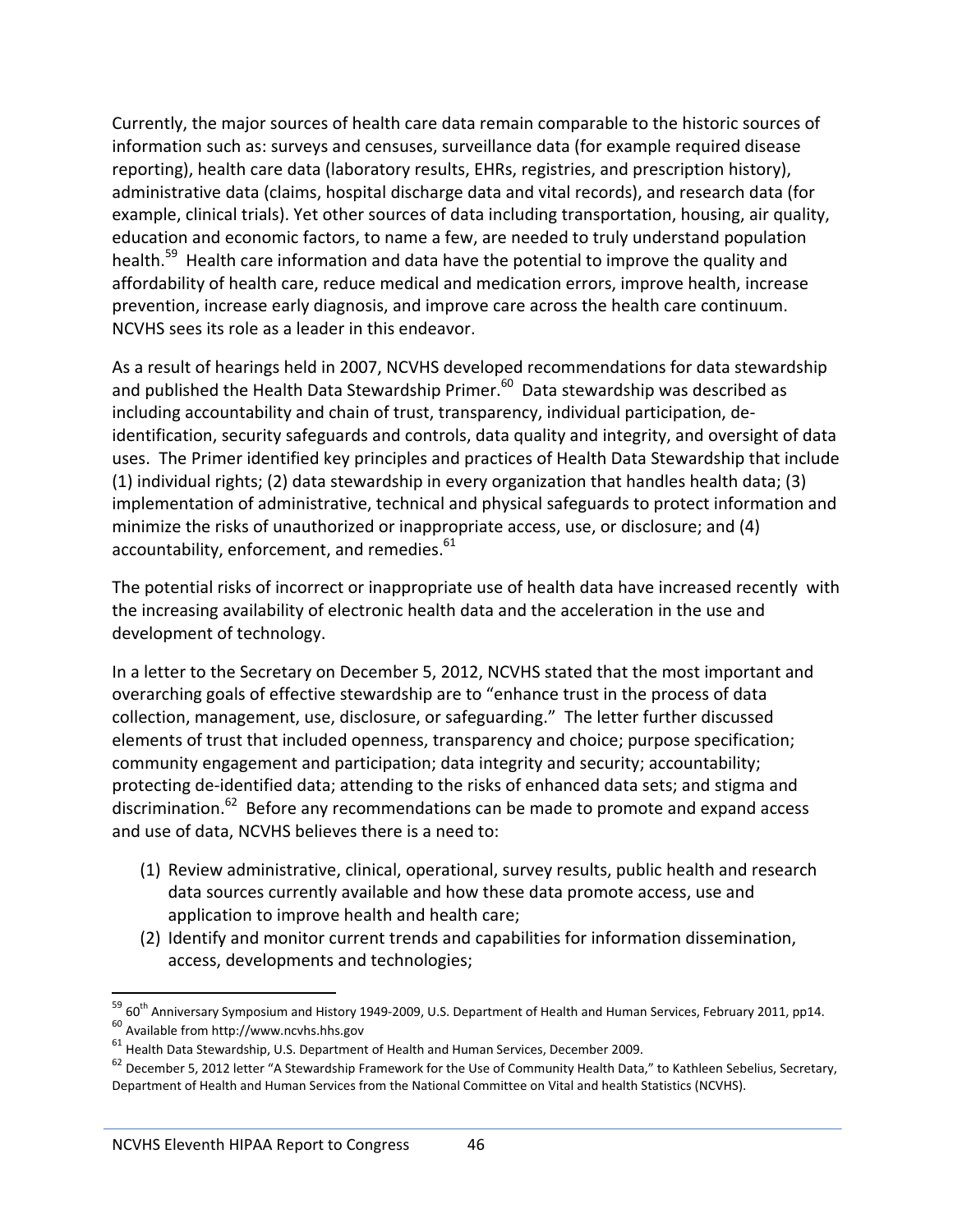Currently, the major sources of health care data remain comparable to the historic sources of information such as: surveys and censuses, surveillance data (for example required disease reporting), health care data (laboratory results, EHRs, registries, and prescription history), administrative data (claims, hospital discharge data and vital records), and research data (for example, clinical trials). Yet other sources of data including transportation, housing, air quality, education and economic factors, to name a few, are needed to truly understand population health.[59] Health care information and data have the potential to improve the quality and affordability of health care, reduce medical and medication errors, improve health, increase prevention, increase early diagnosis, and improve care across the health care continuum. NCVHS sees its role as a leader in this endeavor.

As a result of hearings held in 2007, NCVHS developed recommendations for data stewardship and published the Health Data Stewardship Primer.[60] Data stewardship was described as including accountability and chain of trust, transparency, individual participation, de-identification, security safeguards and controls, data quality and integrity, and oversight of data uses. The Primer identified key principles and practices of Health Data Stewardship that include (1) individual rights; (2) data stewardship in every organization that handles health data; (3) implementation of administrative, technical and physical safeguards to protect information and minimize the risks of unauthorized or inappropriate access, use, or disclosure; and (4) accountability, enforcement, and remedies.[61]

The potential risks of incorrect or inappropriate use of health data have increased recently with the increasing availability of electronic health data and the acceleration in the use and development of technology.

In a letter to the Secretary on December 5, 2012, NCVHS stated that the most important and overarching goals of effective stewardship are to "enhance trust in the process of data collection, management, use, disclosure, or safeguarding." The letter further discussed elements of trust that included openness, transparency and choice; purpose specification; community engagement and participation; data integrity and security; accountability; protecting de-identified data; attending to the risks of enhanced data sets; and stigma and discrimination.[62] Before any recommendations can be made to promote and expand access and use of data, NCVHS believes there is a need to:

(1) Review administrative, clinical, operational, survey results, public health and research data sources currently available and how these data promote access, use and application to improve health and health care;
(2) Identify and monitor current trends and capabilities for information dissemination, access, developments and technologies;

---

[59] 60th Anniversary Symposium and History 1949-2009, U.S. Department of Health and Human Services, February 2011, pp14.

[60] Available from http://www.ncvhs.hhs.gov

[61] Health Data Stewardship, U.S. Department of Health and Human Services, December 2009.

[62] December 5, 2012 letter "A Stewardship Framework for the Use of Community Health Data," to Kathleen Sebelius, Secretary, Department of Health and Human Services from the National Committee on Vital and health Statistics (NCVHS).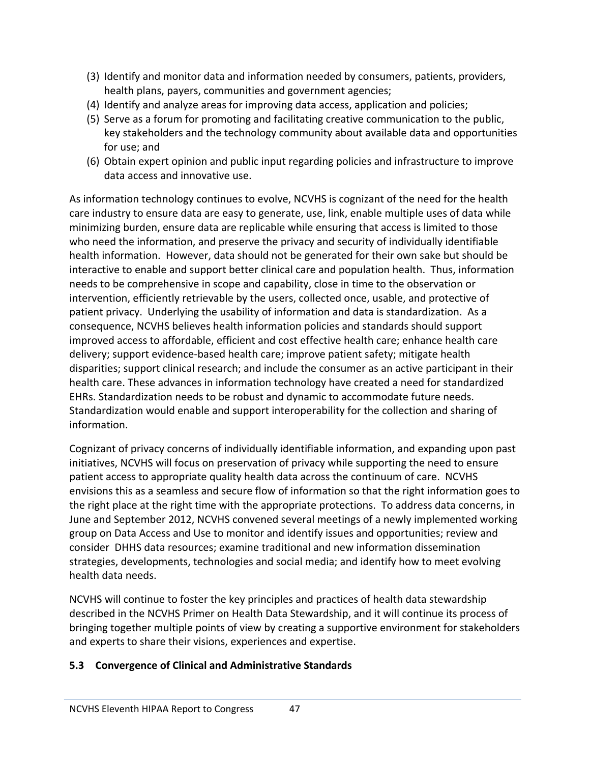(3) Identify and monitor data and information needed by consumers, patients, providers, health plans, payers, communities and government agencies;
(4) Identify and analyze areas for improving data access, application and policies;
(5) Serve as a forum for promoting and facilitating creative communication to the public, key stakeholders and the technology community about available data and opportunities for use; and
(6) Obtain expert opinion and public input regarding policies and infrastructure to improve data access and innovative use.

As information technology continues to evolve, NCVHS is cognizant of the need for the health care industry to ensure data are easy to generate, use, link, enable multiple uses of data while minimizing burden, ensure data are replicable while ensuring that access is limited to those who need the information, and preserve the privacy and security of individually identifiable health information. However, data should not be generated for their own sake but should be interactive to enable and support better clinical care and population health. Thus, information needs to be comprehensive in scope and capability, close in time to the observation or intervention, efficiently retrievable by the users, collected once, usable, and protective of patient privacy. Underlying the usability of information and data is standardization. As a consequence, NCVHS believes health information policies and standards should support improved access to affordable, efficient and cost effective health care; enhance health care delivery; support evidence-based health care; improve patient safety; mitigate health disparities; support clinical research; and include the consumer as an active participant in their health care. These advances in information technology have created a need for standardized EHRs. Standardization needs to be robust and dynamic to accommodate future needs. Standardization would enable and support interoperability for the collection and sharing of information.

Cognizant of privacy concerns of individually identifiable information, and expanding upon past initiatives, NCVHS will focus on preservation of privacy while supporting the need to ensure patient access to appropriate quality health data across the continuum of care. NCVHS envisions this as a seamless and secure flow of information so that the right information goes to the right place at the right time with the appropriate protections. To address data concerns, in June and September 2012, NCVHS convened several meetings of a newly implemented working group on Data Access and Use to monitor and identify issues and opportunities; review and consider DHHS data resources; examine traditional and new information dissemination strategies, developments, technologies and social media; and identify how to meet evolving health data needs.

NCVHS will continue to foster the key principles and practices of health data stewardship described in the NCVHS Primer on Health Data Stewardship, and it will continue its process of bringing together multiple points of view by creating a supportive environment for stakeholders and experts to share their visions, experiences and expertise.

### 5.3 Convergence of Clinical and Administrative Standards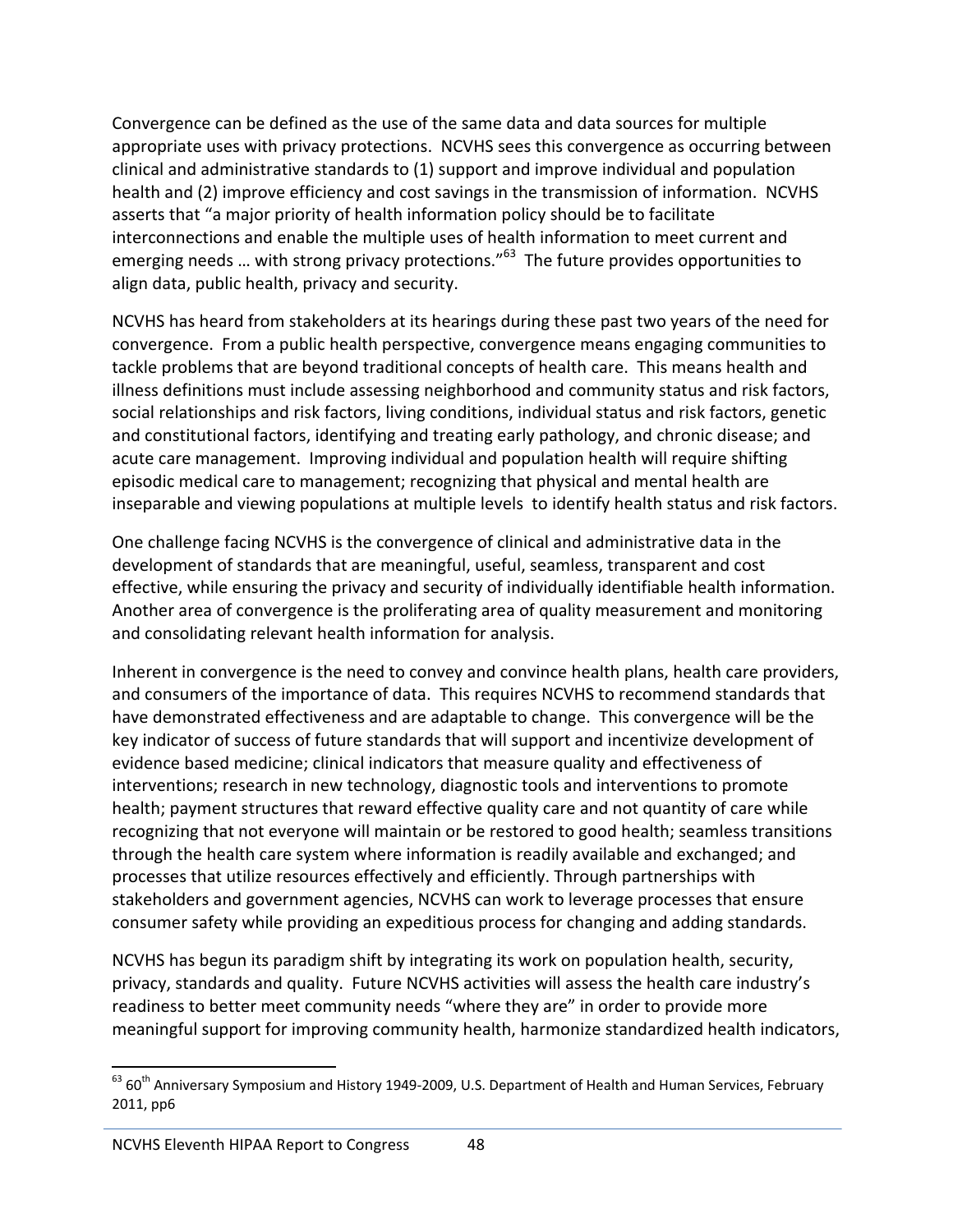Convergence can be defined as the use of the same data and data sources for multiple appropriate uses with privacy protections. NCVHS sees this convergence as occurring between clinical and administrative standards to (1) support and improve individual and population health and (2) improve efficiency and cost savings in the transmission of information. NCVHS asserts that "a major priority of health information policy should be to facilitate interconnections and enable the multiple uses of health information to meet current and emerging needs … with strong privacy protections."[63] The future provides opportunities to align data, public health, privacy and security.

NCVHS has heard from stakeholders at its hearings during these past two years of the need for convergence. From a public health perspective, convergence means engaging communities to tackle problems that are beyond traditional concepts of health care. This means health and illness definitions must include assessing neighborhood and community status and risk factors, social relationships and risk factors, living conditions, individual status and risk factors, genetic and constitutional factors, identifying and treating early pathology, and chronic disease; and acute care management. Improving individual and population health will require shifting episodic medical care to management; recognizing that physical and mental health are inseparable and viewing populations at multiple levels to identify health status and risk factors.

One challenge facing NCVHS is the convergence of clinical and administrative data in the development of standards that are meaningful, useful, seamless, transparent and cost effective, while ensuring the privacy and security of individually identifiable health information. Another area of convergence is the proliferating area of quality measurement and monitoring and consolidating relevant health information for analysis.

Inherent in convergence is the need to convey and convince health plans, health care providers, and consumers of the importance of data. This requires NCVHS to recommend standards that have demonstrated effectiveness and are adaptable to change. This convergence will be the key indicator of success of future standards that will support and incentivize development of evidence based medicine; clinical indicators that measure quality and effectiveness of interventions; research in new technology, diagnostic tools and interventions to promote health; payment structures that reward effective quality care and not quantity of care while recognizing that not everyone will maintain or be restored to good health; seamless transitions through the health care system where information is readily available and exchanged; and processes that utilize resources effectively and efficiently. Through partnerships with stakeholders and government agencies, NCVHS can work to leverage processes that ensure consumer safety while providing an expeditious process for changing and adding standards.

NCVHS has begun its paradigm shift by integrating its work on population health, security, privacy, standards and quality. Future NCVHS activities will assess the health care industry's readiness to better meet community needs "where they are" in order to provide more meaningful support for improving community health, harmonize standardized health indicators,

---

[63] 60th Anniversary Symposium and History 1949-2009, U.S. Department of Health and Human Services, February 2011, pp6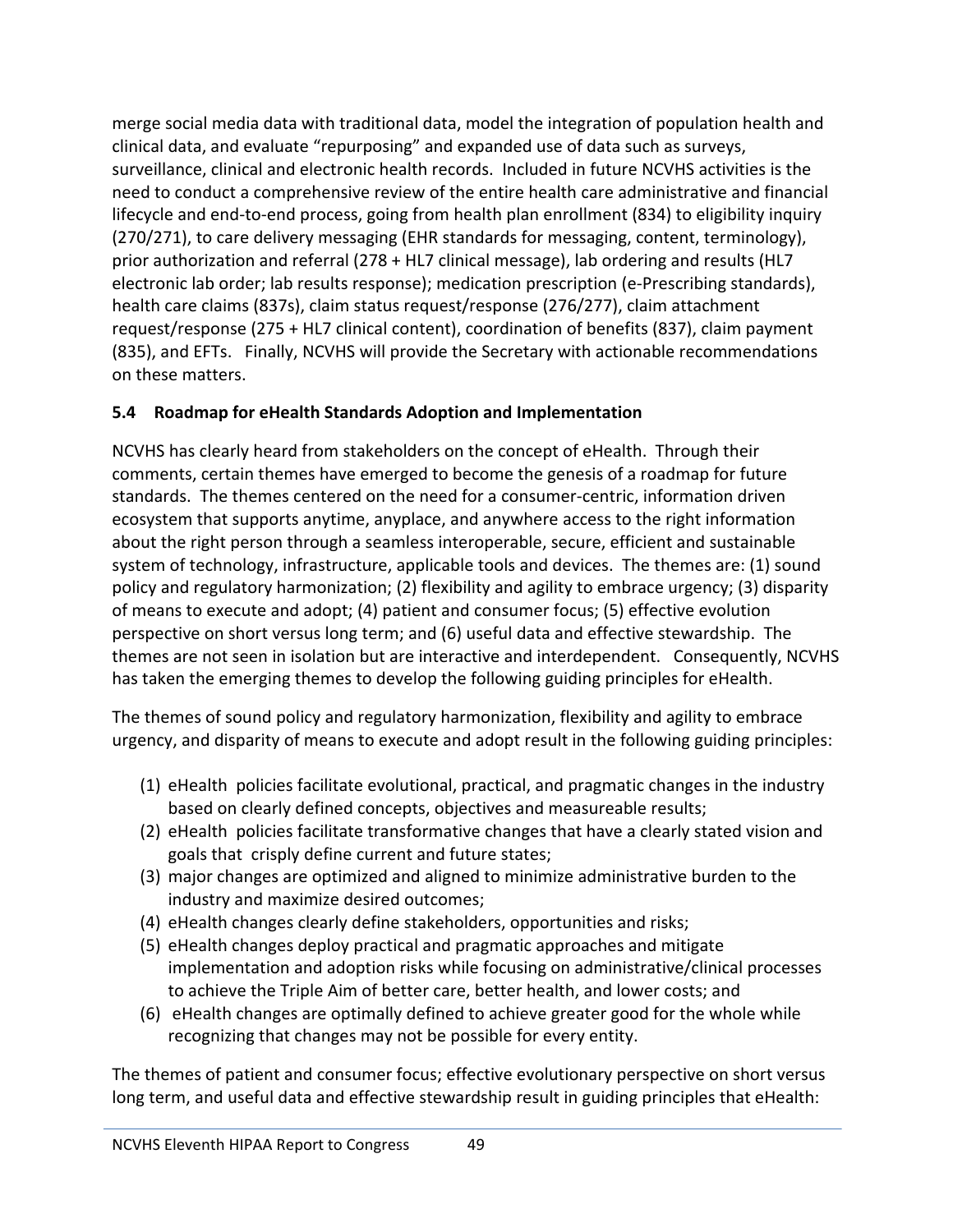merge social media data with traditional data, model the integration of population health and clinical data, and evaluate "repurposing" and expanded use of data such as surveys, surveillance, clinical and electronic health records. Included in future NCVHS activities is the need to conduct a comprehensive review of the entire health care administrative and financial lifecycle and end-to-end process, going from health plan enrollment (834) to eligibility inquiry (270/271), to care delivery messaging (EHR standards for messaging, content, terminology), prior authorization and referral (278 + HL7 clinical message), lab ordering and results (HL7 electronic lab order; lab results response); medication prescription (e-Prescribing standards), health care claims (837s), claim status request/response (276/277), claim attachment request/response (275 + HL7 clinical content), coordination of benefits (837), claim payment (835), and EFTs. Finally, NCVHS will provide the Secretary with actionable recommendations on these matters.

### 5.4 Roadmap for eHealth Standards Adoption and Implementation

NCVHS has clearly heard from stakeholders on the concept of eHealth. Through their comments, certain themes have emerged to become the genesis of a roadmap for future standards. The themes centered on the need for a consumer-centric, information driven ecosystem that supports anytime, anyplace, and anywhere access to the right information about the right person through a seamless interoperable, secure, efficient and sustainable system of technology, infrastructure, applicable tools and devices. The themes are: (1) sound policy and regulatory harmonization; (2) flexibility and agility to embrace urgency; (3) disparity of means to execute and adopt; (4) patient and consumer focus; (5) effective evolution perspective on short versus long term; and (6) useful data and effective stewardship. The themes are not seen in isolation but are interactive and interdependent. Consequently, NCVHS has taken the emerging themes to develop the following guiding principles for eHealth.

The themes of sound policy and regulatory harmonization, flexibility and agility to embrace urgency, and disparity of means to execute and adopt result in the following guiding principles:

(1) eHealth policies facilitate evolutional, practical, and pragmatic changes in the industry based on clearly defined concepts, objectives and measureable results;
(2) eHealth policies facilitate transformative changes that have a clearly stated vision and goals that crisply define current and future states;
(3) major changes are optimized and aligned to minimize administrative burden to the industry and maximize desired outcomes;
(4) eHealth changes clearly define stakeholders, opportunities and risks;
(5) eHealth changes deploy practical and pragmatic approaches and mitigate implementation and adoption risks while focusing on administrative/clinical processes to achieve the Triple Aim of better care, better health, and lower costs; and
(6) eHealth changes are optimally defined to achieve greater good for the whole while recognizing that changes may not be possible for every entity.

The themes of patient and consumer focus; effective evolutionary perspective on short versus long term, and useful data and effective stewardship result in guiding principles that eHealth: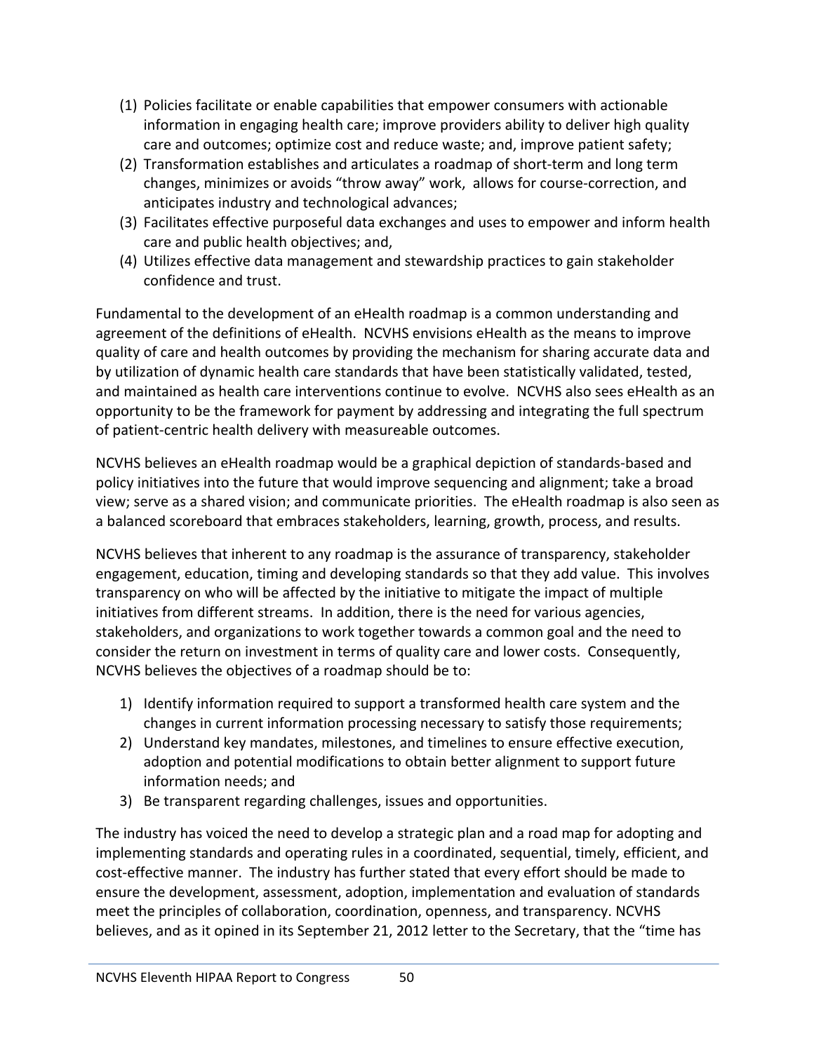(1) Policies facilitate or enable capabilities that empower consumers with actionable information in engaging health care; improve providers ability to deliver high quality care and outcomes; optimize cost and reduce waste; and, improve patient safety;
(2) Transformation establishes and articulates a roadmap of short-term and long term changes, minimizes or avoids "throw away" work, allows for course-correction, and anticipates industry and technological advances;
(3) Facilitates effective purposeful data exchanges and uses to empower and inform health care and public health objectives; and,
(4) Utilizes effective data management and stewardship practices to gain stakeholder confidence and trust.

Fundamental to the development of an eHealth roadmap is a common understanding and agreement of the definitions of eHealth. NCVHS envisions eHealth as the means to improve quality of care and health outcomes by providing the mechanism for sharing accurate data and by utilization of dynamic health care standards that have been statistically validated, tested, and maintained as health care interventions continue to evolve. NCVHS also sees eHealth as an opportunity to be the framework for payment by addressing and integrating the full spectrum of patient-centric health delivery with measureable outcomes.

NCVHS believes an eHealth roadmap would be a graphical depiction of standards-based and policy initiatives into the future that would improve sequencing and alignment; take a broad view; serve as a shared vision; and communicate priorities. The eHealth roadmap is also seen as a balanced scoreboard that embraces stakeholders, learning, growth, process, and results.

NCVHS believes that inherent to any roadmap is the assurance of transparency, stakeholder engagement, education, timing and developing standards so that they add value. This involves transparency on who will be affected by the initiative to mitigate the impact of multiple initiatives from different streams. In addition, there is the need for various agencies, stakeholders, and organizations to work together towards a common goal and the need to consider the return on investment in terms of quality care and lower costs. Consequently, NCVHS believes the objectives of a roadmap should be to:

1) Identify information required to support a transformed health care system and the changes in current information processing necessary to satisfy those requirements;
2) Understand key mandates, milestones, and timelines to ensure effective execution, adoption and potential modifications to obtain better alignment to support future information needs; and
3) Be transparent regarding challenges, issues and opportunities.

The industry has voiced the need to develop a strategic plan and a road map for adopting and implementing standards and operating rules in a coordinated, sequential, timely, efficient, and cost-effective manner. The industry has further stated that every effort should be made to ensure the development, assessment, adoption, implementation and evaluation of standards meet the principles of collaboration, coordination, openness, and transparency. NCVHS believes, and as it opined in its September 21, 2012 letter to the Secretary, that the "time has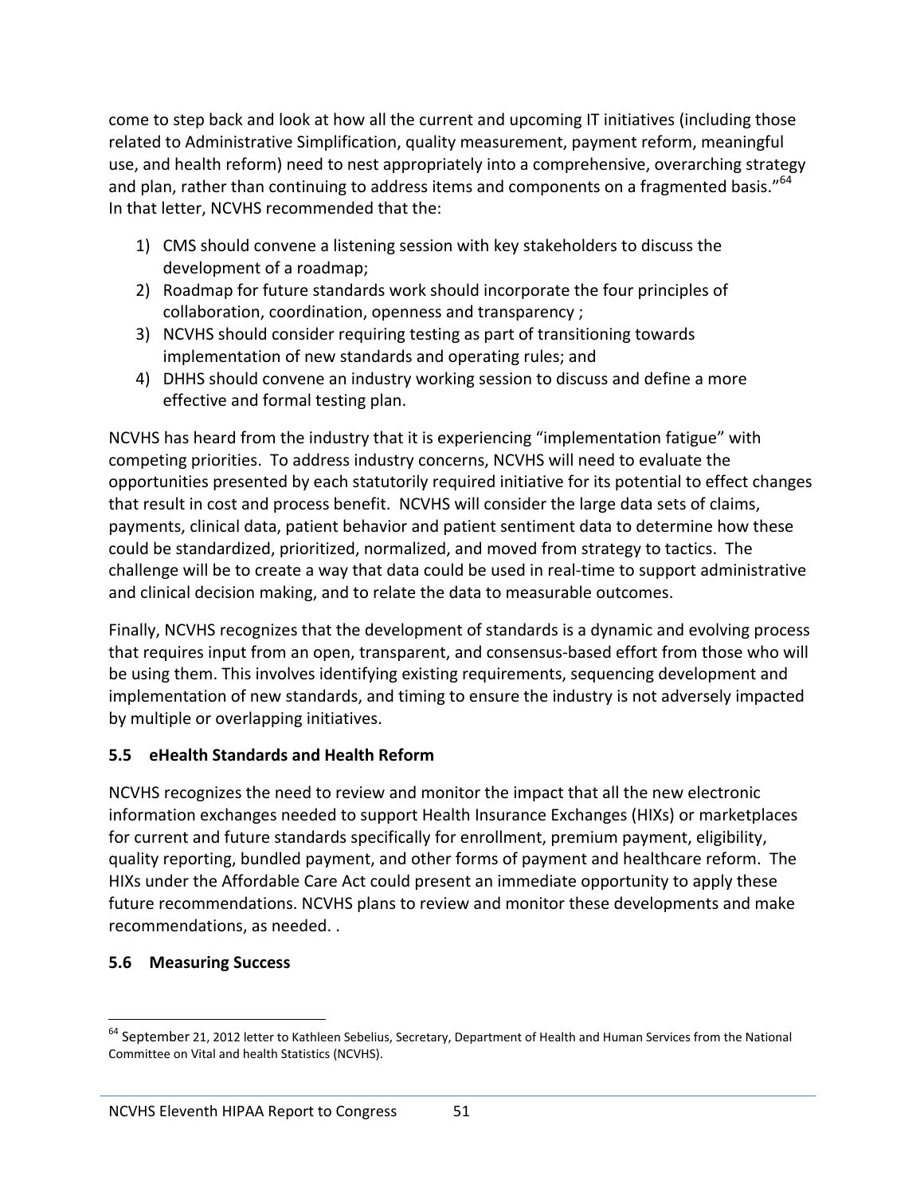come to step back and look at how all the current and upcoming IT initiatives (including those related to Administrative Simplification, quality measurement, payment reform, meaningful use, and health reform) need to nest appropriately into a comprehensive, overarching strategy and plan, rather than continuing to address items and components on a fragmented basis."[64] In that letter, NCVHS recommended that the:

1) CMS should convene a listening session with key stakeholders to discuss the development of a roadmap;
2) Roadmap for future standards work should incorporate the four principles of collaboration, coordination, openness and transparency ;
3) NCVHS should consider requiring testing as part of transitioning towards implementation of new standards and operating rules; and
4) DHHS should convene an industry working session to discuss and define a more effective and formal testing plan.

NCVHS has heard from the industry that it is experiencing "implementation fatigue" with competing priorities. To address industry concerns, NCVHS will need to evaluate the opportunities presented by each statutorily required initiative for its potential to effect changes that result in cost and process benefit. NCVHS will consider the large data sets of claims, payments, clinical data, patient behavior and patient sentiment data to determine how these could be standardized, prioritized, normalized, and moved from strategy to tactics. The challenge will be to create a way that data could be used in real-time to support administrative and clinical decision making, and to relate the data to measurable outcomes.

Finally, NCVHS recognizes that the development of standards is a dynamic and evolving process that requires input from an open, transparent, and consensus-based effort from those who will be using them. This involves identifying existing requirements, sequencing development and implementation of new standards, and timing to ensure the industry is not adversely impacted by multiple or overlapping initiatives.

### 5.5 eHealth Standards and Health Reform

NCVHS recognizes the need to review and monitor the impact that all the new electronic information exchanges needed to support Health Insurance Exchanges (HIXs) or marketplaces for current and future standards specifically for enrollment, premium payment, eligibility, quality reporting, bundled payment, and other forms of payment and healthcare reform. The HIXs under the Affordable Care Act could present an immediate opportunity to apply these future recommendations. NCVHS plans to review and monitor these developments and make recommendations, as needed. .

### 5.6 Measuring Success

---

[64] September 21, 2012 letter to Kathleen Sebelius, Secretary, Department of Health and Human Services from the National Committee on Vital and health Statistics (NCVHS).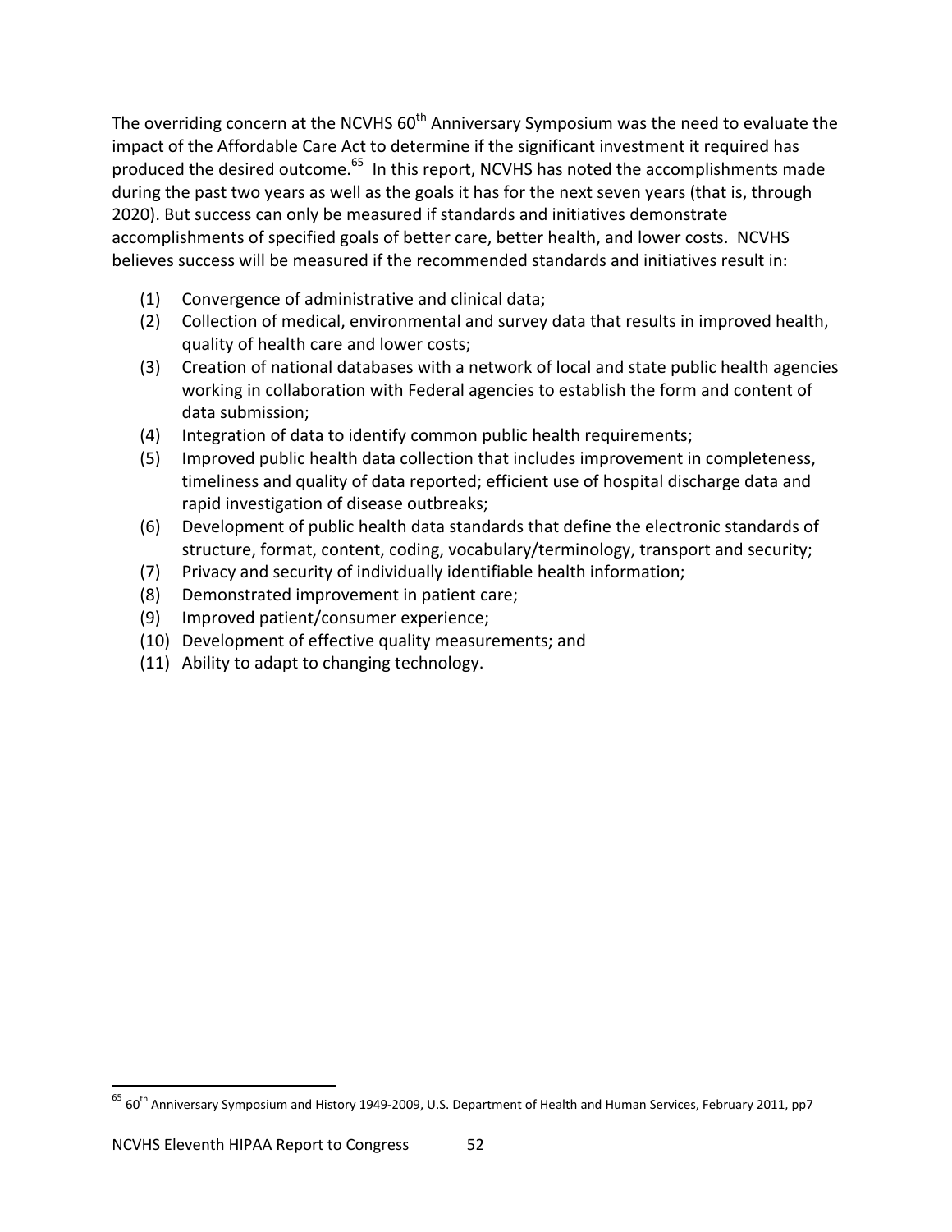The overriding concern at the NCVHS 60th Anniversary Symposium was the need to evaluate the impact of the Affordable Care Act to determine if the significant investment it required has produced the desired outcome.[65] In this report, NCVHS has noted the accomplishments made during the past two years as well as the goals it has for the next seven years (that is, through 2020). But success can only be measured if standards and initiatives demonstrate accomplishments of specified goals of better care, better health, and lower costs. NCVHS believes success will be measured if the recommended standards and initiatives result in:

(1) Convergence of administrative and clinical data;
(2) Collection of medical, environmental and survey data that results in improved health, quality of health care and lower costs;
(3) Creation of national databases with a network of local and state public health agencies working in collaboration with Federal agencies to establish the form and content of data submission;
(4) Integration of data to identify common public health requirements;
(5) Improved public health data collection that includes improvement in completeness, timeliness and quality of data reported; efficient use of hospital discharge data and rapid investigation of disease outbreaks;
(6) Development of public health data standards that define the electronic standards of structure, format, content, coding, vocabulary/terminology, transport and security;
(7) Privacy and security of individually identifiable health information;
(8) Demonstrated improvement in patient care;
(9) Improved patient/consumer experience;
(10) Development of effective quality measurements; and
(11) Ability to adapt to changing technology.

[65] 60th Anniversary Symposium and History 1949-2009, U.S. Department of Health and Human Services, February 2011, pp7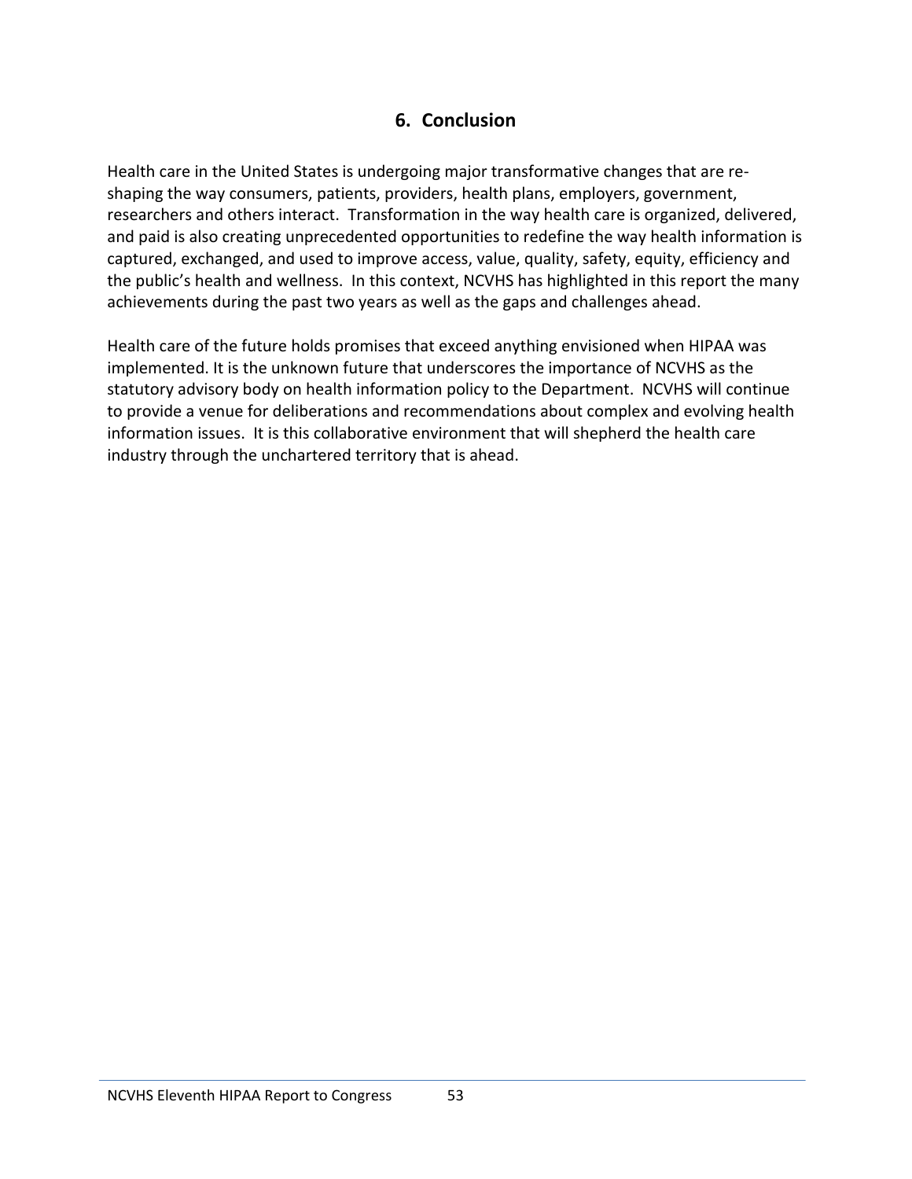## 6. Conclusion

Health care in the United States is undergoing major transformative changes that are re-shaping the way consumers, patients, providers, health plans, employers, government, researchers and others interact. Transformation in the way health care is organized, delivered, and paid is also creating unprecedented opportunities to redefine the way health information is captured, exchanged, and used to improve access, value, quality, safety, equity, efficiency and the public's health and wellness. In this context, NCVHS has highlighted in this report the many achievements during the past two years as well as the gaps and challenges ahead.

Health care of the future holds promises that exceed anything envisioned when HIPAA was implemented. It is the unknown future that underscores the importance of NCVHS as the statutory advisory body on health information policy to the Department. NCVHS will continue to provide a venue for deliberations and recommendations about complex and evolving health information issues. It is this collaborative environment that will shepherd the health care industry through the unchartered territory that is ahead.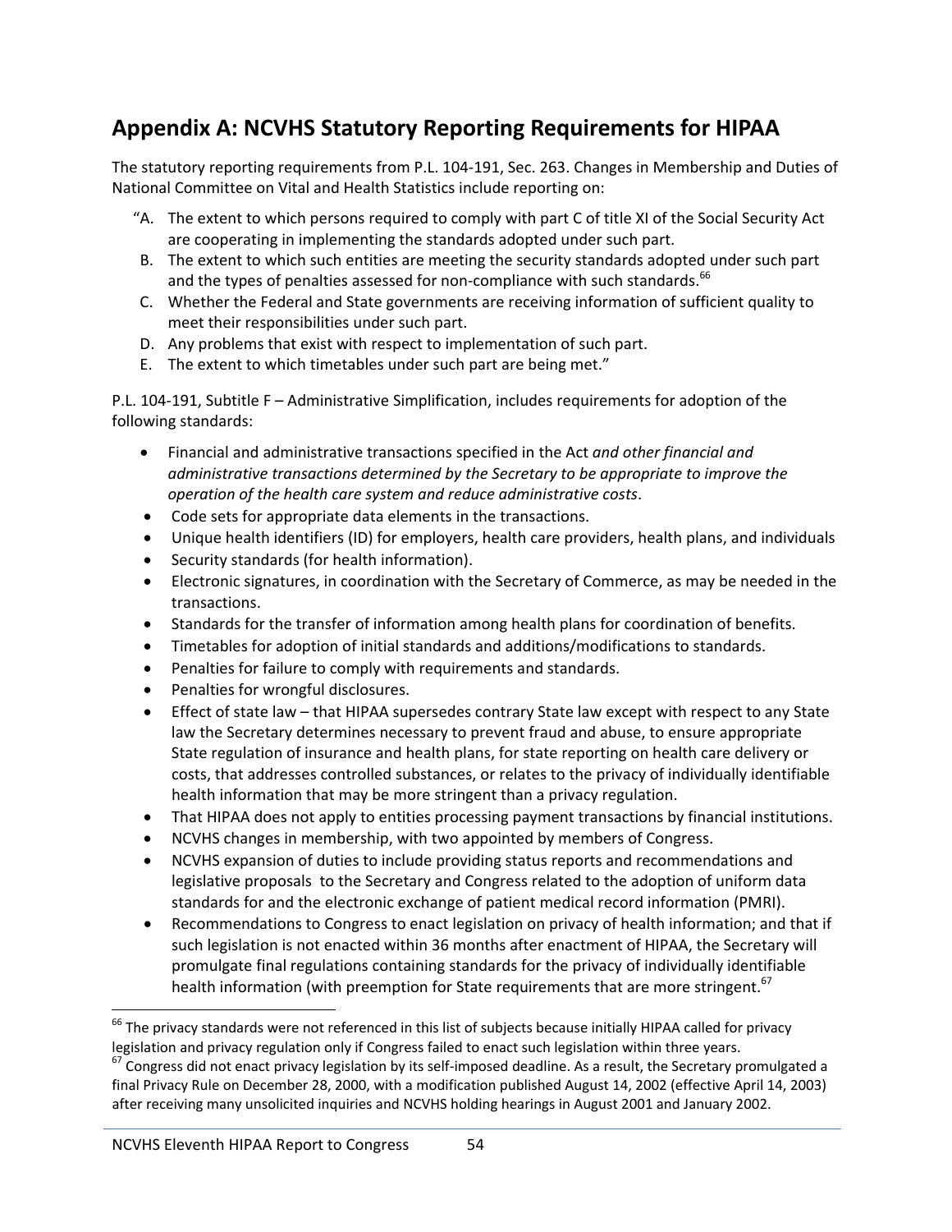## Appendix A: NCVHS Statutory Reporting Requirements for HIPAA

The statutory reporting requirements from P.L. 104-191, Sec. 263. Changes in Membership and Duties of National Committee on Vital and Health Statistics include reporting on:

"A. The extent to which persons required to comply with part C of title XI of the Social Security Act are cooperating in implementing the standards adopted under such part.

B. The extent to which such entities are meeting the security standards adopted under such part and the types of penalties assessed for non-compliance with such standards.[66]

C. Whether the Federal and State governments are receiving information of sufficient quality to meet their responsibilities under such part.

D. Any problems that exist with respect to implementation of such part.

E. The extent to which timetables under such part are being met."

P.L. 104-191, Subtitle F – Administrative Simplification, includes requirements for adoption of the following standards:

- Financial and administrative transactions specified in the Act *and other financial and administrative transactions determined by the Secretary to be appropriate to improve the operation of the health care system and reduce administrative costs*.
- Code sets for appropriate data elements in the transactions.
- Unique health identifiers (ID) for employers, health care providers, health plans, and individuals
- Security standards (for health information).
- Electronic signatures, in coordination with the Secretary of Commerce, as may be needed in the transactions.
- Standards for the transfer of information among health plans for coordination of benefits.
- Timetables for adoption of initial standards and additions/modifications to standards.
- Penalties for failure to comply with requirements and standards.
- Penalties for wrongful disclosures.
- Effect of state law – that HIPAA supersedes contrary State law except with respect to any State law the Secretary determines necessary to prevent fraud and abuse, to ensure appropriate State regulation of insurance and health plans, for state reporting on health care delivery or costs, that addresses controlled substances, or relates to the privacy of individually identifiable health information that may be more stringent than a privacy regulation.
- That HIPAA does not apply to entities processing payment transactions by financial institutions.
- NCVHS changes in membership, with two appointed by members of Congress.
- NCVHS expansion of duties to include providing status reports and recommendations and legislative proposals to the Secretary and Congress related to the adoption of uniform data standards for and the electronic exchange of patient medical record information (PMRI).
- Recommendations to Congress to enact legislation on privacy of health information; and that if such legislation is not enacted within 36 months after enactment of HIPAA, the Secretary will promulgate final regulations containing standards for the privacy of individually identifiable health information (with preemption for State requirements that are more stringent.[67]

---

[66] The privacy standards were not referenced in this list of subjects because initially HIPAA called for privacy legislation and privacy regulation only if Congress failed to enact such legislation within three years.

[67] Congress did not enact privacy legislation by its self-imposed deadline. As a result, the Secretary promulgated a final Privacy Rule on December 28, 2000, with a modification published August 14, 2002 (effective April 14, 2003) after receiving many unsolicited inquiries and NCVHS holding hearings in August 2001 and January 2002.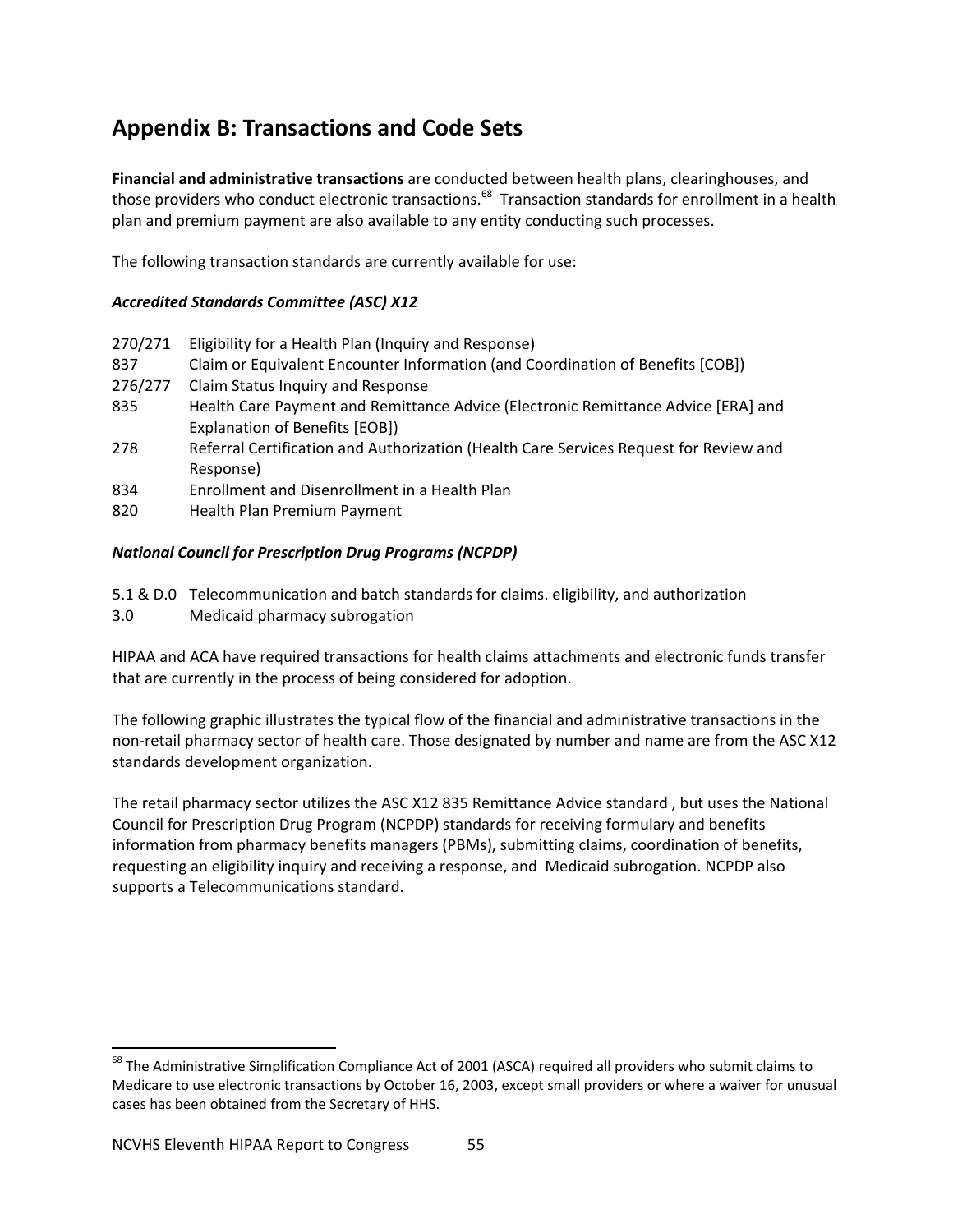## Appendix B: Transactions and Code Sets

**Financial and administrative transactions** are conducted between health plans, clearinghouses, and those providers who conduct electronic transactions.[68] Transaction standards for enrollment in a health plan and premium payment are also available to any entity conducting such processes.

The following transaction standards are currently available for use:

***Accredited Standards Committee (ASC) X12***

| | |
|---|---|
| 270/271 | Eligibility for a Health Plan (Inquiry and Response) |
| 837 | Claim or Equivalent Encounter Information (and Coordination of Benefits [COB]) |
| 276/277 | Claim Status Inquiry and Response |
| 835 | Health Care Payment and Remittance Advice (Electronic Remittance Advice [ERA] and Explanation of Benefits [EOB]) |
| 278 | Referral Certification and Authorization (Health Care Services Request for Review and Response) |
| 834 | Enrollment and Disenrollment in a Health Plan |
| 820 | Health Plan Premium Payment |

***National Council for Prescription Drug Programs (NCPDP)***

| | |
|---|---|
| 5.1 & D.0 | Telecommunication and batch standards for claims. eligibility, and authorization |
| 3.0 | Medicaid pharmacy subrogation |

HIPAA and ACA have required transactions for health claims attachments and electronic funds transfer that are currently in the process of being considered for adoption.

The following graphic illustrates the typical flow of the financial and administrative transactions in the non-retail pharmacy sector of health care. Those designated by number and name are from the ASC X12 standards development organization.

The retail pharmacy sector utilizes the ASC X12 835 Remittance Advice standard , but uses the National Council for Prescription Drug Program (NCPDP) standards for receiving formulary and benefits information from pharmacy benefits managers (PBMs), submitting claims, coordination of benefits, requesting an eligibility inquiry and receiving a response, and Medicaid subrogation. NCPDP also supports a Telecommunications standard.

---

[68] The Administrative Simplification Compliance Act of 2001 (ASCA) required all providers who submit claims to Medicare to use electronic transactions by October 16, 2003, except small providers or where a waiver for unusual cases has been obtained from the Secretary of HHS.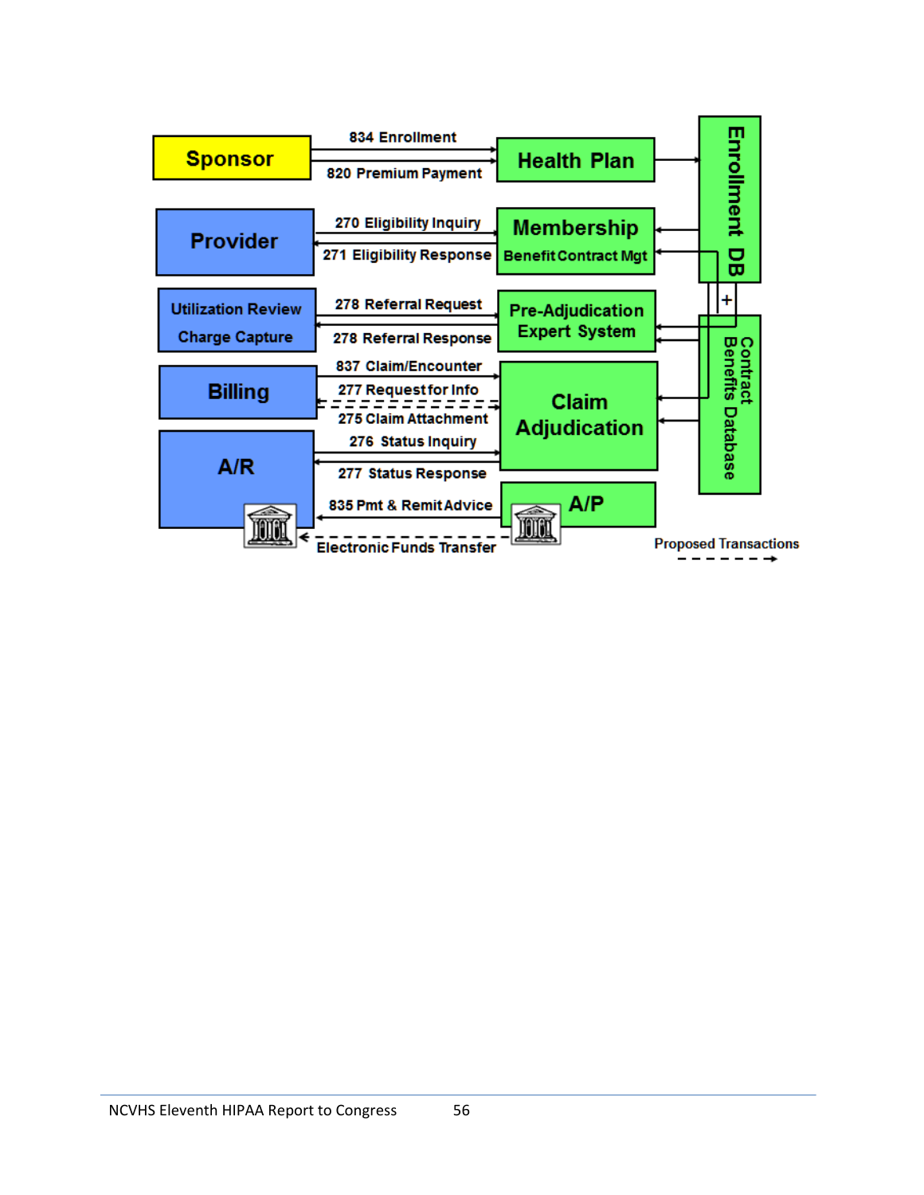Sponsor — 834 Enrollment → Health Plan

Sponsor — 820 Premium Payment → Health Plan

Provider — 270 Eligibility Inquiry → Membership Benefit Contract Mgt

Provider ← 271 Eligibility Response — Membership Benefit Contract Mgt

Utilization Review Charge Capture — 278 Referral Request → Pre-Adjudication Expert System

Utilization Review Charge Capture ← 278 Referral Response — Pre-Adjudication Expert System

Billing — 837 Claim/Encounter → Claim Adjudication

Billing ← 277 Request for Info — Claim Adjudication

Billing — 275 Claim Attachment → Claim Adjudication

A/R — 276 Status Inquiry → Claim Adjudication

A/R ← 277 Status Response — Claim Adjudication

A/R ← 835 Pmt & Remit Advice — A/P

A/R ← Electronic Funds Transfer — A/P

Enrollment DB

Contract Benefits Database

Proposed Transactions (dashed arrow)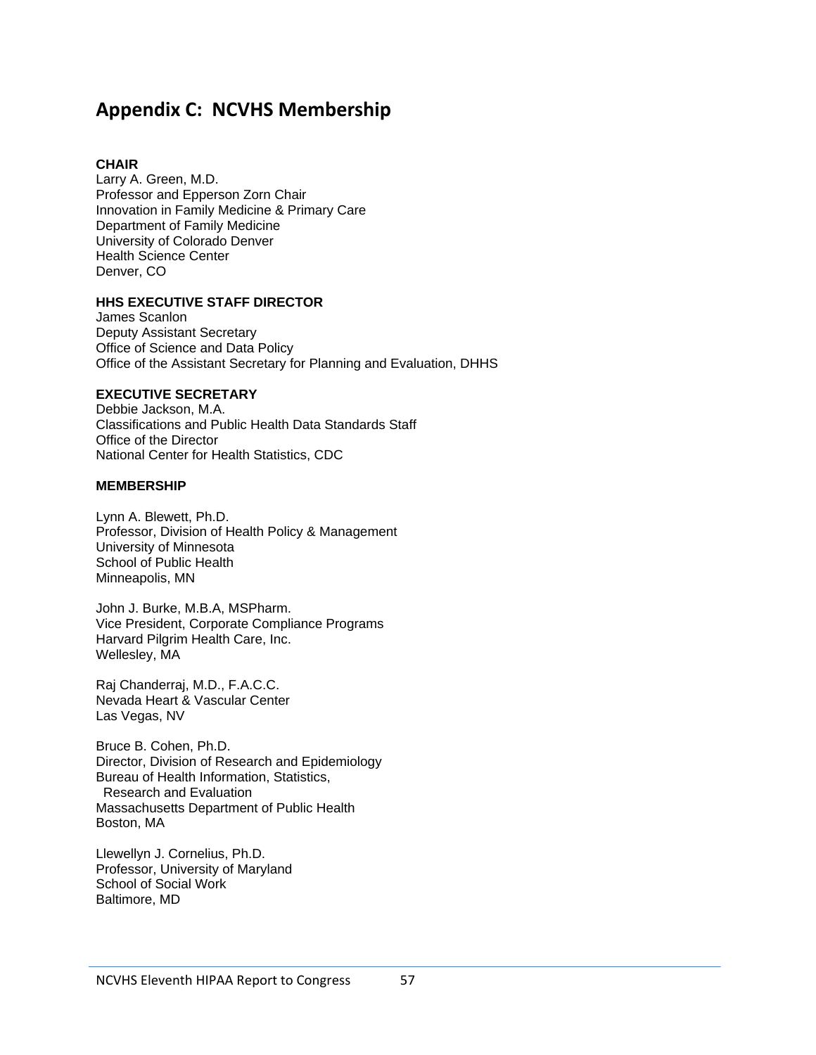# Appendix C: NCVHS Membership

**CHAIR**
Larry A. Green, M.D.
Professor and Epperson Zorn Chair
Innovation in Family Medicine & Primary Care
Department of Family Medicine
University of Colorado Denver
Health Science Center
Denver, CO

**HHS EXECUTIVE STAFF DIRECTOR**
James Scanlon
Deputy Assistant Secretary
Office of Science and Data Policy
Office of the Assistant Secretary for Planning and Evaluation, DHHS

**EXECUTIVE SECRETARY**
Debbie Jackson, M.A.
Classifications and Public Health Data Standards Staff
Office of the Director
National Center for Health Statistics, CDC

**MEMBERSHIP**

Lynn A. Blewett, Ph.D.
Professor, Division of Health Policy & Management
University of Minnesota
School of Public Health
Minneapolis, MN

John J. Burke, M.B.A, MSPharm.
Vice President, Corporate Compliance Programs
Harvard Pilgrim Health Care, Inc.
Wellesley, MA

Raj Chanderraj, M.D., F.A.C.C.
Nevada Heart & Vascular Center
Las Vegas, NV

Bruce B. Cohen, Ph.D.
Director, Division of Research and Epidemiology
Bureau of Health Information, Statistics,
Research and Evaluation
Massachusetts Department of Public Health
Boston, MA

Llewellyn J. Cornelius, Ph.D.
Professor, University of Maryland
School of Social Work
Baltimore, MD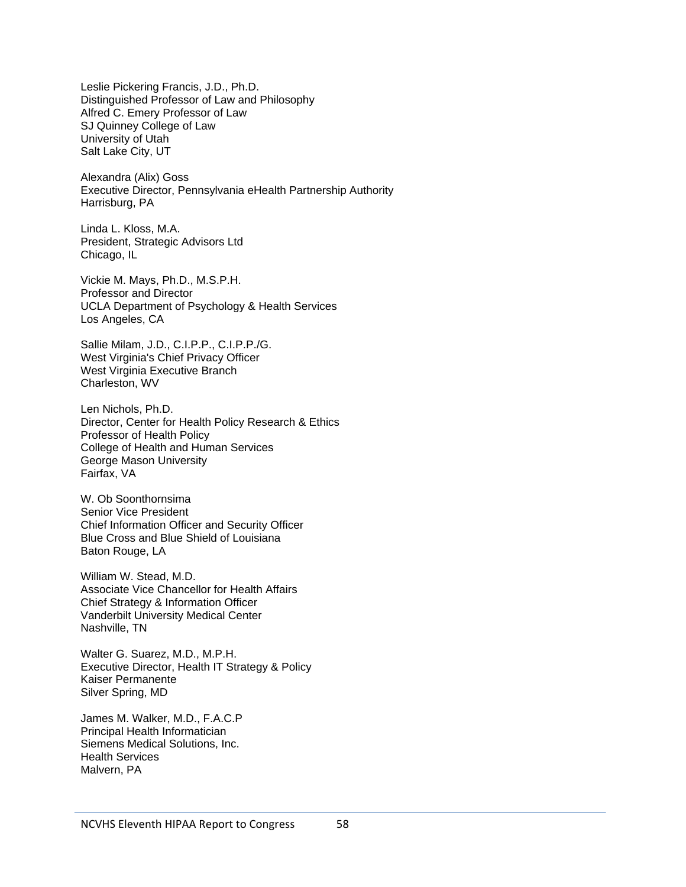Leslie Pickering Francis, J.D., Ph.D.
Distinguished Professor of Law and Philosophy
Alfred C. Emery Professor of Law
SJ Quinney College of Law
University of Utah
Salt Lake City, UT

Alexandra (Alix) Goss
Executive Director, Pennsylvania eHealth Partnership Authority
Harrisburg, PA

Linda L. Kloss, M.A.
President, Strategic Advisors Ltd
Chicago, IL

Vickie M. Mays, Ph.D., M.S.P.H.
Professor and Director
UCLA Department of Psychology & Health Services
Los Angeles, CA

Sallie Milam, J.D., C.I.P.P., C.I.P.P./G.
West Virginia's Chief Privacy Officer
West Virginia Executive Branch
Charleston, WV

Len Nichols, Ph.D.
Director, Center for Health Policy Research & Ethics
Professor of Health Policy
College of Health and Human Services
George Mason University
Fairfax, VA

W. Ob Soonthornsima
Senior Vice President
Chief Information Officer and Security Officer
Blue Cross and Blue Shield of Louisiana
Baton Rouge, LA

William W. Stead, M.D.
Associate Vice Chancellor for Health Affairs
Chief Strategy & Information Officer
Vanderbilt University Medical Center
Nashville, TN

Walter G. Suarez, M.D., M.P.H.
Executive Director, Health IT Strategy & Policy
Kaiser Permanente
Silver Spring, MD

James M. Walker, M.D., F.A.C.P
Principal Health Informatician
Siemens Medical Solutions, Inc.
Health Services
Malvern, PA